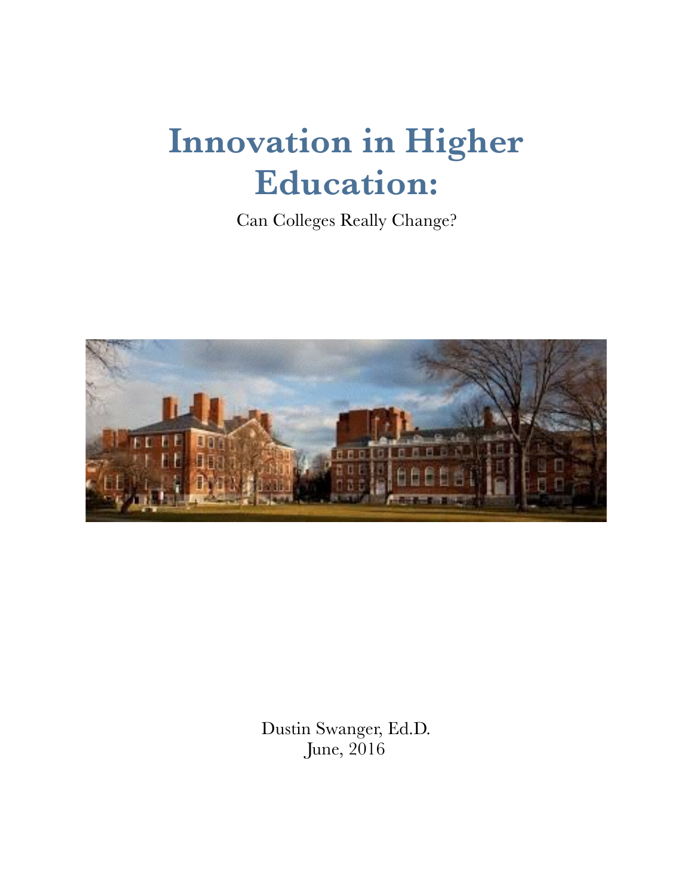# Innovation in Higher Education:

Can Colleges Really Change?

Dustin Swanger, Ed.D.
June, 2016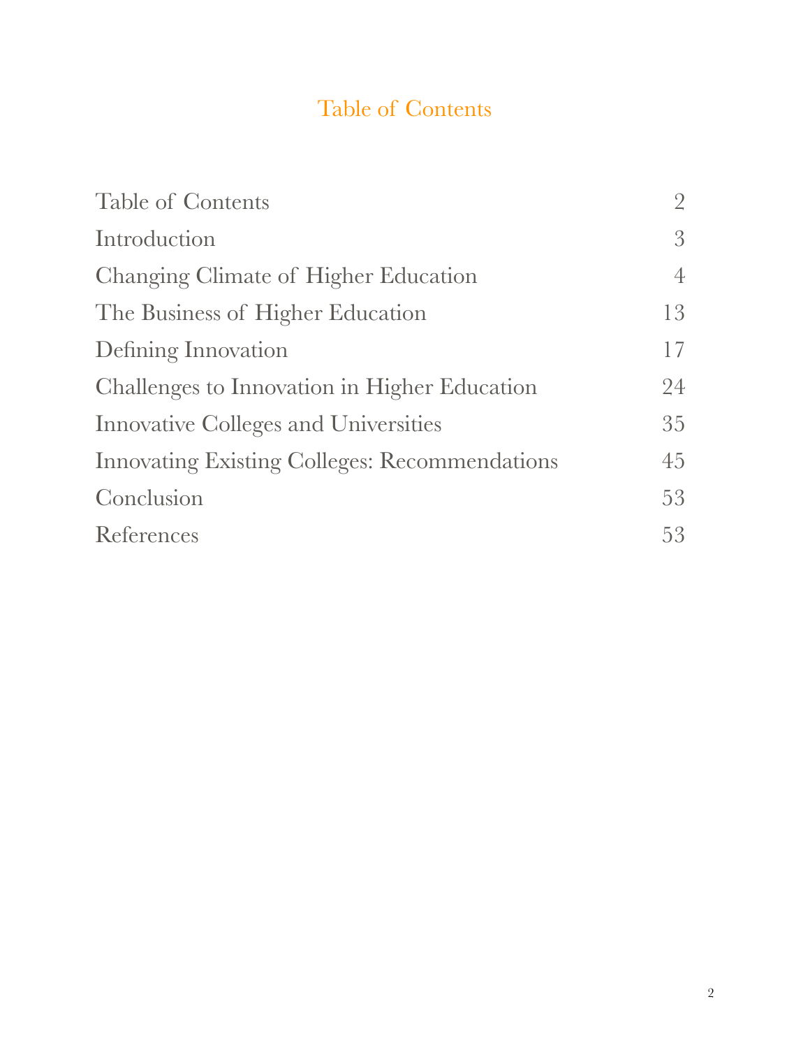# Table of Contents

| | |
|---|---|
| Table of Contents | 2 |
| Introduction | 3 |
| Changing Climate of Higher Education | 4 |
| The Business of Higher Education | 13 |
| Defining Innovation | 17 |
| Challenges to Innovation in Higher Education | 24 |
| Innovative Colleges and Universities | 35 |
| Innovating Existing Colleges: Recommendations | 45 |
| Conclusion | 53 |
| References | 53 |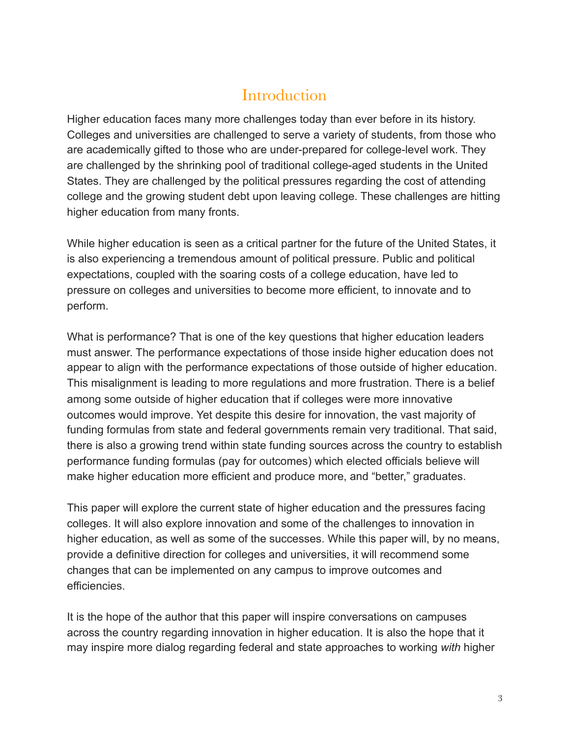# Introduction

Higher education faces many more challenges today than ever before in its history. Colleges and universities are challenged to serve a variety of students, from those who are academically gifted to those who are under-prepared for college-level work. They are challenged by the shrinking pool of traditional college-aged students in the United States. They are challenged by the political pressures regarding the cost of attending college and the growing student debt upon leaving college. These challenges are hitting higher education from many fronts.

While higher education is seen as a critical partner for the future of the United States, it is also experiencing a tremendous amount of political pressure. Public and political expectations, coupled with the soaring costs of a college education, have led to pressure on colleges and universities to become more efficient, to innovate and to perform.

What is performance? That is one of the key questions that higher education leaders must answer. The performance expectations of those inside higher education does not appear to align with the performance expectations of those outside of higher education. This misalignment is leading to more regulations and more frustration. There is a belief among some outside of higher education that if colleges were more innovative outcomes would improve. Yet despite this desire for innovation, the vast majority of funding formulas from state and federal governments remain very traditional. That said, there is also a growing trend within state funding sources across the country to establish performance funding formulas (pay for outcomes) which elected officials believe will make higher education more efficient and produce more, and "better," graduates.

This paper will explore the current state of higher education and the pressures facing colleges. It will also explore innovation and some of the challenges to innovation in higher education, as well as some of the successes. While this paper will, by no means, provide a definitive direction for colleges and universities, it will recommend some changes that can be implemented on any campus to improve outcomes and efficiencies.

It is the hope of the author that this paper will inspire conversations on campuses across the country regarding innovation in higher education. It is also the hope that it may inspire more dialog regarding federal and state approaches to working *with* higher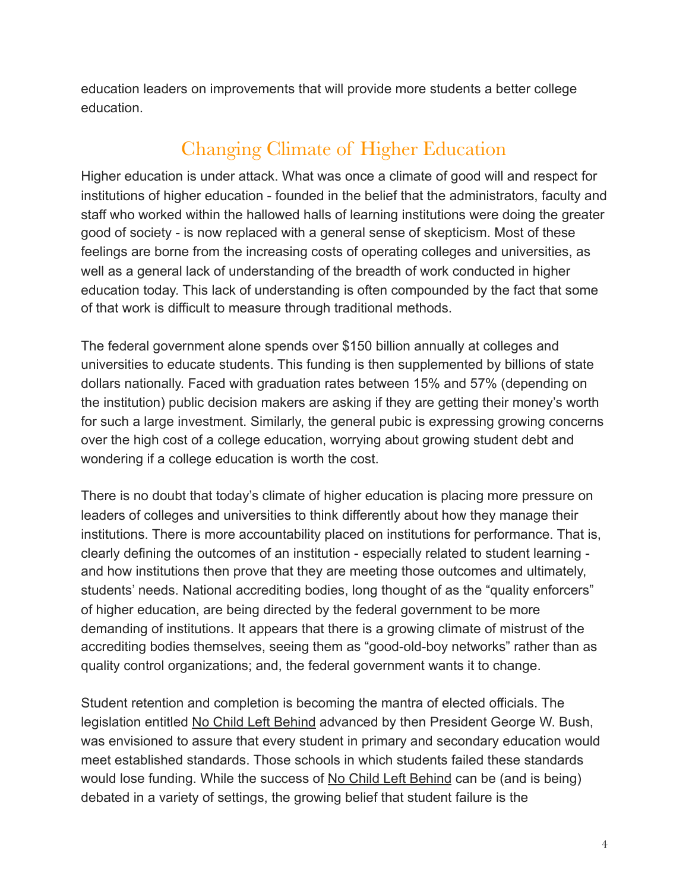education leaders on improvements that will provide more students a better college education.

## Changing Climate of Higher Education

Higher education is under attack. What was once a climate of good will and respect for institutions of higher education - founded in the belief that the administrators, faculty and staff who worked within the hallowed halls of learning institutions were doing the greater good of society - is now replaced with a general sense of skepticism. Most of these feelings are borne from the increasing costs of operating colleges and universities, as well as a general lack of understanding of the breadth of work conducted in higher education today. This lack of understanding is often compounded by the fact that some of that work is difficult to measure through traditional methods.

The federal government alone spends over $150 billion annually at colleges and universities to educate students. This funding is then supplemented by billions of state dollars nationally. Faced with graduation rates between 15% and 57% (depending on the institution) public decision makers are asking if they are getting their money's worth for such a large investment. Similarly, the general pubic is expressing growing concerns over the high cost of a college education, worrying about growing student debt and wondering if a college education is worth the cost.

There is no doubt that today's climate of higher education is placing more pressure on leaders of colleges and universities to think differently about how they manage their institutions. There is more accountability placed on institutions for performance. That is, clearly defining the outcomes of an institution - especially related to student learning - and how institutions then prove that they are meeting those outcomes and ultimately, students' needs. National accrediting bodies, long thought of as the "quality enforcers" of higher education, are being directed by the federal government to be more demanding of institutions. It appears that there is a growing climate of mistrust of the accrediting bodies themselves, seeing them as "good-old-boy networks" rather than as quality control organizations; and, the federal government wants it to change.

Student retention and completion is becoming the mantra of elected officials. The legislation entitled No Child Left Behind advanced by then President George W. Bush, was envisioned to assure that every student in primary and secondary education would meet established standards. Those schools in which students failed these standards would lose funding. While the success of No Child Left Behind can be (and is being) debated in a variety of settings, the growing belief that student failure is the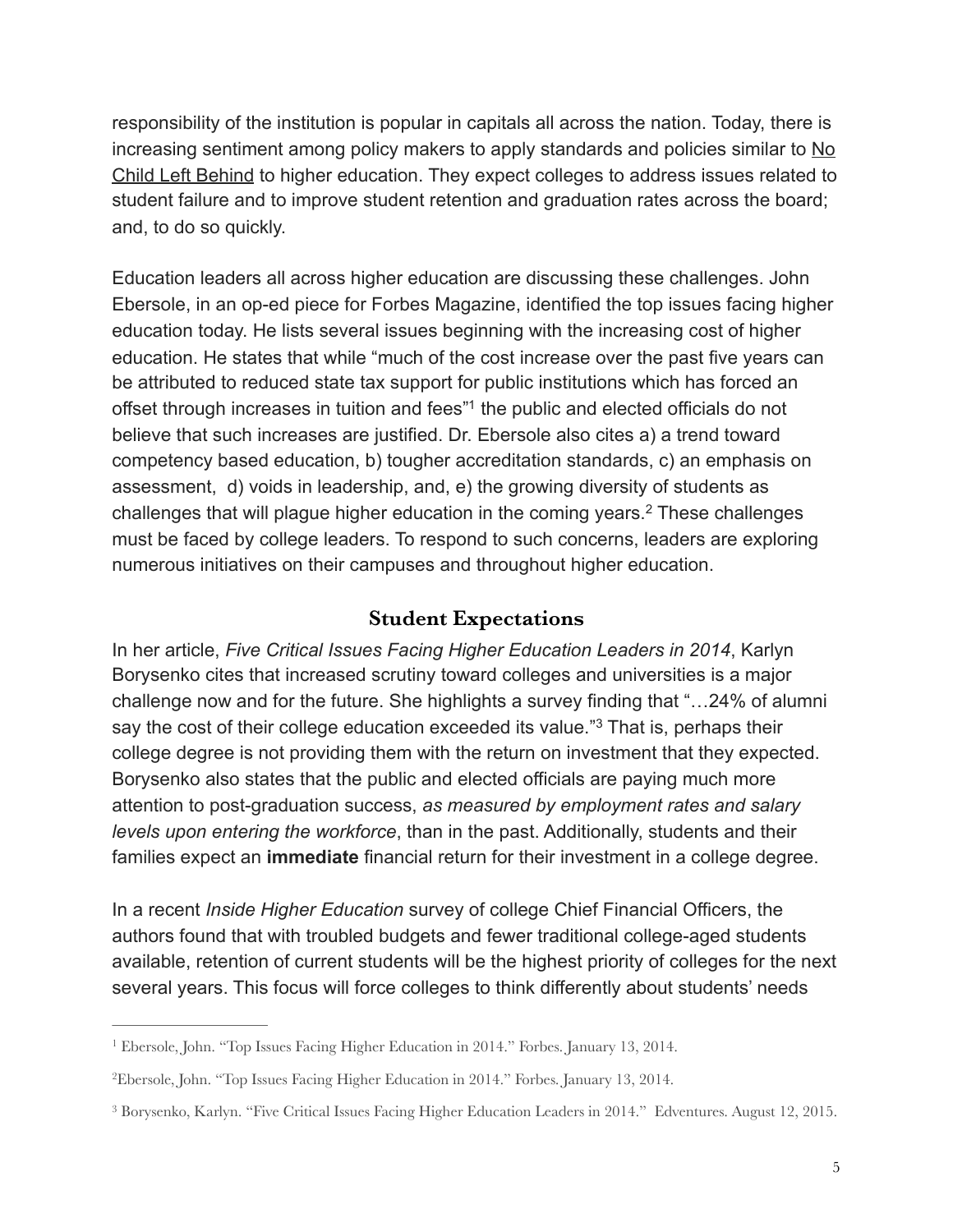responsibility of the institution is popular in capitals all across the nation. Today, there is increasing sentiment among policy makers to apply standards and policies similar to No Child Left Behind to higher education. They expect colleges to address issues related to student failure and to improve student retention and graduation rates across the board; and, to do so quickly.

Education leaders all across higher education are discussing these challenges. John Ebersole, in an op-ed piece for Forbes Magazine, identified the top issues facing higher education today. He lists several issues beginning with the increasing cost of higher education. He states that while "much of the cost increase over the past five years can be attributed to reduced state tax support for public institutions which has forced an offset through increases in tuition and fees"[1] the public and elected officials do not believe that such increases are justified. Dr. Ebersole also cites a) a trend toward competency based education, b) tougher accreditation standards, c) an emphasis on assessment, d) voids in leadership, and, e) the growing diversity of students as challenges that will plague higher education in the coming years.[2] These challenges must be faced by college leaders. To respond to such concerns, leaders are exploring numerous initiatives on their campuses and throughout higher education.

## Student Expectations

In her article, *Five Critical Issues Facing Higher Education Leaders in 2014*, Karlyn Borysenko cites that increased scrutiny toward colleges and universities is a major challenge now and for the future. She highlights a survey finding that "…24% of alumni say the cost of their college education exceeded its value."[3] That is, perhaps their college degree is not providing them with the return on investment that they expected. Borysenko also states that the public and elected officials are paying much more attention to post-graduation success, *as measured by employment rates and salary levels upon entering the workforce*, than in the past. Additionally, students and their families expect an **immediate** financial return for their investment in a college degree.

In a recent *Inside Higher Education* survey of college Chief Financial Officers, the authors found that with troubled budgets and fewer traditional college-aged students available, retention of current students will be the highest priority of colleges for the next several years. This focus will force colleges to think differently about students' needs

---

[1] Ebersole, John. "Top Issues Facing Higher Education in 2014." Forbes. January 13, 2014.

[2] Ebersole, John. "Top Issues Facing Higher Education in 2014." Forbes. January 13, 2014.

[3] Borysenko, Karlyn. "Five Critical Issues Facing Higher Education Leaders in 2014." Edventures. August 12, 2015.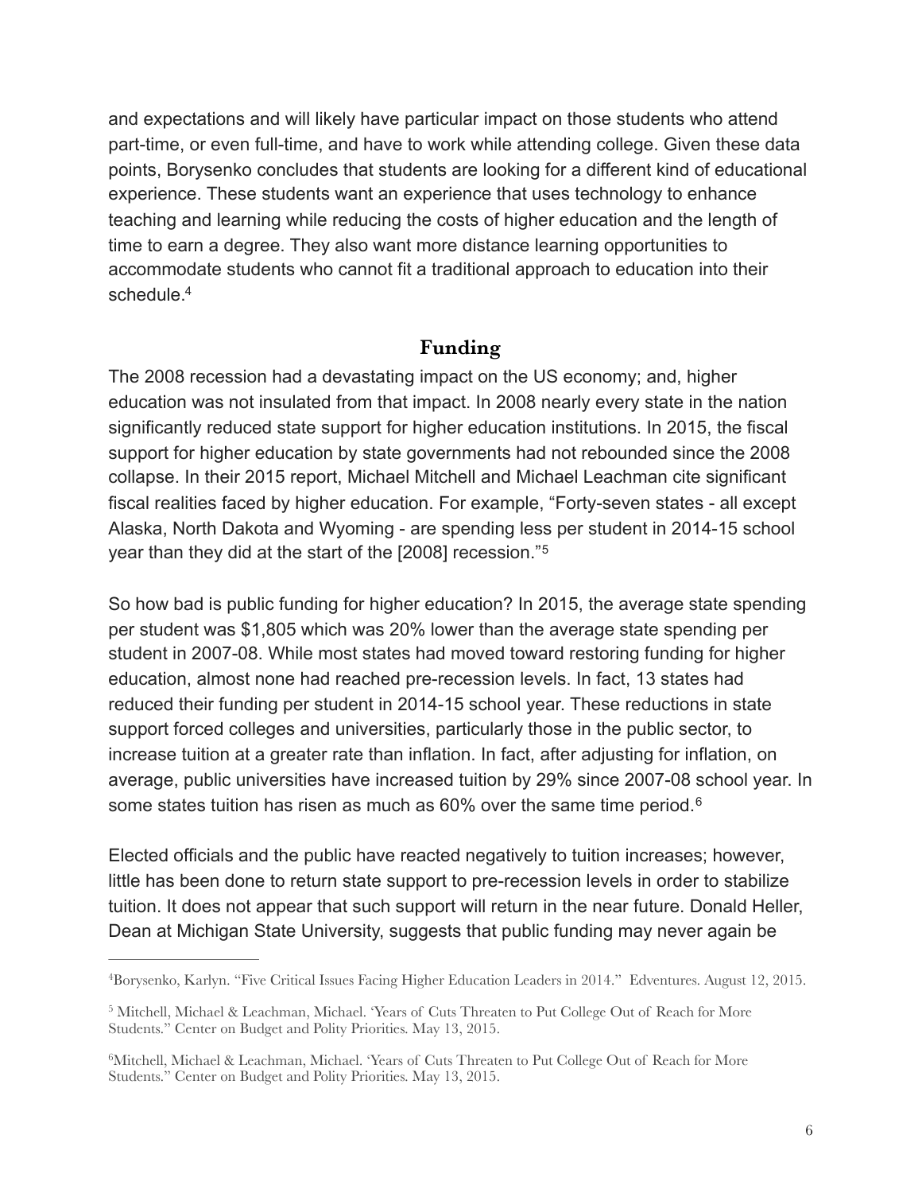and expectations and will likely have particular impact on those students who attend part-time, or even full-time, and have to work while attending college. Given these data points, Borysenko concludes that students are looking for a different kind of educational experience. These students want an experience that uses technology to enhance teaching and learning while reducing the costs of higher education and the length of time to earn a degree. They also want more distance learning opportunities to accommodate students who cannot fit a traditional approach to education into their schedule.[4]

## Funding

The 2008 recession had a devastating impact on the US economy; and, higher education was not insulated from that impact. In 2008 nearly every state in the nation significantly reduced state support for higher education institutions. In 2015, the fiscal support for higher education by state governments had not rebounded since the 2008 collapse. In their 2015 report, Michael Mitchell and Michael Leachman cite significant fiscal realities faced by higher education. For example, "Forty-seven states - all except Alaska, North Dakota and Wyoming - are spending less per student in 2014-15 school year than they did at the start of the [2008] recession."[5]

So how bad is public funding for higher education? In 2015, the average state spending per student was $1,805 which was 20% lower than the average state spending per student in 2007-08. While most states had moved toward restoring funding for higher education, almost none had reached pre-recession levels. In fact, 13 states had reduced their funding per student in 2014-15 school year. These reductions in state support forced colleges and universities, particularly those in the public sector, to increase tuition at a greater rate than inflation. In fact, after adjusting for inflation, on average, public universities have increased tuition by 29% since 2007-08 school year. In some states tuition has risen as much as 60% over the same time period.[6]

Elected officials and the public have reacted negatively to tuition increases; however, little has been done to return state support to pre-recession levels in order to stabilize tuition. It does not appear that such support will return in the near future. Donald Heller, Dean at Michigan State University, suggests that public funding may never again be

---

[4]Borysenko, Karlyn. "Five Critical Issues Facing Higher Education Leaders in 2014." Edventures. August 12, 2015.

[5] Mitchell, Michael & Leachman, Michael. 'Years of Cuts Threaten to Put College Out of Reach for More Students." Center on Budget and Polity Priorities. May 13, 2015.

[6]Mitchell, Michael & Leachman, Michael. 'Years of Cuts Threaten to Put College Out of Reach for More Students." Center on Budget and Polity Priorities. May 13, 2015.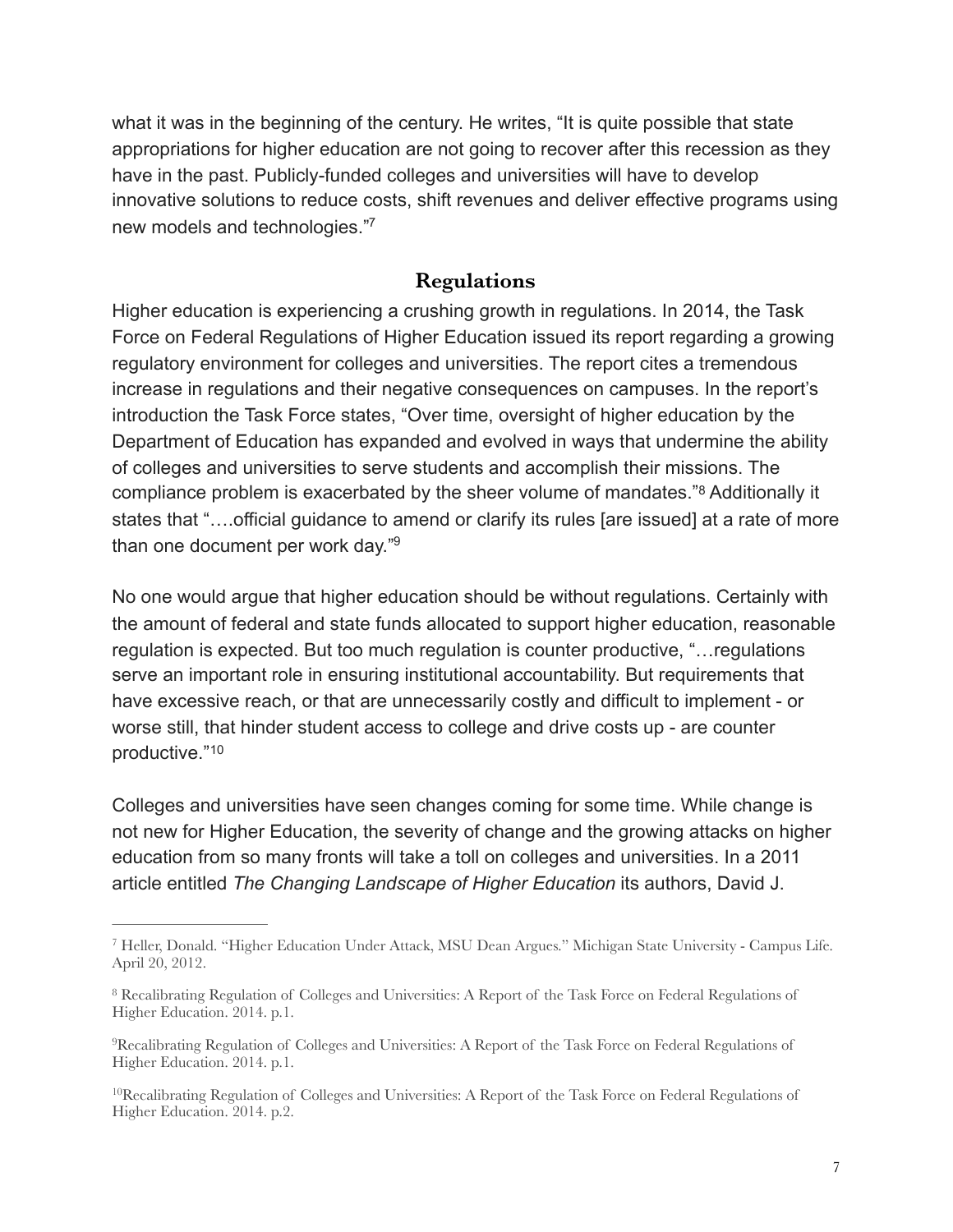what it was in the beginning of the century. He writes, "It is quite possible that state appropriations for higher education are not going to recover after this recession as they have in the past. Publicly-funded colleges and universities will have to develop innovative solutions to reduce costs, shift revenues and deliver effective programs using new models and technologies."[7]

## Regulations

Higher education is experiencing a crushing growth in regulations. In 2014, the Task Force on Federal Regulations of Higher Education issued its report regarding a growing regulatory environment for colleges and universities. The report cites a tremendous increase in regulations and their negative consequences on campuses. In the report's introduction the Task Force states, "Over time, oversight of higher education by the Department of Education has expanded and evolved in ways that undermine the ability of colleges and universities to serve students and accomplish their missions. The compliance problem is exacerbated by the sheer volume of mandates."[8] Additionally it states that "….official guidance to amend or clarify its rules [are issued] at a rate of more than one document per work day."[9]

No one would argue that higher education should be without regulations. Certainly with the amount of federal and state funds allocated to support higher education, reasonable regulation is expected. But too much regulation is counter productive, "…regulations serve an important role in ensuring institutional accountability. But requirements that have excessive reach, or that are unnecessarily costly and difficult to implement - or worse still, that hinder student access to college and drive costs up - are counter productive."[10]

Colleges and universities have seen changes coming for some time. While change is not new for Higher Education, the severity of change and the growing attacks on higher education from so many fronts will take a toll on colleges and universities. In a 2011 article entitled *The Changing Landscape of Higher Education* its authors, David J.

---

[7] Heller, Donald. "Higher Education Under Attack, MSU Dean Argues." Michigan State University - Campus Life. April 20, 2012.

[8] Recalibrating Regulation of Colleges and Universities: A Report of the Task Force on Federal Regulations of Higher Education. 2014. p.1.

[9] Recalibrating Regulation of Colleges and Universities: A Report of the Task Force on Federal Regulations of Higher Education. 2014. p.1.

[10] Recalibrating Regulation of Colleges and Universities: A Report of the Task Force on Federal Regulations of Higher Education. 2014. p.2.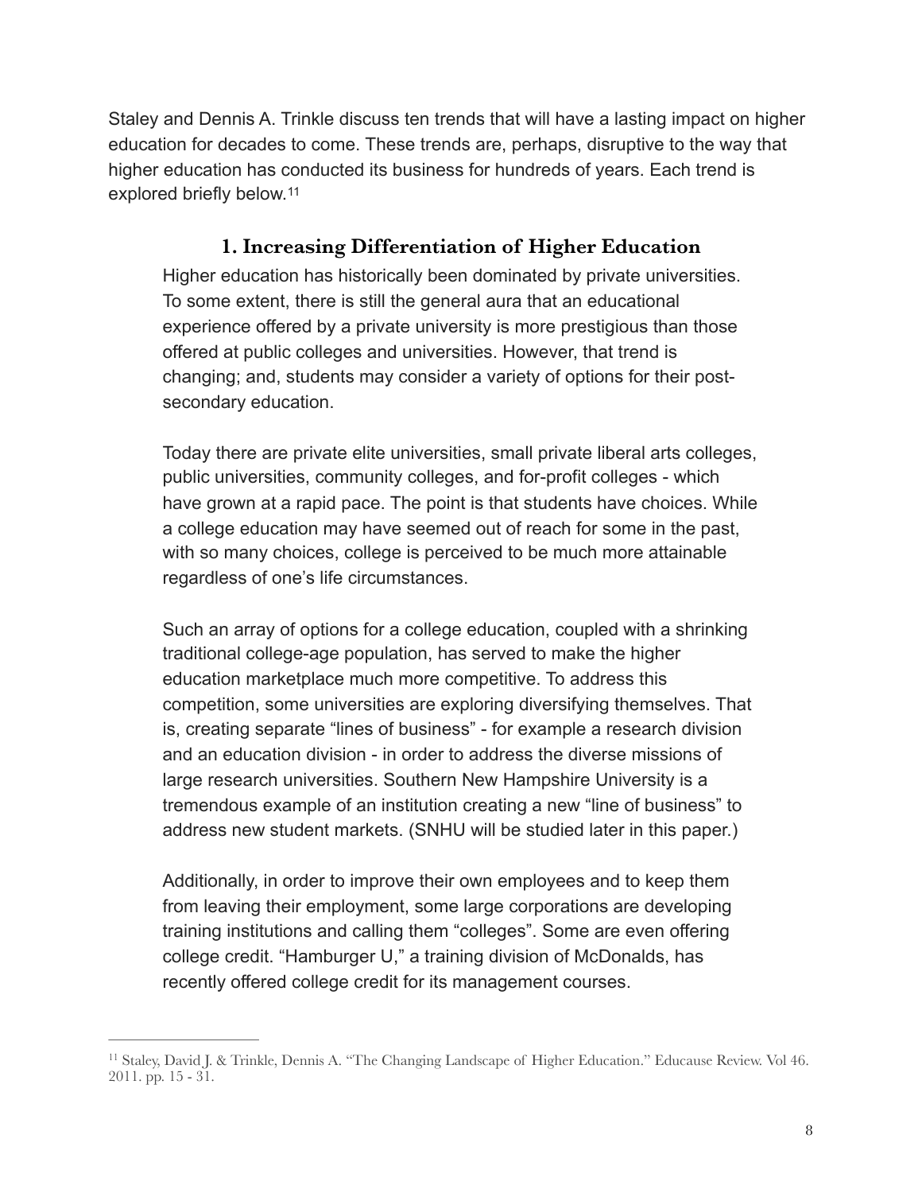Staley and Dennis A. Trinkle discuss ten trends that will have a lasting impact on higher education for decades to come. These trends are, perhaps, disruptive to the way that higher education has conducted its business for hundreds of years. Each trend is explored briefly below.[11]

### 1. Increasing Differentiation of Higher Education

Higher education has historically been dominated by private universities. To some extent, there is still the general aura that an educational experience offered by a private university is more prestigious than those offered at public colleges and universities. However, that trend is changing; and, students may consider a variety of options for their post-secondary education.

Today there are private elite universities, small private liberal arts colleges, public universities, community colleges, and for-profit colleges - which have grown at a rapid pace. The point is that students have choices. While a college education may have seemed out of reach for some in the past, with so many choices, college is perceived to be much more attainable regardless of one's life circumstances.

Such an array of options for a college education, coupled with a shrinking traditional college-age population, has served to make the higher education marketplace much more competitive. To address this competition, some universities are exploring diversifying themselves. That is, creating separate "lines of business" - for example a research division and an education division - in order to address the diverse missions of large research universities. Southern New Hampshire University is a tremendous example of an institution creating a new "line of business" to address new student markets. (SNHU will be studied later in this paper.)

Additionally, in order to improve their own employees and to keep them from leaving their employment, some large corporations are developing training institutions and calling them "colleges". Some are even offering college credit. "Hamburger U," a training division of McDonalds, has recently offered college credit for its management courses.

---

[11] Staley, David J. & Trinkle, Dennis A. "The Changing Landscape of Higher Education." Educause Review. Vol 46. 2011. pp. 15 - 31.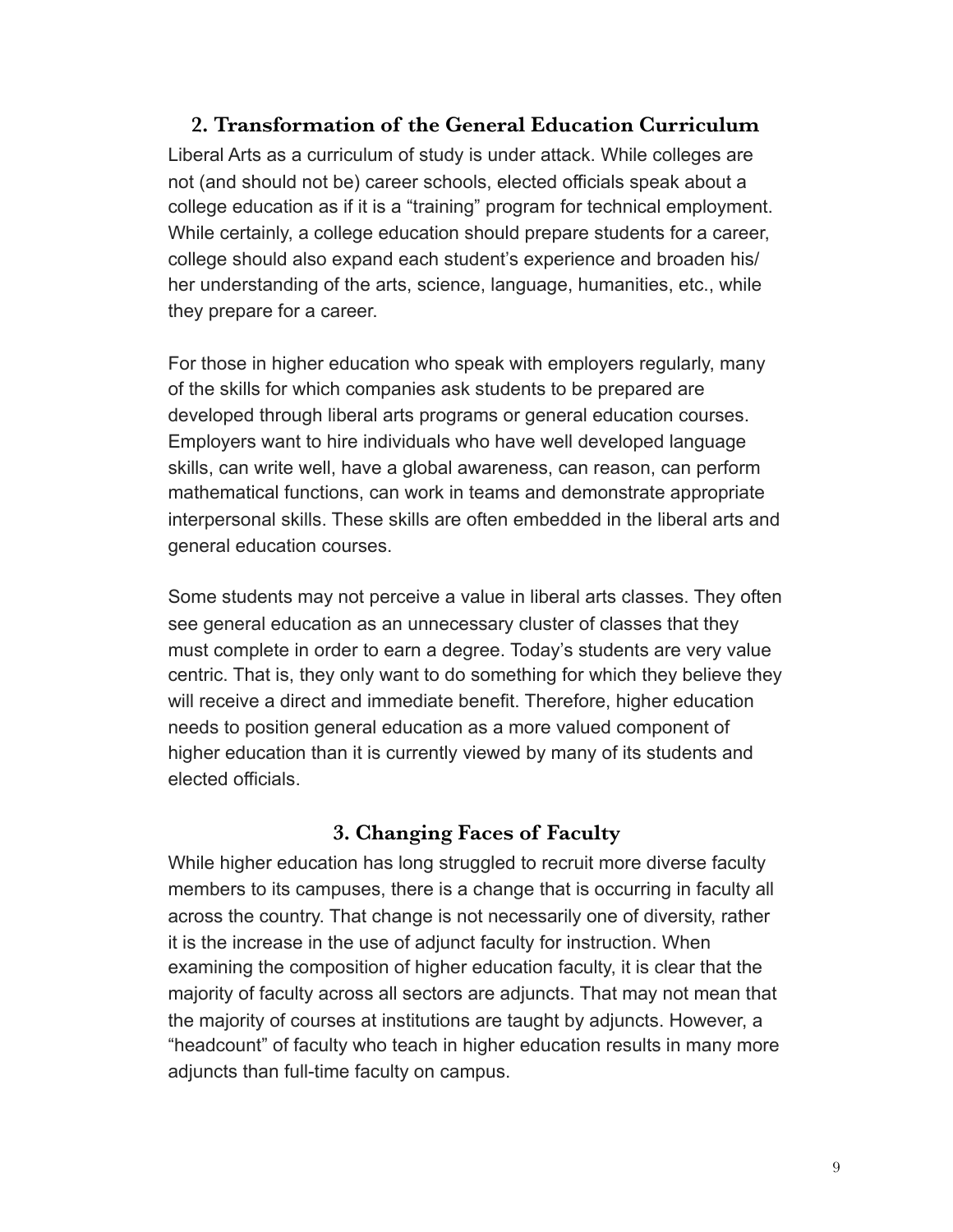## 2. Transformation of the General Education Curriculum

Liberal Arts as a curriculum of study is under attack. While colleges are not (and should not be) career schools, elected officials speak about a college education as if it is a "training" program for technical employment. While certainly, a college education should prepare students for a career, college should also expand each student's experience and broaden his/ her understanding of the arts, science, language, humanities, etc., while they prepare for a career.

For those in higher education who speak with employers regularly, many of the skills for which companies ask students to be prepared are developed through liberal arts programs or general education courses. Employers want to hire individuals who have well developed language skills, can write well, have a global awareness, can reason, can perform mathematical functions, can work in teams and demonstrate appropriate interpersonal skills. These skills are often embedded in the liberal arts and general education courses.

Some students may not perceive a value in liberal arts classes. They often see general education as an unnecessary cluster of classes that they must complete in order to earn a degree. Today's students are very value centric. That is, they only want to do something for which they believe they will receive a direct and immediate benefit. Therefore, higher education needs to position general education as a more valued component of higher education than it is currently viewed by many of its students and elected officials.

## 3. Changing Faces of Faculty

While higher education has long struggled to recruit more diverse faculty members to its campuses, there is a change that is occurring in faculty all across the country. That change is not necessarily one of diversity, rather it is the increase in the use of adjunct faculty for instruction. When examining the composition of higher education faculty, it is clear that the majority of faculty across all sectors are adjuncts. That may not mean that the majority of courses at institutions are taught by adjuncts. However, a "headcount" of faculty who teach in higher education results in many more adjuncts than full-time faculty on campus.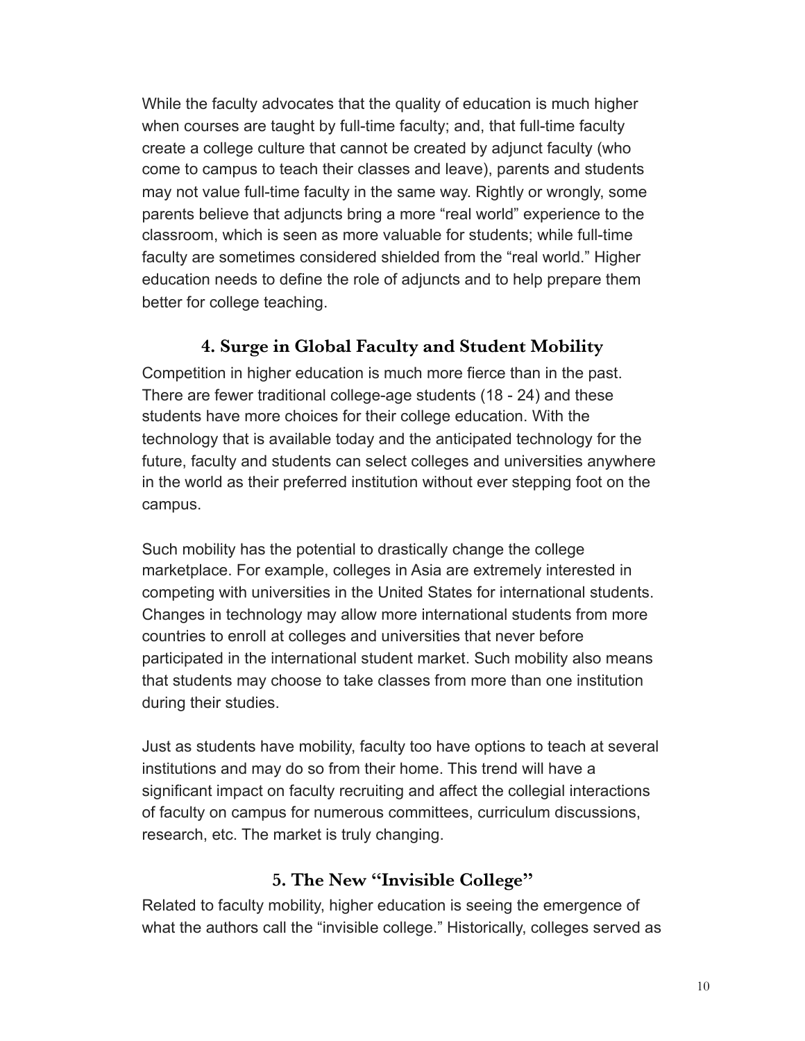While the faculty advocates that the quality of education is much higher when courses are taught by full-time faculty; and, that full-time faculty create a college culture that cannot be created by adjunct faculty (who come to campus to teach their classes and leave), parents and students may not value full-time faculty in the same way. Rightly or wrongly, some parents believe that adjuncts bring a more "real world" experience to the classroom, which is seen as more valuable for students; while full-time faculty are sometimes considered shielded from the "real world." Higher education needs to define the role of adjuncts and to help prepare them better for college teaching.

## 4. Surge in Global Faculty and Student Mobility

Competition in higher education is much more fierce than in the past. There are fewer traditional college-age students (18 - 24) and these students have more choices for their college education. With the technology that is available today and the anticipated technology for the future, faculty and students can select colleges and universities anywhere in the world as their preferred institution without ever stepping foot on the campus.

Such mobility has the potential to drastically change the college marketplace. For example, colleges in Asia are extremely interested in competing with universities in the United States for international students. Changes in technology may allow more international students from more countries to enroll at colleges and universities that never before participated in the international student market. Such mobility also means that students may choose to take classes from more than one institution during their studies.

Just as students have mobility, faculty too have options to teach at several institutions and may do so from their home. This trend will have a significant impact on faculty recruiting and affect the collegial interactions of faculty on campus for numerous committees, curriculum discussions, research, etc. The market is truly changing.

## 5. The New "Invisible College"

Related to faculty mobility, higher education is seeing the emergence of what the authors call the "invisible college." Historically, colleges served as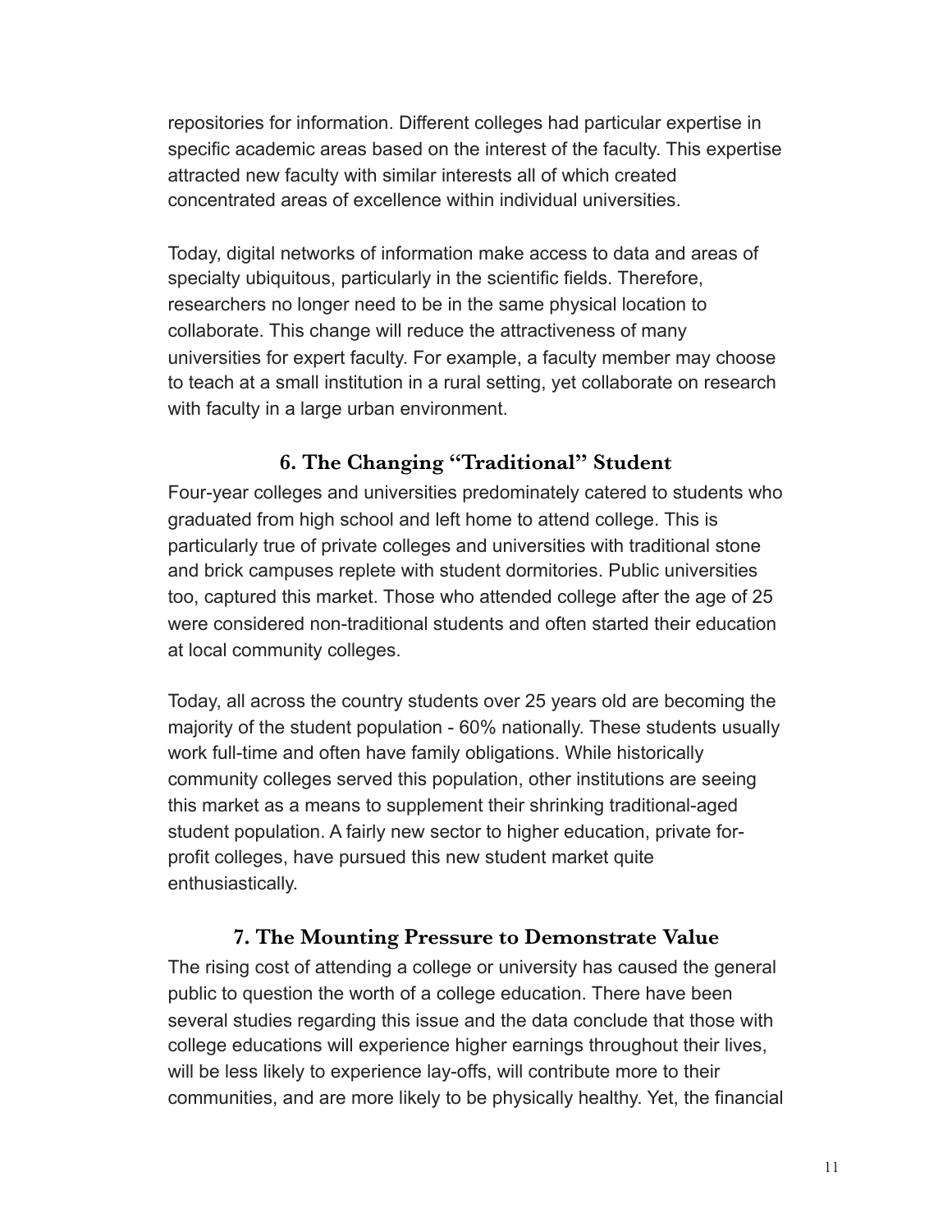repositories for information. Different colleges had particular expertise in specific academic areas based on the interest of the faculty. This expertise attracted new faculty with similar interests all of which created concentrated areas of excellence within individual universities.

Today, digital networks of information make access to data and areas of specialty ubiquitous, particularly in the scientific fields. Therefore, researchers no longer need to be in the same physical location to collaborate. This change will reduce the attractiveness of many universities for expert faculty. For example, a faculty member may choose to teach at a small institution in a rural setting, yet collaborate on research with faculty in a large urban environment.

## 6. The Changing "Traditional" Student

Four-year colleges and universities predominately catered to students who graduated from high school and left home to attend college. This is particularly true of private colleges and universities with traditional stone and brick campuses replete with student dormitories. Public universities too, captured this market. Those who attended college after the age of 25 were considered non-traditional students and often started their education at local community colleges.

Today, all across the country students over 25 years old are becoming the majority of the student population - 60% nationally. These students usually work full-time and often have family obligations. While historically community colleges served this population, other institutions are seeing this market as a means to supplement their shrinking traditional-aged student population. A fairly new sector to higher education, private for-profit colleges, have pursued this new student market quite enthusiastically.

## 7. The Mounting Pressure to Demonstrate Value

The rising cost of attending a college or university has caused the general public to question the worth of a college education. There have been several studies regarding this issue and the data conclude that those with college educations will experience higher earnings throughout their lives, will be less likely to experience lay-offs, will contribute more to their communities, and are more likely to be physically healthy. Yet, the financial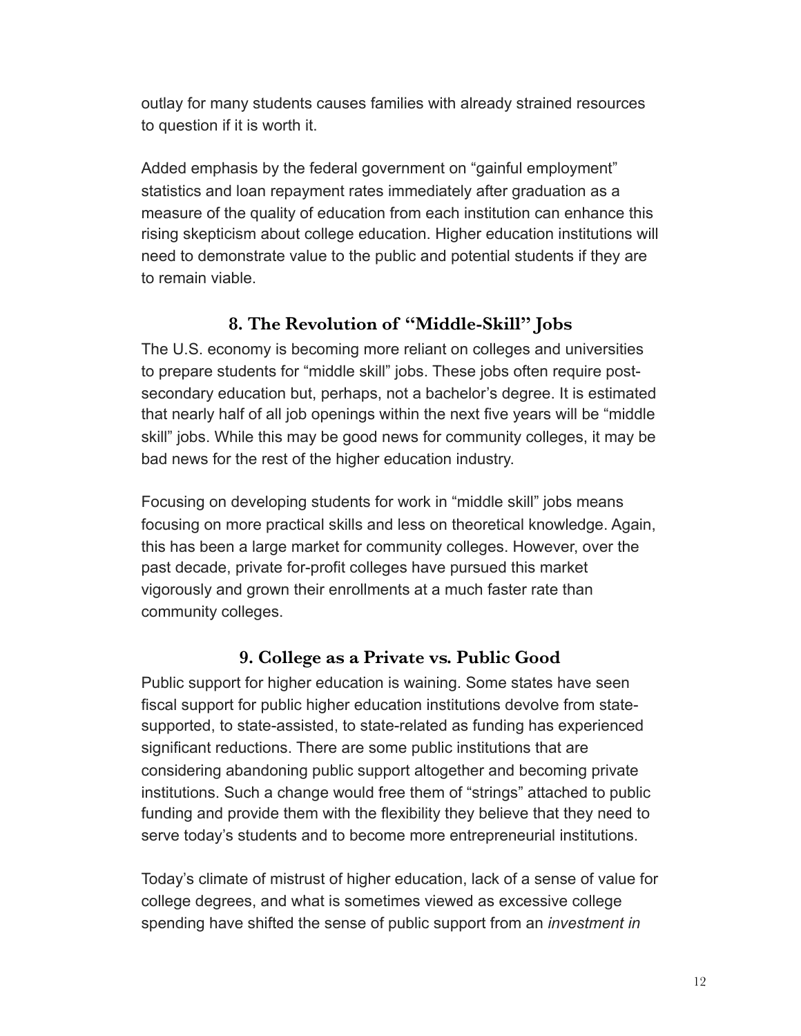outlay for many students causes families with already strained resources to question if it is worth it.

Added emphasis by the federal government on "gainful employment" statistics and loan repayment rates immediately after graduation as a measure of the quality of education from each institution can enhance this rising skepticism about college education. Higher education institutions will need to demonstrate value to the public and potential students if they are to remain viable.

### 8. The Revolution of "Middle-Skill" Jobs

The U.S. economy is becoming more reliant on colleges and universities to prepare students for "middle skill" jobs. These jobs often require post-secondary education but, perhaps, not a bachelor's degree. It is estimated that nearly half of all job openings within the next five years will be "middle skill" jobs. While this may be good news for community colleges, it may be bad news for the rest of the higher education industry.

Focusing on developing students for work in "middle skill" jobs means focusing on more practical skills and less on theoretical knowledge. Again, this has been a large market for community colleges. However, over the past decade, private for-profit colleges have pursued this market vigorously and grown their enrollments at a much faster rate than community colleges.

### 9. College as a Private vs. Public Good

Public support for higher education is waining. Some states have seen fiscal support for public higher education institutions devolve from state-supported, to state-assisted, to state-related as funding has experienced significant reductions. There are some public institutions that are considering abandoning public support altogether and becoming private institutions. Such a change would free them of "strings" attached to public funding and provide them with the flexibility they believe that they need to serve today's students and to become more entrepreneurial institutions.

Today's climate of mistrust of higher education, lack of a sense of value for college degrees, and what is sometimes viewed as excessive college spending have shifted the sense of public support from an *investment in*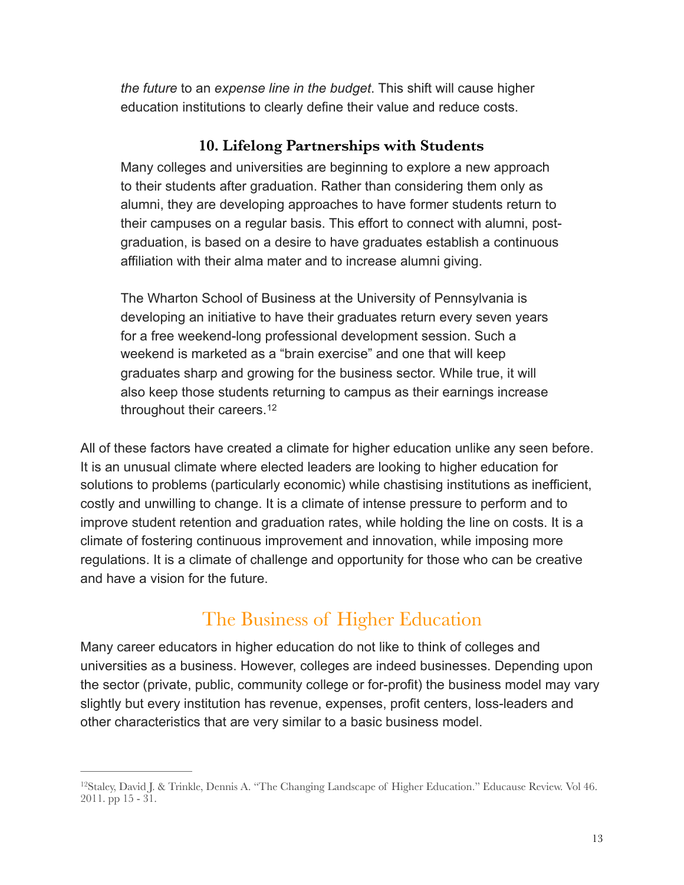*the future* to an *expense line in the budget*. This shift will cause higher education institutions to clearly define their value and reduce costs.

### 10. Lifelong Partnerships with Students

Many colleges and universities are beginning to explore a new approach to their students after graduation. Rather than considering them only as alumni, they are developing approaches to have former students return to their campuses on a regular basis. This effort to connect with alumni, post-graduation, is based on a desire to have graduates establish a continuous affiliation with their alma mater and to increase alumni giving.

The Wharton School of Business at the University of Pennsylvania is developing an initiative to have their graduates return every seven years for a free weekend-long professional development session. Such a weekend is marketed as a "brain exercise" and one that will keep graduates sharp and growing for the business sector. While true, it will also keep those students returning to campus as their earnings increase throughout their careers.[12]

All of these factors have created a climate for higher education unlike any seen before. It is an unusual climate where elected leaders are looking to higher education for solutions to problems (particularly economic) while chastising institutions as inefficient, costly and unwilling to change. It is a climate of intense pressure to perform and to improve student retention and graduation rates, while holding the line on costs. It is a climate of fostering continuous improvement and innovation, while imposing more regulations. It is a climate of challenge and opportunity for those who can be creative and have a vision for the future.

## The Business of Higher Education

Many career educators in higher education do not like to think of colleges and universities as a business. However, colleges are indeed businesses. Depending upon the sector (private, public, community college or for-profit) the business model may vary slightly but every institution has revenue, expenses, profit centers, loss-leaders and other characteristics that are very similar to a basic business model.

---

[12] Staley, David J. & Trinkle, Dennis A. "The Changing Landscape of Higher Education." Educause Review. Vol 46. 2011. pp 15 - 31.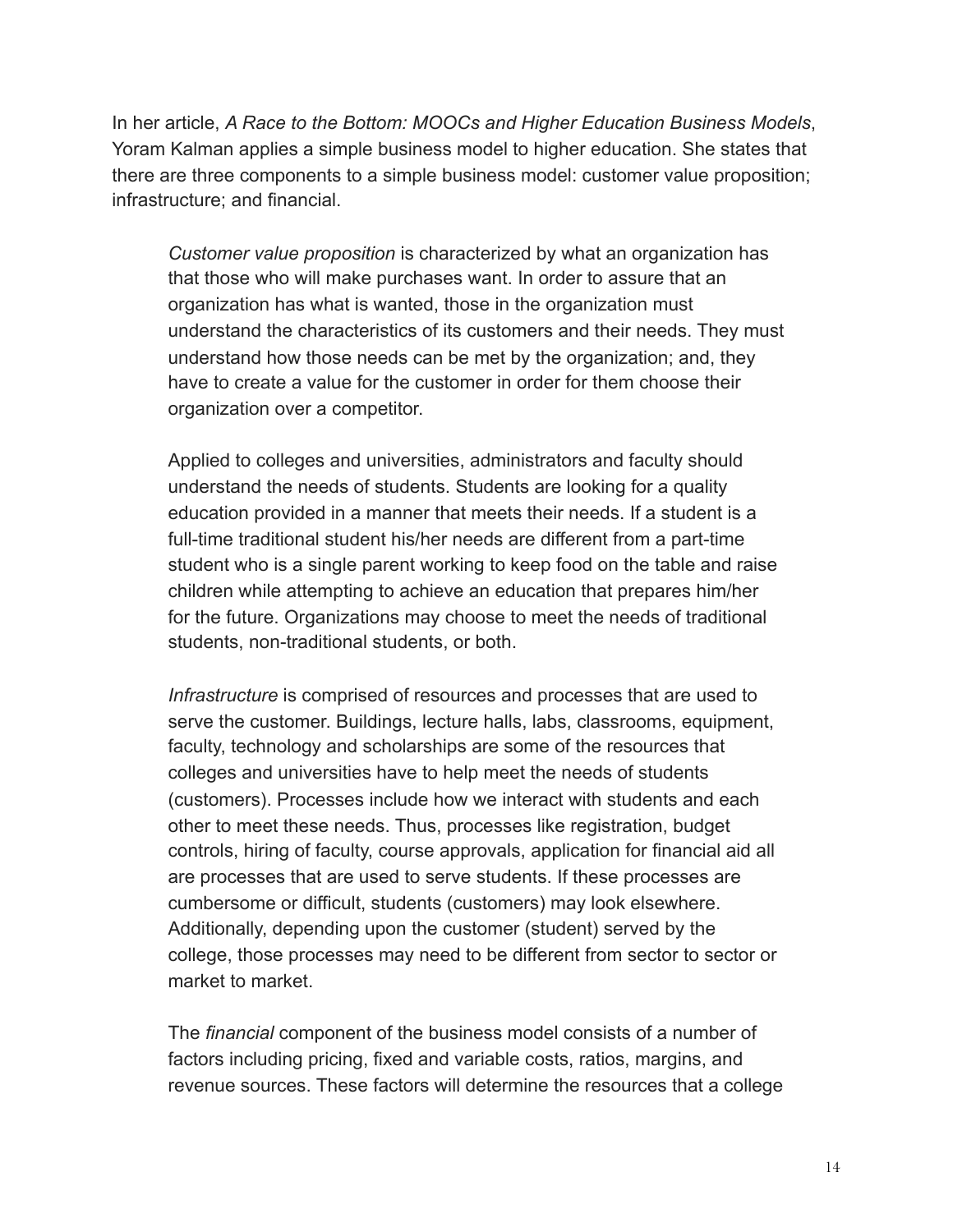In her article, *A Race to the Bottom: MOOCs and Higher Education Business Models*, Yoram Kalman applies a simple business model to higher education. She states that there are three components to a simple business model: customer value proposition; infrastructure; and financial.

> *Customer value proposition* is characterized by what an organization has that those who will make purchases want. In order to assure that an organization has what is wanted, those in the organization must understand the characteristics of its customers and their needs. They must understand how those needs can be met by the organization; and, they have to create a value for the customer in order for them choose their organization over a competitor.
>
> Applied to colleges and universities, administrators and faculty should understand the needs of students. Students are looking for a quality education provided in a manner that meets their needs. If a student is a full-time traditional student his/her needs are different from a part-time student who is a single parent working to keep food on the table and raise children while attempting to achieve an education that prepares him/her for the future. Organizations may choose to meet the needs of traditional students, non-traditional students, or both.
>
> *Infrastructure* is comprised of resources and processes that are used to serve the customer. Buildings, lecture halls, labs, classrooms, equipment, faculty, technology and scholarships are some of the resources that colleges and universities have to help meet the needs of students (customers). Processes include how we interact with students and each other to meet these needs. Thus, processes like registration, budget controls, hiring of faculty, course approvals, application for financial aid all are processes that are used to serve students. If these processes are cumbersome or difficult, students (customers) may look elsewhere. Additionally, depending upon the customer (student) served by the college, those processes may need to be different from sector to sector or market to market.
>
> The *financial* component of the business model consists of a number of factors including pricing, fixed and variable costs, ratios, margins, and revenue sources. These factors will determine the resources that a college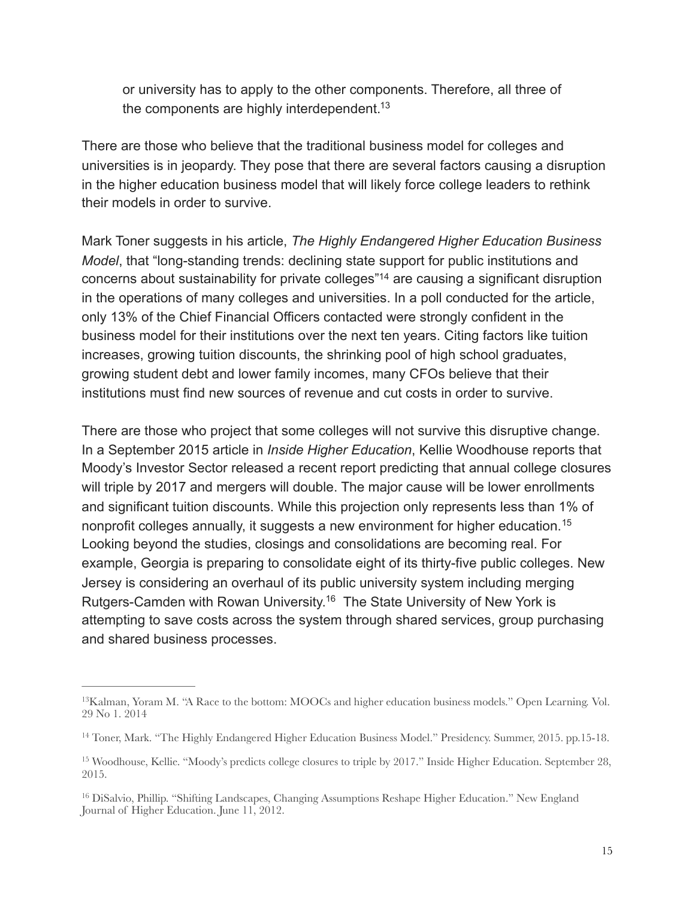or university has to apply to the other components. Therefore, all three of the components are highly interdependent.[13]

There are those who believe that the traditional business model for colleges and universities is in jeopardy. They pose that there are several factors causing a disruption in the higher education business model that will likely force college leaders to rethink their models in order to survive.

Mark Toner suggests in his article, *The Highly Endangered Higher Education Business Model*, that "long-standing trends: declining state support for public institutions and concerns about sustainability for private colleges"[14] are causing a significant disruption in the operations of many colleges and universities. In a poll conducted for the article, only 13% of the Chief Financial Officers contacted were strongly confident in the business model for their institutions over the next ten years. Citing factors like tuition increases, growing tuition discounts, the shrinking pool of high school graduates, growing student debt and lower family incomes, many CFOs believe that their institutions must find new sources of revenue and cut costs in order to survive.

There are those who project that some colleges will not survive this disruptive change. In a September 2015 article in *Inside Higher Education*, Kellie Woodhouse reports that Moody's Investor Sector released a recent report predicting that annual college closures will triple by 2017 and mergers will double. The major cause will be lower enrollments and significant tuition discounts. While this projection only represents less than 1% of nonprofit colleges annually, it suggests a new environment for higher education.[15] Looking beyond the studies, closings and consolidations are becoming real. For example, Georgia is preparing to consolidate eight of its thirty-five public colleges. New Jersey is considering an overhaul of its public university system including merging Rutgers-Camden with Rowan University.[16] The State University of New York is attempting to save costs across the system through shared services, group purchasing and shared business processes.

---

[13] Kalman, Yoram M. "A Race to the bottom: MOOCs and higher education business models." Open Learning. Vol. 29 No 1. 2014

[14] Toner, Mark. "The Highly Endangered Higher Education Business Model." Presidency. Summer, 2015. pp.15-18.

[15] Woodhouse, Kellie. "Moody's predicts college closures to triple by 2017." Inside Higher Education. September 28, 2015.

[16] DiSalvio, Phillip. "Shifting Landscapes, Changing Assumptions Reshape Higher Education." New England Journal of Higher Education. June 11, 2012.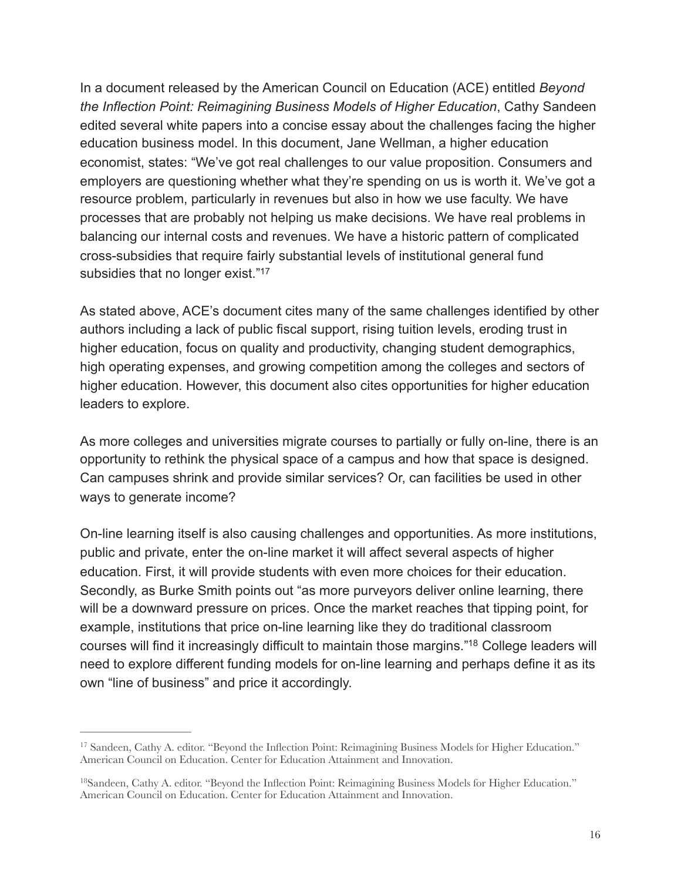In a document released by the American Council on Education (ACE) entitled *Beyond the Inflection Point: Reimagining Business Models of Higher Education*, Cathy Sandeen edited several white papers into a concise essay about the challenges facing the higher education business model. In this document, Jane Wellman, a higher education economist, states: "We've got real challenges to our value proposition. Consumers and employers are questioning whether what they're spending on us is worth it. We've got a resource problem, particularly in revenues but also in how we use faculty. We have processes that are probably not helping us make decisions. We have real problems in balancing our internal costs and revenues. We have a historic pattern of complicated cross-subsidies that require fairly substantial levels of institutional general fund subsidies that no longer exist."[17]

As stated above, ACE's document cites many of the same challenges identified by other authors including a lack of public fiscal support, rising tuition levels, eroding trust in higher education, focus on quality and productivity, changing student demographics, high operating expenses, and growing competition among the colleges and sectors of higher education. However, this document also cites opportunities for higher education leaders to explore.

As more colleges and universities migrate courses to partially or fully on-line, there is an opportunity to rethink the physical space of a campus and how that space is designed. Can campuses shrink and provide similar services? Or, can facilities be used in other ways to generate income?

On-line learning itself is also causing challenges and opportunities. As more institutions, public and private, enter the on-line market it will affect several aspects of higher education. First, it will provide students with even more choices for their education. Secondly, as Burke Smith points out "as more purveyors deliver online learning, there will be a downward pressure on prices. Once the market reaches that tipping point, for example, institutions that price on-line learning like they do traditional classroom courses will find it increasingly difficult to maintain those margins."[18] College leaders will need to explore different funding models for on-line learning and perhaps define it as its own "line of business" and price it accordingly.

---

[17] Sandeen, Cathy A. editor. "Beyond the Inflection Point: Reimagining Business Models for Higher Education." American Council on Education. Center for Education Attainment and Innovation.

[18] Sandeen, Cathy A. editor. "Beyond the Inflection Point: Reimagining Business Models for Higher Education." American Council on Education. Center for Education Attainment and Innovation.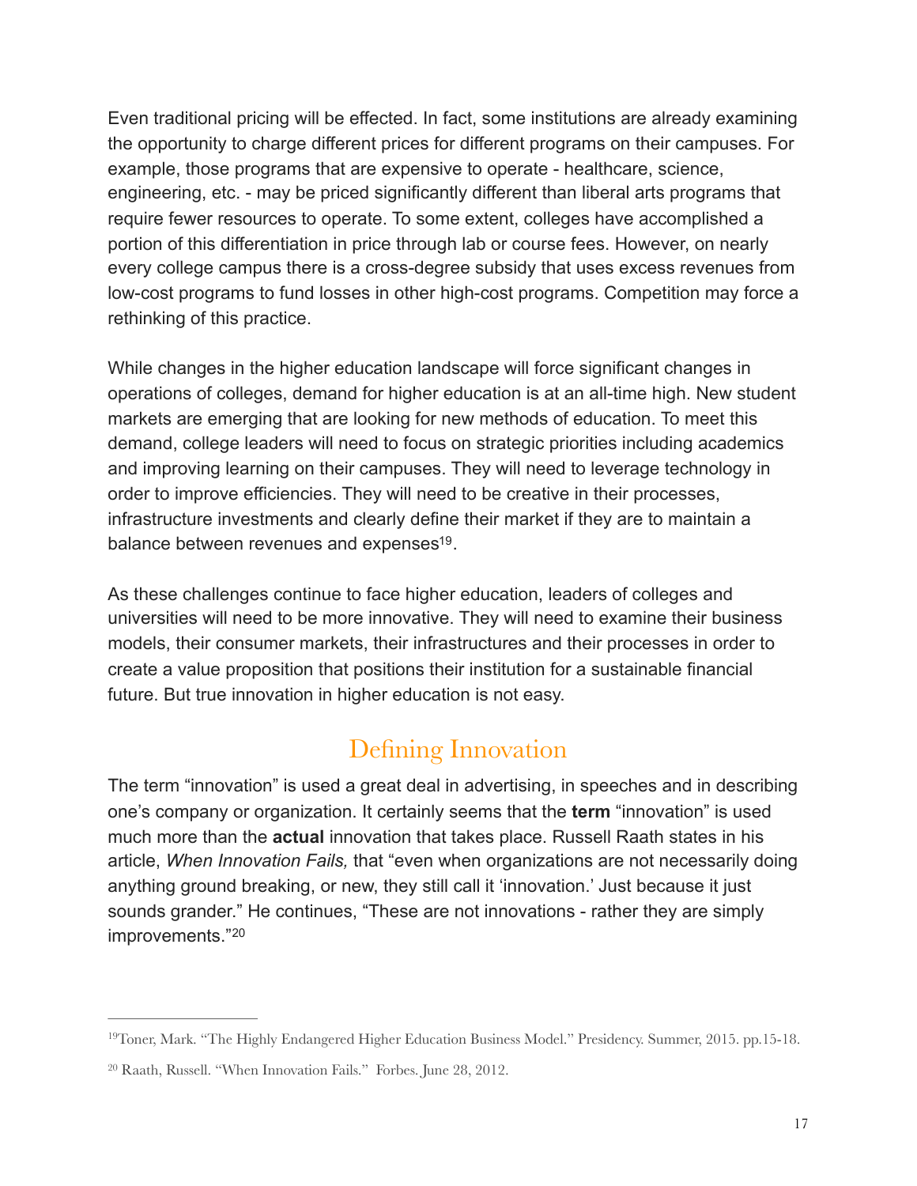Even traditional pricing will be effected. In fact, some institutions are already examining the opportunity to charge different prices for different programs on their campuses. For example, those programs that are expensive to operate - healthcare, science, engineering, etc. - may be priced significantly different than liberal arts programs that require fewer resources to operate. To some extent, colleges have accomplished a portion of this differentiation in price through lab or course fees. However, on nearly every college campus there is a cross-degree subsidy that uses excess revenues from low-cost programs to fund losses in other high-cost programs. Competition may force a rethinking of this practice.

While changes in the higher education landscape will force significant changes in operations of colleges, demand for higher education is at an all-time high. New student markets are emerging that are looking for new methods of education. To meet this demand, college leaders will need to focus on strategic priorities including academics and improving learning on their campuses. They will need to leverage technology in order to improve efficiencies. They will need to be creative in their processes, infrastructure investments and clearly define their market if they are to maintain a balance between revenues and expenses[19].

As these challenges continue to face higher education, leaders of colleges and universities will need to be more innovative. They will need to examine their business models, their consumer markets, their infrastructures and their processes in order to create a value proposition that positions their institution for a sustainable financial future. But true innovation in higher education is not easy.

## Defining Innovation

The term "innovation" is used a great deal in advertising, in speeches and in describing one's company or organization. It certainly seems that the **term** "innovation" is used much more than the **actual** innovation that takes place. Russell Raath states in his article, *When Innovation Fails,* that "even when organizations are not necessarily doing anything ground breaking, or new, they still call it 'innovation.' Just because it just sounds grander." He continues, "These are not innovations - rather they are simply improvements."[20]

---

[19] Toner, Mark. "The Highly Endangered Higher Education Business Model." Presidency. Summer, 2015. pp.15-18.

[20] Raath, Russell. "When Innovation Fails." Forbes. June 28, 2012.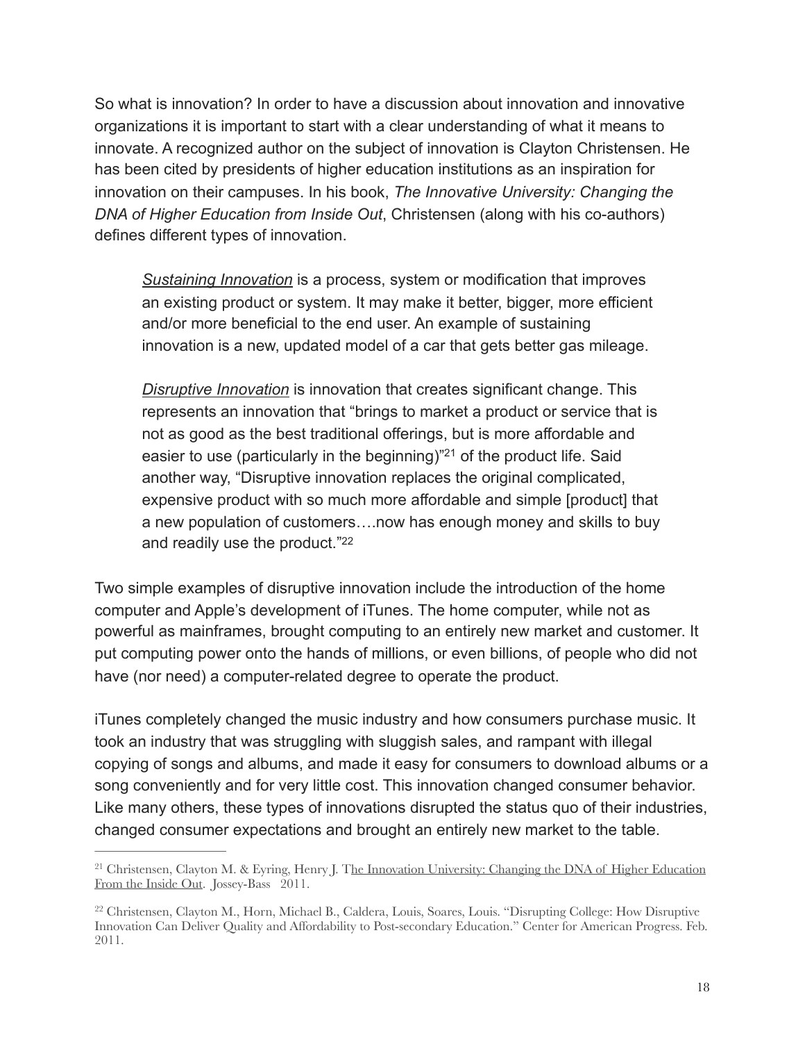So what is innovation? In order to have a discussion about innovation and innovative organizations it is important to start with a clear understanding of what it means to innovate. A recognized author on the subject of innovation is Clayton Christensen. He has been cited by presidents of higher education institutions as an inspiration for innovation on their campuses. In his book, *The Innovative University: Changing the DNA of Higher Education from Inside Out*, Christensen (along with his co-authors) defines different types of innovation.

> *Sustaining Innovation* is a process, system or modification that improves an existing product or system. It may make it better, bigger, more efficient and/or more beneficial to the end user. An example of sustaining innovation is a new, updated model of a car that gets better gas mileage.
>
> *Disruptive Innovation* is innovation that creates significant change. This represents an innovation that "brings to market a product or service that is not as good as the best traditional offerings, but is more affordable and easier to use (particularly in the beginning)"[21] of the product life. Said another way, "Disruptive innovation replaces the original complicated, expensive product with so much more affordable and simple [product] that a new population of customers….now has enough money and skills to buy and readily use the product."[22]

Two simple examples of disruptive innovation include the introduction of the home computer and Apple's development of iTunes. The home computer, while not as powerful as mainframes, brought computing to an entirely new market and customer. It put computing power onto the hands of millions, or even billions, of people who did not have (nor need) a computer-related degree to operate the product.

iTunes completely changed the music industry and how consumers purchase music. It took an industry that was struggling with sluggish sales, and rampant with illegal copying of songs and albums, and made it easy for consumers to download albums or a song conveniently and for very little cost. This innovation changed consumer behavior. Like many others, these types of innovations disrupted the status quo of their industries, changed consumer expectations and brought an entirely new market to the table.

---

[21] Christensen, Clayton M. & Eyring, Henry J. The Innovation University: Changing the DNA of Higher Education From the Inside Out. Jossey-Bass 2011.

[22] Christensen, Clayton M., Horn, Michael B., Caldera, Louis, Soares, Louis. "Disrupting College: How Disruptive Innovation Can Deliver Quality and Affordability to Post-secondary Education." Center for American Progress. Feb. 2011.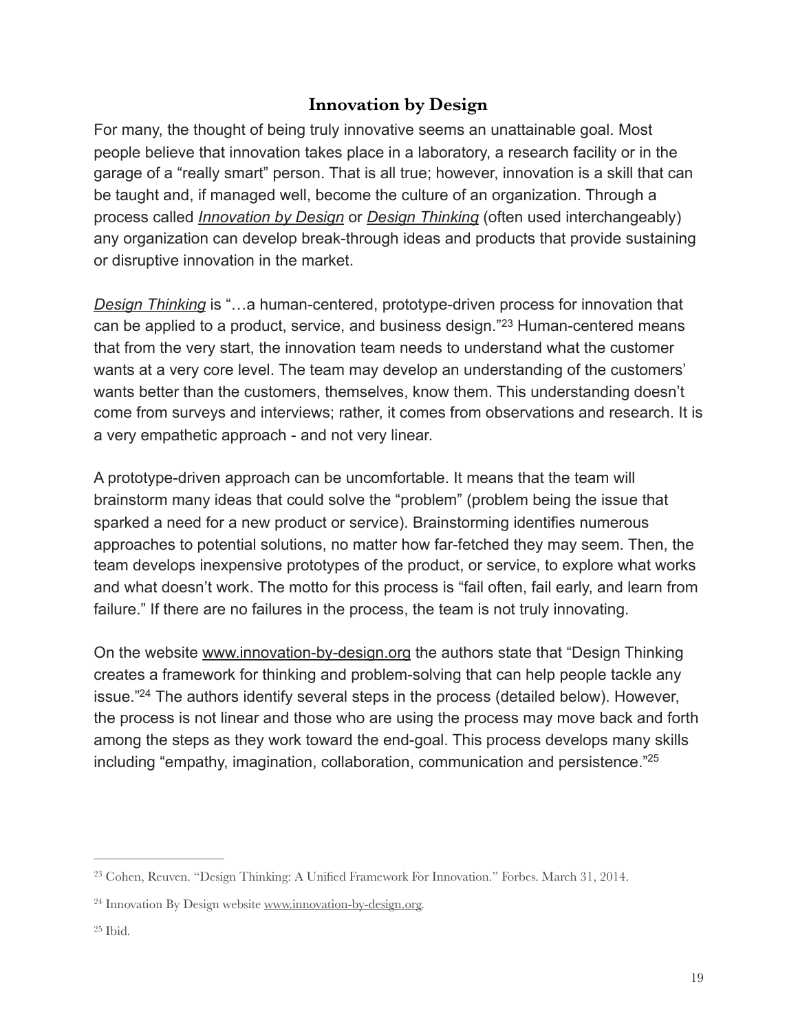## Innovation by Design

For many, the thought of being truly innovative seems an unattainable goal. Most people believe that innovation takes place in a laboratory, a research facility or in the garage of a "really smart" person. That is all true; however, innovation is a skill that can be taught and, if managed well, become the culture of an organization. Through a process called *Innovation by Design* or *Design Thinking* (often used interchangeably) any organization can develop break-through ideas and products that provide sustaining or disruptive innovation in the market.

*Design Thinking* is "…a human-centered, prototype-driven process for innovation that can be applied to a product, service, and business design."[23] Human-centered means that from the very start, the innovation team needs to understand what the customer wants at a very core level. The team may develop an understanding of the customers' wants better than the customers, themselves, know them. This understanding doesn't come from surveys and interviews; rather, it comes from observations and research. It is a very empathetic approach - and not very linear.

A prototype-driven approach can be uncomfortable. It means that the team will brainstorm many ideas that could solve the "problem" (problem being the issue that sparked a need for a new product or service). Brainstorming identifies numerous approaches to potential solutions, no matter how far-fetched they may seem. Then, the team develops inexpensive prototypes of the product, or service, to explore what works and what doesn't work. The motto for this process is "fail often, fail early, and learn from failure." If there are no failures in the process, the team is not truly innovating.

On the website www.innovation-by-design.org the authors state that "Design Thinking creates a framework for thinking and problem-solving that can help people tackle any issue."[24] The authors identify several steps in the process (detailed below). However, the process is not linear and those who are using the process may move back and forth among the steps as they work toward the end-goal. This process develops many skills including "empathy, imagination, collaboration, communication and persistence."[25]

---

[23] Cohen, Reuven. "Design Thinking: A Unified Framework For Innovation." Forbes. March 31, 2014.

[24] Innovation By Design website www.innovation-by-design.org.

[25] Ibid.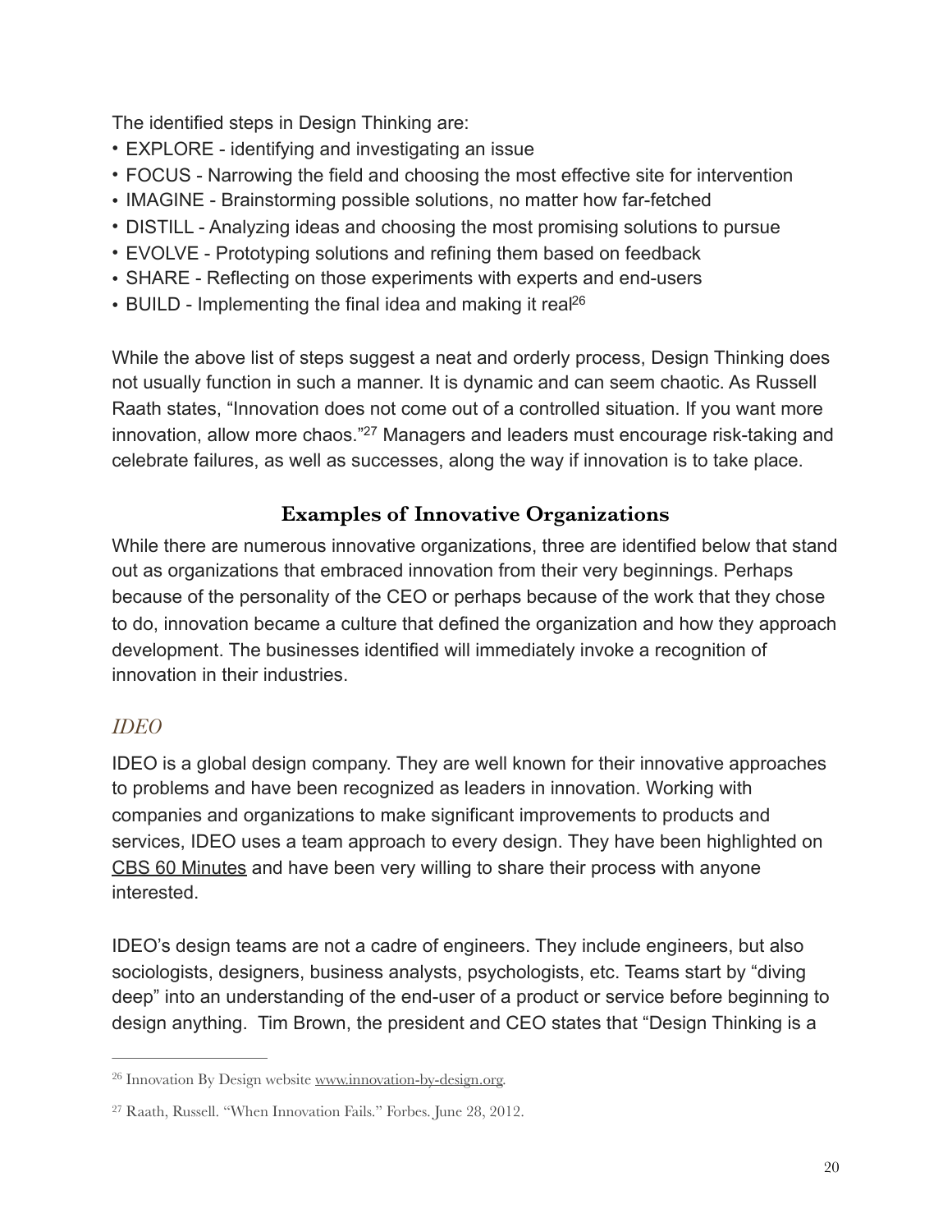The identified steps in Design Thinking are:

- EXPLORE - identifying and investigating an issue
- FOCUS - Narrowing the field and choosing the most effective site for intervention
- IMAGINE - Brainstorming possible solutions, no matter how far-fetched
- DISTILL - Analyzing ideas and choosing the most promising solutions to pursue
- EVOLVE - Prototyping solutions and refining them based on feedback
- SHARE - Reflecting on those experiments with experts and end-users
- BUILD - Implementing the final idea and making it real[26]

While the above list of steps suggest a neat and orderly process, Design Thinking does not usually function in such a manner. It is dynamic and can seem chaotic. As Russell Raath states, “Innovation does not come out of a controlled situation. If you want more innovation, allow more chaos.”[27] Managers and leaders must encourage risk-taking and celebrate failures, as well as successes, along the way if innovation is to take place.

## Examples of Innovative Organizations

While there are numerous innovative organizations, three are identified below that stand out as organizations that embraced innovation from their very beginnings. Perhaps because of the personality of the CEO or perhaps because of the work that they chose to do, innovation became a culture that defined the organization and how they approach development. The businesses identified will immediately invoke a recognition of innovation in their industries.

### *IDEO*

IDEO is a global design company. They are well known for their innovative approaches to problems and have been recognized as leaders in innovation. Working with companies and organizations to make significant improvements to products and services, IDEO uses a team approach to every design. They have been highlighted on CBS 60 Minutes and have been very willing to share their process with anyone interested.

IDEO’s design teams are not a cadre of engineers. They include engineers, but also sociologists, designers, business analysts, psychologists, etc. Teams start by “diving deep” into an understanding of the end-user of a product or service before beginning to design anything. Tim Brown, the president and CEO states that “Design Thinking is a

---

[26] Innovation By Design website www.innovation-by-design.org.

[27] Raath, Russell. “When Innovation Fails.” Forbes. June 28, 2012.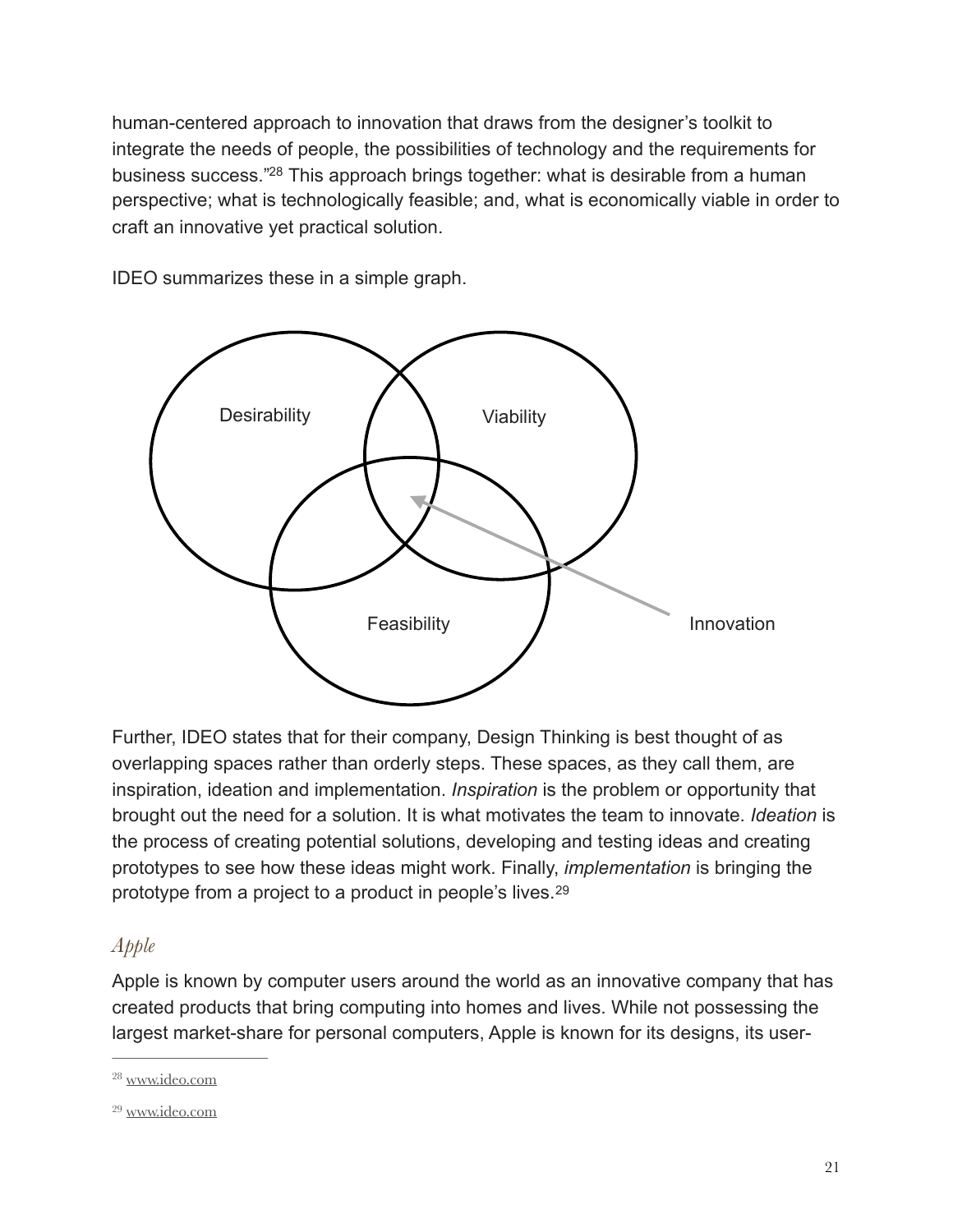human-centered approach to innovation that draws from the designer's toolkit to integrate the needs of people, the possibilities of technology and the requirements for business success."[28] This approach brings together: what is desirable from a human perspective; what is technologically feasible; and, what is economically viable in order to craft an innovative yet practical solution.

IDEO summarizes these in a simple graph.

Desirability

Viability

Feasibility

Innovation

Further, IDEO states that for their company, Design Thinking is best thought of as overlapping spaces rather than orderly steps. These spaces, as they call them, are inspiration, ideation and implementation. *Inspiration* is the problem or opportunity that brought out the need for a solution. It is what motivates the team to innovate. *Ideation* is the process of creating potential solutions, developing and testing ideas and creating prototypes to see how these ideas might work. Finally, *implementation* is bringing the prototype from a project to a product in people's lives.[29]

### *Apple*

Apple is known by computer users around the world as an innovative company that has created products that bring computing into homes and lives. While not possessing the largest market-share for personal computers, Apple is known for its designs, its user-

---

[28] www.ideo.com

[29] www.ideo.com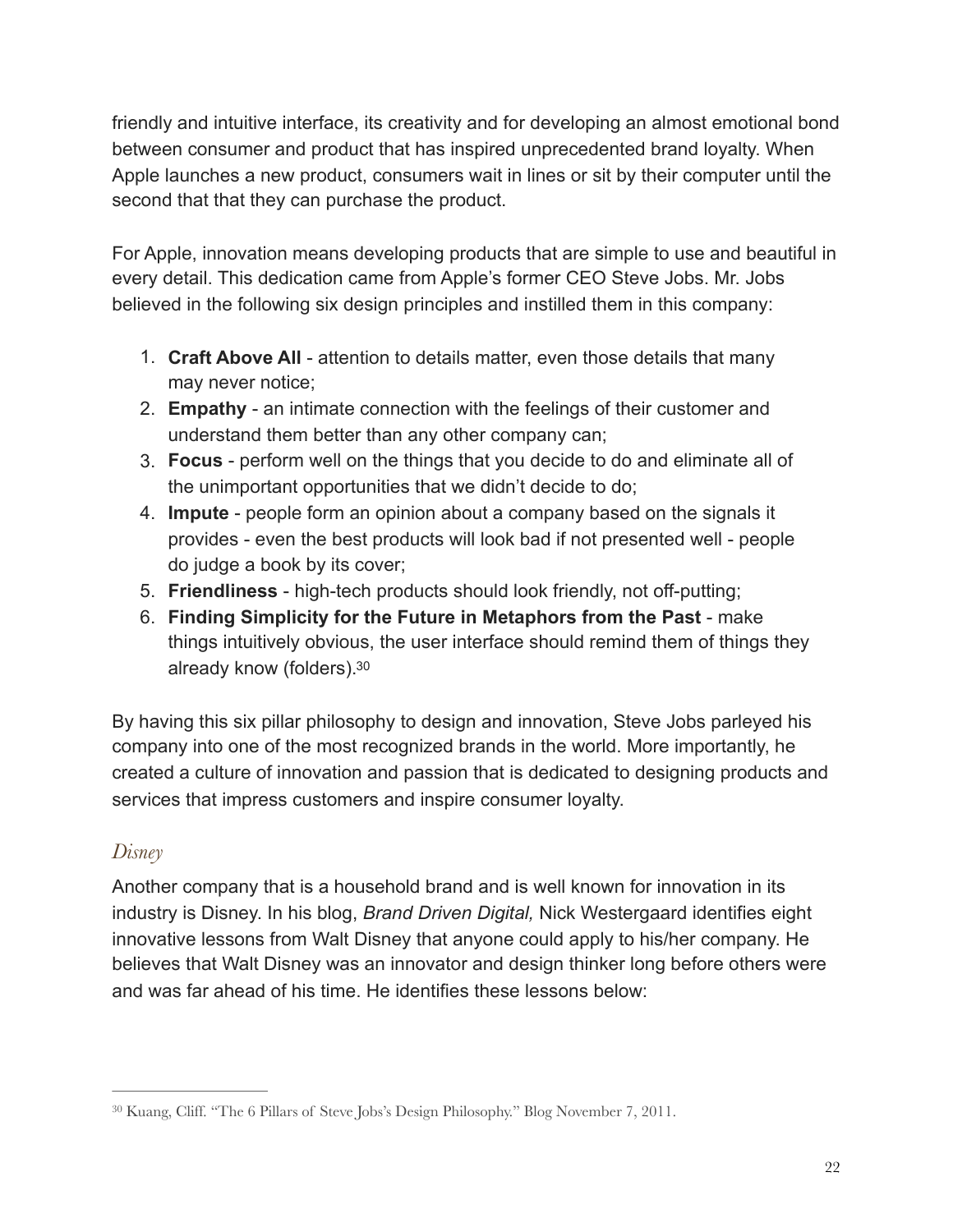friendly and intuitive interface, its creativity and for developing an almost emotional bond between consumer and product that has inspired unprecedented brand loyalty. When Apple launches a new product, consumers wait in lines or sit by their computer until the second that that they can purchase the product.

For Apple, innovation means developing products that are simple to use and beautiful in every detail. This dedication came from Apple's former CEO Steve Jobs. Mr. Jobs believed in the following six design principles and instilled them in this company:

1. **Craft Above All** - attention to details matter, even those details that many may never notice;
2. **Empathy** - an intimate connection with the feelings of their customer and understand them better than any other company can;
3. **Focus** - perform well on the things that you decide to do and eliminate all of the unimportant opportunities that we didn't decide to do;
4. **Impute** - people form an opinion about a company based on the signals it provides - even the best products will look bad if not presented well - people do judge a book by its cover;
5. **Friendliness** - high-tech products should look friendly, not off-putting;
6. **Finding Simplicity for the Future in Metaphors from the Past** - make things intuitively obvious, the user interface should remind them of things they already know (folders).[30]

By having this six pillar philosophy to design and innovation, Steve Jobs parleyed his company into one of the most recognized brands in the world. More importantly, he created a culture of innovation and passion that is dedicated to designing products and services that impress customers and inspire consumer loyalty.

### *Disney*

Another company that is a household brand and is well known for innovation in its industry is Disney. In his blog, *Brand Driven Digital,* Nick Westergaard identifies eight innovative lessons from Walt Disney that anyone could apply to his/her company. He believes that Walt Disney was an innovator and design thinker long before others were and was far ahead of his time. He identifies these lessons below:

---

[30] Kuang, Cliff. "The 6 Pillars of Steve Jobs's Design Philosophy." Blog November 7, 2011.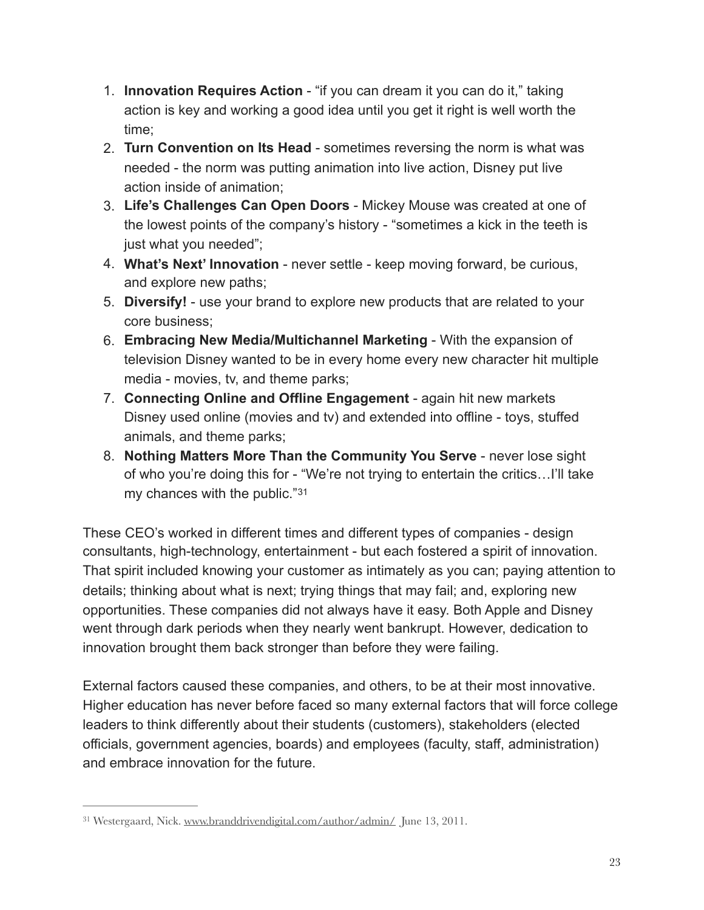1. **Innovation Requires Action** - "if you can dream it you can do it," taking action is key and working a good idea until you get it right is well worth the time;
2. **Turn Convention on Its Head** - sometimes reversing the norm is what was needed - the norm was putting animation into live action, Disney put live action inside of animation;
3. **Life's Challenges Can Open Doors** - Mickey Mouse was created at one of the lowest points of the company's history - "sometimes a kick in the teeth is just what you needed";
4. **What's Next' Innovation** - never settle - keep moving forward, be curious, and explore new paths;
5. **Diversify!** - use your brand to explore new products that are related to your core business;
6. **Embracing New Media/Multichannel Marketing** - With the expansion of television Disney wanted to be in every home every new character hit multiple media - movies, tv, and theme parks;
7. **Connecting Online and Offline Engagement** - again hit new markets Disney used online (movies and tv) and extended into offline - toys, stuffed animals, and theme parks;
8. **Nothing Matters More Than the Community You Serve** - never lose sight of who you're doing this for - "We're not trying to entertain the critics…I'll take my chances with the public."[31]

These CEO's worked in different times and different types of companies - design consultants, high-technology, entertainment - but each fostered a spirit of innovation. That spirit included knowing your customer as intimately as you can; paying attention to details; thinking about what is next; trying things that may fail; and, exploring new opportunities. These companies did not always have it easy. Both Apple and Disney went through dark periods when they nearly went bankrupt. However, dedication to innovation brought them back stronger than before they were failing.

External factors caused these companies, and others, to be at their most innovative. Higher education has never before faced so many external factors that will force college leaders to think differently about their students (customers), stakeholders (elected officials, government agencies, boards) and employees (faculty, staff, administration) and embrace innovation for the future.

---

[31] Westergaard, Nick. www.branddrivendigital.com/author/admin/ June 13, 2011.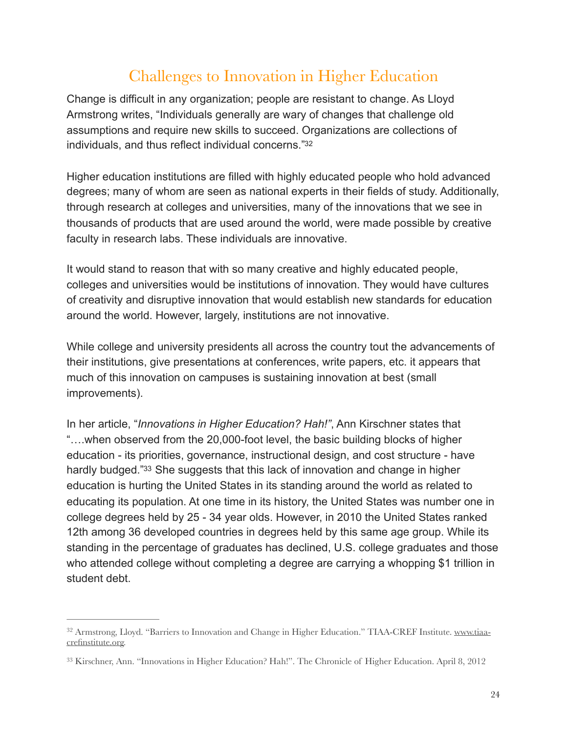## Challenges to Innovation in Higher Education

Change is difficult in any organization; people are resistant to change. As Lloyd Armstrong writes, "Individuals generally are wary of changes that challenge old assumptions and require new skills to succeed. Organizations are collections of individuals, and thus reflect individual concerns."[32]

Higher education institutions are filled with highly educated people who hold advanced degrees; many of whom are seen as national experts in their fields of study. Additionally, through research at colleges and universities, many of the innovations that we see in thousands of products that are used around the world, were made possible by creative faculty in research labs. These individuals are innovative.

It would stand to reason that with so many creative and highly educated people, colleges and universities would be institutions of innovation. They would have cultures of creativity and disruptive innovation that would establish new standards for education around the world. However, largely, institutions are not innovative.

While college and university presidents all across the country tout the advancements of their institutions, give presentations at conferences, write papers, etc. it appears that much of this innovation on campuses is sustaining innovation at best (small improvements).

In her article, "*Innovations in Higher Education? Hah!"*, Ann Kirschner states that "….when observed from the 20,000-foot level, the basic building blocks of higher education - its priorities, governance, instructional design, and cost structure - have hardly budged."[33] She suggests that this lack of innovation and change in higher education is hurting the United States in its standing around the world as related to educating its population. At one time in its history, the United States was number one in college degrees held by 25 - 34 year olds. However, in 2010 the United States ranked 12th among 36 developed countries in degrees held by this same age group. While its standing in the percentage of graduates has declined, U.S. college graduates and those who attended college without completing a degree are carrying a whopping $1 trillion in student debt.

---

[32] Armstrong, Lloyd. "Barriers to Innovation and Change in Higher Education." TIAA-CREF Institute. www.tiaa-crefinstitute.org.

[33] Kirschner, Ann. "Innovations in Higher Education? Hah!". The Chronicle of Higher Education. April 8, 2012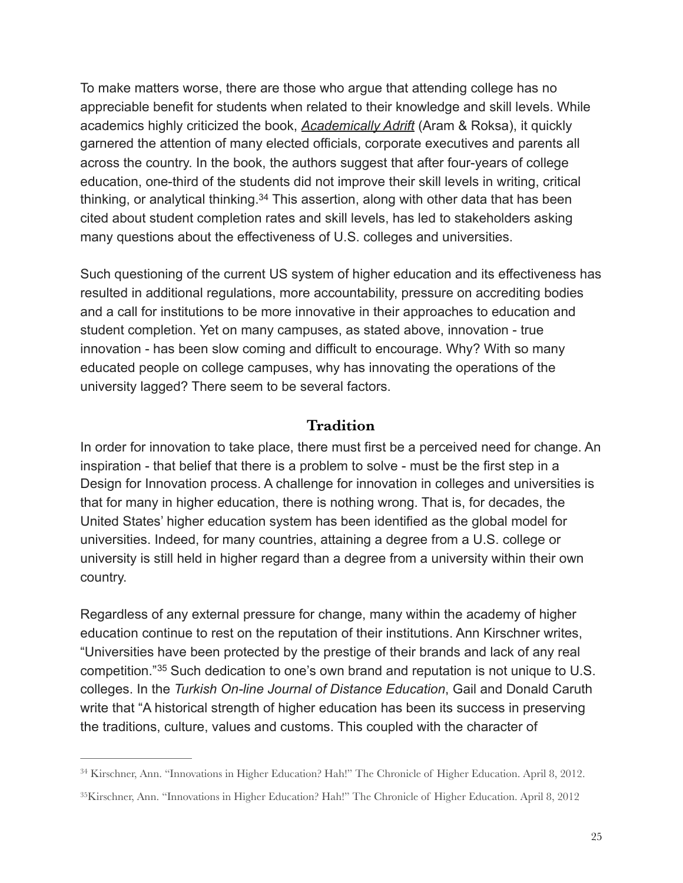To make matters worse, there are those who argue that attending college has no appreciable benefit for students when related to their knowledge and skill levels. While academics highly criticized the book, ***Academically Adrift*** (Aram & Roksa), it quickly garnered the attention of many elected officials, corporate executives and parents all across the country. In the book, the authors suggest that after four-years of college education, one-third of the students did not improve their skill levels in writing, critical thinking, or analytical thinking.[34] This assertion, along with other data that has been cited about student completion rates and skill levels, has led to stakeholders asking many questions about the effectiveness of U.S. colleges and universities.

Such questioning of the current US system of higher education and its effectiveness has resulted in additional regulations, more accountability, pressure on accrediting bodies and a call for institutions to be more innovative in their approaches to education and student completion. Yet on many campuses, as stated above, innovation - true innovation - has been slow coming and difficult to encourage. Why? With so many educated people on college campuses, why has innovating the operations of the university lagged? There seem to be several factors.

## Tradition

In order for innovation to take place, there must first be a perceived need for change. An inspiration - that belief that there is a problem to solve - must be the first step in a Design for Innovation process. A challenge for innovation in colleges and universities is that for many in higher education, there is nothing wrong. That is, for decades, the United States' higher education system has been identified as the global model for universities. Indeed, for many countries, attaining a degree from a U.S. college or university is still held in higher regard than a degree from a university within their own country.

Regardless of any external pressure for change, many within the academy of higher education continue to rest on the reputation of their institutions. Ann Kirschner writes, "Universities have been protected by the prestige of their brands and lack of any real competition."[35] Such dedication to one's own brand and reputation is not unique to U.S. colleges. In the *Turkish On-line Journal of Distance Education*, Gail and Donald Caruth write that "A historical strength of higher education has been its success in preserving the traditions, culture, values and customs. This coupled with the character of

---

[34] Kirschner, Ann. "Innovations in Higher Education? Hah!" The Chronicle of Higher Education. April 8, 2012.

[35] Kirschner, Ann. "Innovations in Higher Education? Hah!" The Chronicle of Higher Education. April 8, 2012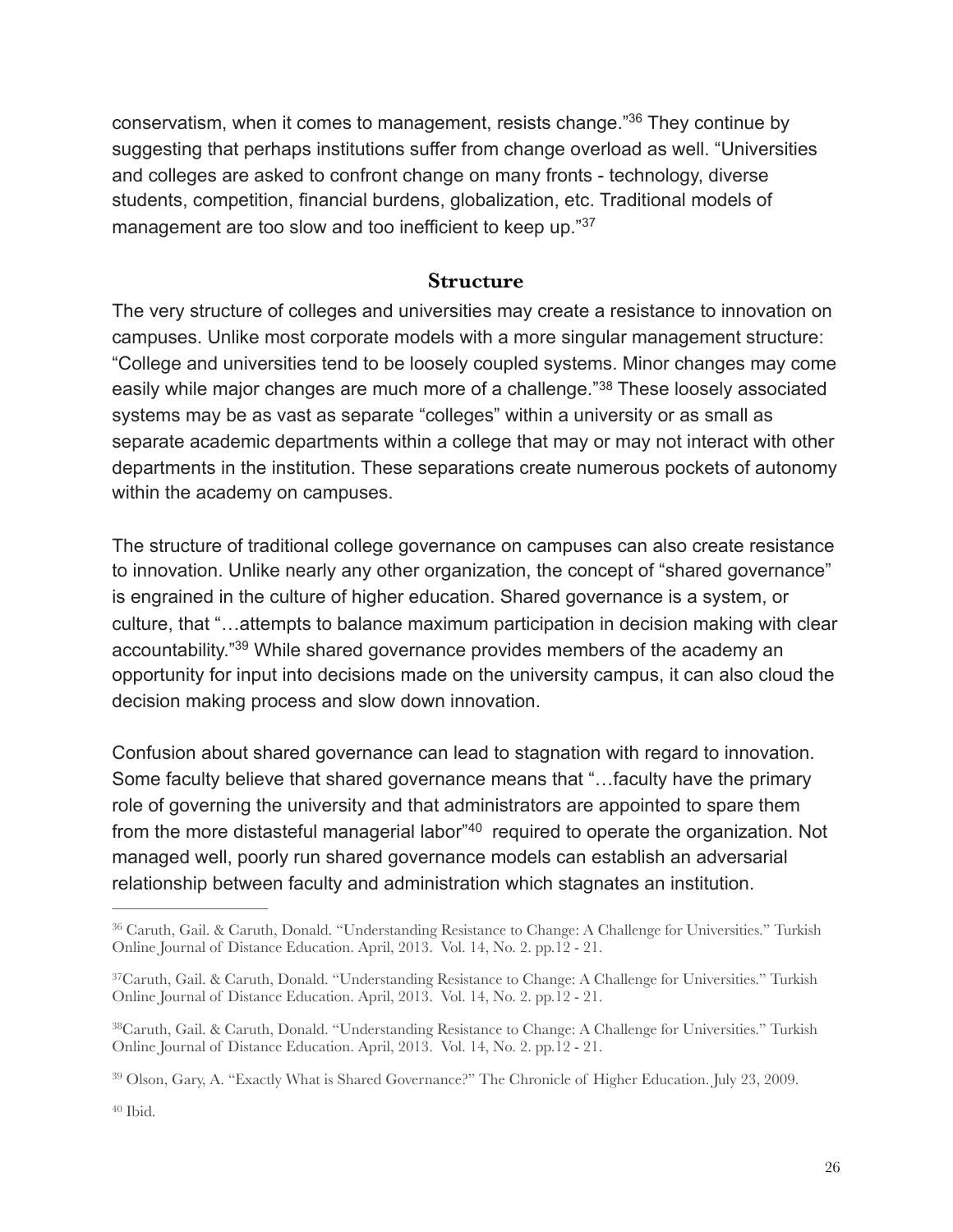conservatism, when it comes to management, resists change."[36] They continue by suggesting that perhaps institutions suffer from change overload as well. "Universities and colleges are asked to confront change on many fronts - technology, diverse students, competition, financial burdens, globalization, etc. Traditional models of management are too slow and too inefficient to keep up."[37]

## Structure

The very structure of colleges and universities may create a resistance to innovation on campuses. Unlike most corporate models with a more singular management structure: "College and universities tend to be loosely coupled systems. Minor changes may come easily while major changes are much more of a challenge."[38] These loosely associated systems may be as vast as separate "colleges" within a university or as small as separate academic departments within a college that may or may not interact with other departments in the institution. These separations create numerous pockets of autonomy within the academy on campuses.

The structure of traditional college governance on campuses can also create resistance to innovation. Unlike nearly any other organization, the concept of "shared governance" is engrained in the culture of higher education. Shared governance is a system, or culture, that "…attempts to balance maximum participation in decision making with clear accountability."[39] While shared governance provides members of the academy an opportunity for input into decisions made on the university campus, it can also cloud the decision making process and slow down innovation.

Confusion about shared governance can lead to stagnation with regard to innovation. Some faculty believe that shared governance means that "…faculty have the primary role of governing the university and that administrators are appointed to spare them from the more distasteful managerial labor"[40] required to operate the organization. Not managed well, poorly run shared governance models can establish an adversarial relationship between faculty and administration which stagnates an institution.

---

[36] Caruth, Gail. & Caruth, Donald. "Understanding Resistance to Change: A Challenge for Universities." Turkish Online Journal of Distance Education. April, 2013. Vol. 14, No. 2. pp.12 - 21.

[37] Caruth, Gail. & Caruth, Donald. "Understanding Resistance to Change: A Challenge for Universities." Turkish Online Journal of Distance Education. April, 2013. Vol. 14, No. 2. pp.12 - 21.

[38] Caruth, Gail. & Caruth, Donald. "Understanding Resistance to Change: A Challenge for Universities." Turkish Online Journal of Distance Education. April, 2013. Vol. 14, No. 2. pp.12 - 21.

[39] Olson, Gary, A. "Exactly What is Shared Governance?" The Chronicle of Higher Education. July 23, 2009.

[40] Ibid.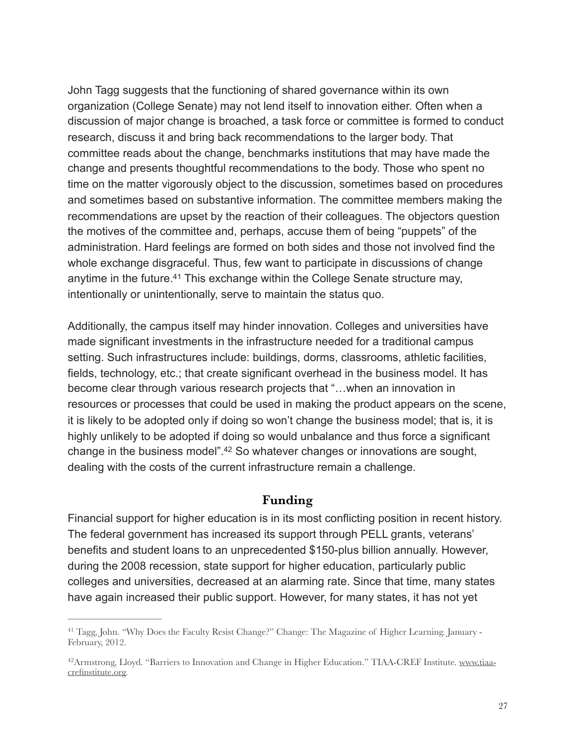John Tagg suggests that the functioning of shared governance within its own organization (College Senate) may not lend itself to innovation either. Often when a discussion of major change is broached, a task force or committee is formed to conduct research, discuss it and bring back recommendations to the larger body. That committee reads about the change, benchmarks institutions that may have made the change and presents thoughtful recommendations to the body. Those who spent no time on the matter vigorously object to the discussion, sometimes based on procedures and sometimes based on substantive information. The committee members making the recommendations are upset by the reaction of their colleagues. The objectors question the motives of the committee and, perhaps, accuse them of being "puppets" of the administration. Hard feelings are formed on both sides and those not involved find the whole exchange disgraceful. Thus, few want to participate in discussions of change anytime in the future.[41] This exchange within the College Senate structure may, intentionally or unintentionally, serve to maintain the status quo.

Additionally, the campus itself may hinder innovation. Colleges and universities have made significant investments in the infrastructure needed for a traditional campus setting. Such infrastructures include: buildings, dorms, classrooms, athletic facilities, fields, technology, etc.; that create significant overhead in the business model. It has become clear through various research projects that "…when an innovation in resources or processes that could be used in making the product appears on the scene, it is likely to be adopted only if doing so won't change the business model; that is, it is highly unlikely to be adopted if doing so would unbalance and thus force a significant change in the business model".[42] So whatever changes or innovations are sought, dealing with the costs of the current infrastructure remain a challenge.

## Funding

Financial support for higher education is in its most conflicting position in recent history. The federal government has increased its support through PELL grants, veterans' benefits and student loans to an unprecedented $150-plus billion annually. However, during the 2008 recession, state support for higher education, particularly public colleges and universities, decreased at an alarming rate. Since that time, many states have again increased their public support. However, for many states, it has not yet

---

[41] Tagg, John. "Why Does the Faculty Resist Change?" Change: The Magazine of Higher Learning. January - February, 2012.

[42] Armstrong, Lloyd. "Barriers to Innovation and Change in Higher Education." TIAA-CREF Institute. www.tiaa-crefinstitute.org.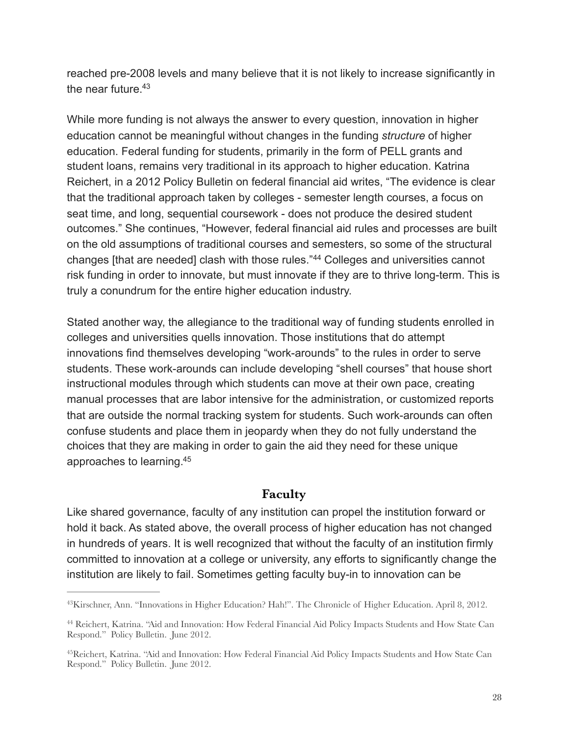reached pre-2008 levels and many believe that it is not likely to increase significantly in the near future.[43]

While more funding is not always the answer to every question, innovation in higher education cannot be meaningful without changes in the funding *structure* of higher education. Federal funding for students, primarily in the form of PELL grants and student loans, remains very traditional in its approach to higher education. Katrina Reichert, in a 2012 Policy Bulletin on federal financial aid writes, "The evidence is clear that the traditional approach taken by colleges - semester length courses, a focus on seat time, and long, sequential coursework - does not produce the desired student outcomes." She continues, "However, federal financial aid rules and processes are built on the old assumptions of traditional courses and semesters, so some of the structural changes [that are needed] clash with those rules."[44] Colleges and universities cannot risk funding in order to innovate, but must innovate if they are to thrive long-term. This is truly a conundrum for the entire higher education industry.

Stated another way, the allegiance to the traditional way of funding students enrolled in colleges and universities quells innovation. Those institutions that do attempt innovations find themselves developing "work-arounds" to the rules in order to serve students. These work-arounds can include developing "shell courses" that house short instructional modules through which students can move at their own pace, creating manual processes that are labor intensive for the administration, or customized reports that are outside the normal tracking system for students. Such work-arounds can often confuse students and place them in jeopardy when they do not fully understand the choices that they are making in order to gain the aid they need for these unique approaches to learning.[45]

## Faculty

Like shared governance, faculty of any institution can propel the institution forward or hold it back. As stated above, the overall process of higher education has not changed in hundreds of years. It is well recognized that without the faculty of an institution firmly committed to innovation at a college or university, any efforts to significantly change the institution are likely to fail. Sometimes getting faculty buy-in to innovation can be

---

[43] Kirschner, Ann. "Innovations in Higher Education? Hah!". The Chronicle of Higher Education. April 8, 2012.

[44] Reichert, Katrina. "Aid and Innovation: How Federal Financial Aid Policy Impacts Students and How State Can Respond." Policy Bulletin. June 2012.

[45] Reichert, Katrina. "Aid and Innovation: How Federal Financial Aid Policy Impacts Students and How State Can Respond." Policy Bulletin. June 2012.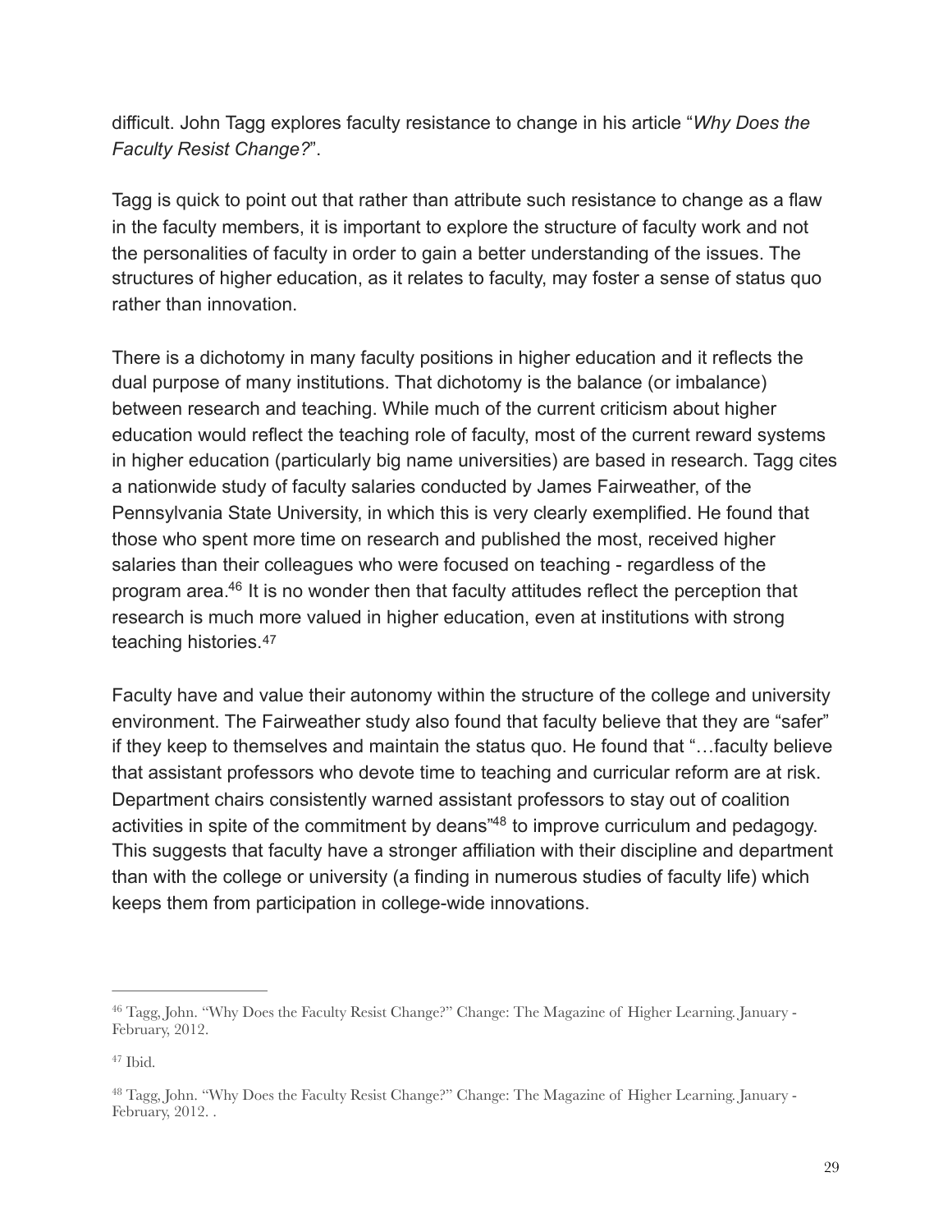difficult. John Tagg explores faculty resistance to change in his article "*Why Does the Faculty Resist Change?*".

Tagg is quick to point out that rather than attribute such resistance to change as a flaw in the faculty members, it is important to explore the structure of faculty work and not the personalities of faculty in order to gain a better understanding of the issues. The structures of higher education, as it relates to faculty, may foster a sense of status quo rather than innovation.

There is a dichotomy in many faculty positions in higher education and it reflects the dual purpose of many institutions. That dichotomy is the balance (or imbalance) between research and teaching. While much of the current criticism about higher education would reflect the teaching role of faculty, most of the current reward systems in higher education (particularly big name universities) are based in research. Tagg cites a nationwide study of faculty salaries conducted by James Fairweather, of the Pennsylvania State University, in which this is very clearly exemplified. He found that those who spent more time on research and published the most, received higher salaries than their colleagues who were focused on teaching - regardless of the program area.[46] It is no wonder then that faculty attitudes reflect the perception that research is much more valued in higher education, even at institutions with strong teaching histories.[47]

Faculty have and value their autonomy within the structure of the college and university environment. The Fairweather study also found that faculty believe that they are "safer" if they keep to themselves and maintain the status quo. He found that "…faculty believe that assistant professors who devote time to teaching and curricular reform are at risk. Department chairs consistently warned assistant professors to stay out of coalition activities in spite of the commitment by deans"[48] to improve curriculum and pedagogy. This suggests that faculty have a stronger affiliation with their discipline and department than with the college or university (a finding in numerous studies of faculty life) which keeps them from participation in college-wide innovations.

---

[46] Tagg, John. "Why Does the Faculty Resist Change?" Change: The Magazine of Higher Learning. January - February, 2012.

[47] Ibid.

[48] Tagg, John. "Why Does the Faculty Resist Change?" Change: The Magazine of Higher Learning. January - February, 2012. .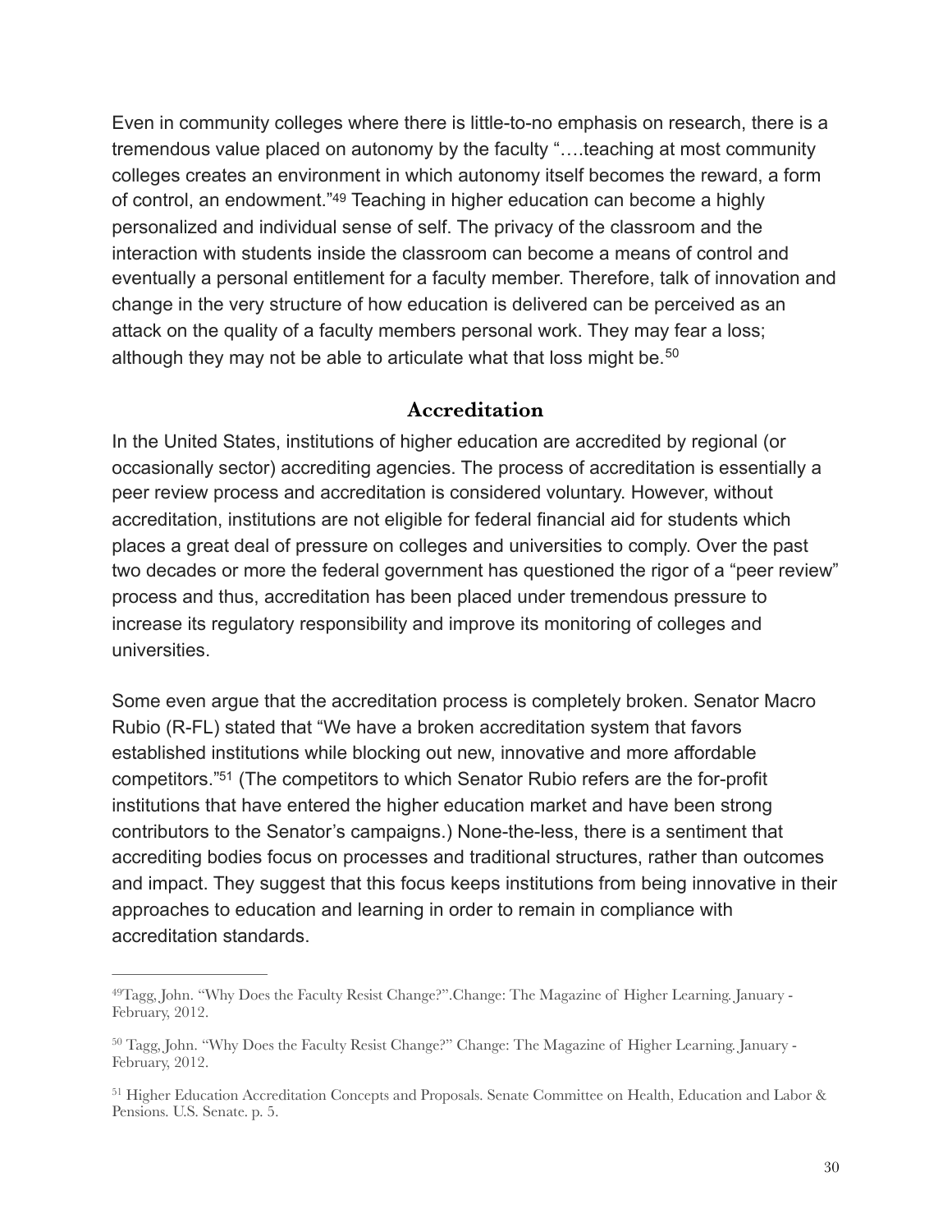Even in community colleges where there is little-to-no emphasis on research, there is a tremendous value placed on autonomy by the faculty "….teaching at most community colleges creates an environment in which autonomy itself becomes the reward, a form of control, an endowment."[49] Teaching in higher education can become a highly personalized and individual sense of self. The privacy of the classroom and the interaction with students inside the classroom can become a means of control and eventually a personal entitlement for a faculty member. Therefore, talk of innovation and change in the very structure of how education is delivered can be perceived as an attack on the quality of a faculty members personal work. They may fear a loss; although they may not be able to articulate what that loss might be.[50]

## Accreditation

In the United States, institutions of higher education are accredited by regional (or occasionally sector) accrediting agencies. The process of accreditation is essentially a peer review process and accreditation is considered voluntary. However, without accreditation, institutions are not eligible for federal financial aid for students which places a great deal of pressure on colleges and universities to comply. Over the past two decades or more the federal government has questioned the rigor of a "peer review" process and thus, accreditation has been placed under tremendous pressure to increase its regulatory responsibility and improve its monitoring of colleges and universities.

Some even argue that the accreditation process is completely broken. Senator Macro Rubio (R-FL) stated that "We have a broken accreditation system that favors established institutions while blocking out new, innovative and more affordable competitors."[51] (The competitors to which Senator Rubio refers are the for-profit institutions that have entered the higher education market and have been strong contributors to the Senator's campaigns.) None-the-less, there is a sentiment that accrediting bodies focus on processes and traditional structures, rather than outcomes and impact. They suggest that this focus keeps institutions from being innovative in their approaches to education and learning in order to remain in compliance with accreditation standards.

---

[49] Tagg, John. "Why Does the Faculty Resist Change?".Change: The Magazine of Higher Learning. January - February, 2012.

[50] Tagg, John. "Why Does the Faculty Resist Change?" Change: The Magazine of Higher Learning. January - February, 2012.

[51] Higher Education Accreditation Concepts and Proposals. Senate Committee on Health, Education and Labor & Pensions. U.S. Senate. p. 5.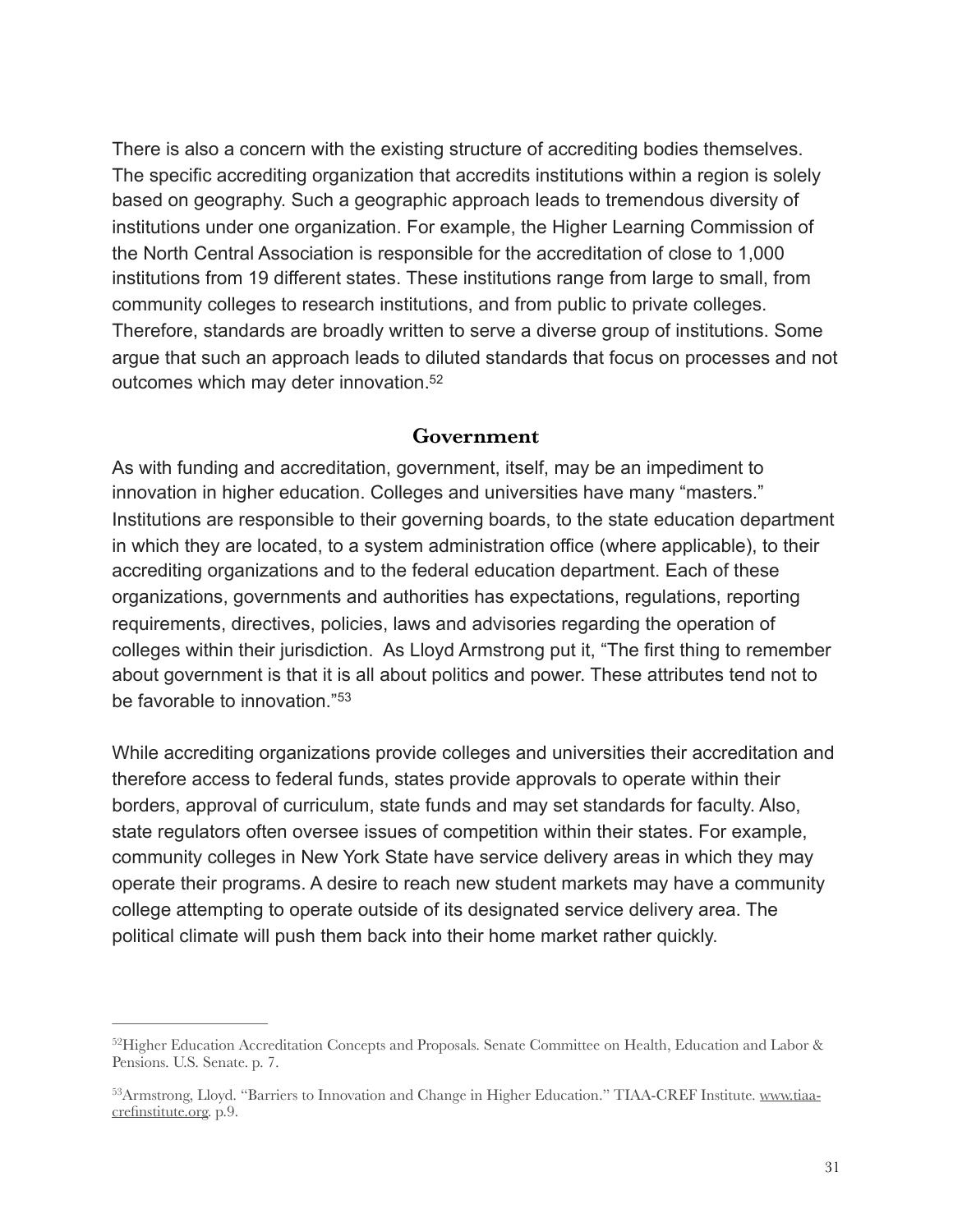There is also a concern with the existing structure of accrediting bodies themselves. The specific accrediting organization that accredits institutions within a region is solely based on geography. Such a geographic approach leads to tremendous diversity of institutions under one organization. For example, the Higher Learning Commission of the North Central Association is responsible for the accreditation of close to 1,000 institutions from 19 different states. These institutions range from large to small, from community colleges to research institutions, and from public to private colleges. Therefore, standards are broadly written to serve a diverse group of institutions. Some argue that such an approach leads to diluted standards that focus on processes and not outcomes which may deter innovation.[52]

## Government

As with funding and accreditation, government, itself, may be an impediment to innovation in higher education. Colleges and universities have many "masters." Institutions are responsible to their governing boards, to the state education department in which they are located, to a system administration office (where applicable), to their accrediting organizations and to the federal education department. Each of these organizations, governments and authorities has expectations, regulations, reporting requirements, directives, policies, laws and advisories regarding the operation of colleges within their jurisdiction. As Lloyd Armstrong put it, "The first thing to remember about government is that it is all about politics and power. These attributes tend not to be favorable to innovation."[53]

While accrediting organizations provide colleges and universities their accreditation and therefore access to federal funds, states provide approvals to operate within their borders, approval of curriculum, state funds and may set standards for faculty. Also, state regulators often oversee issues of competition within their states. For example, community colleges in New York State have service delivery areas in which they may operate their programs. A desire to reach new student markets may have a community college attempting to operate outside of its designated service delivery area. The political climate will push them back into their home market rather quickly.

---

[52] Higher Education Accreditation Concepts and Proposals. Senate Committee on Health, Education and Labor & Pensions. U.S. Senate. p. 7.

[53] Armstrong, Lloyd. "Barriers to Innovation and Change in Higher Education." TIAA-CREF Institute. www.tiaa-crefinstitute.org. p.9.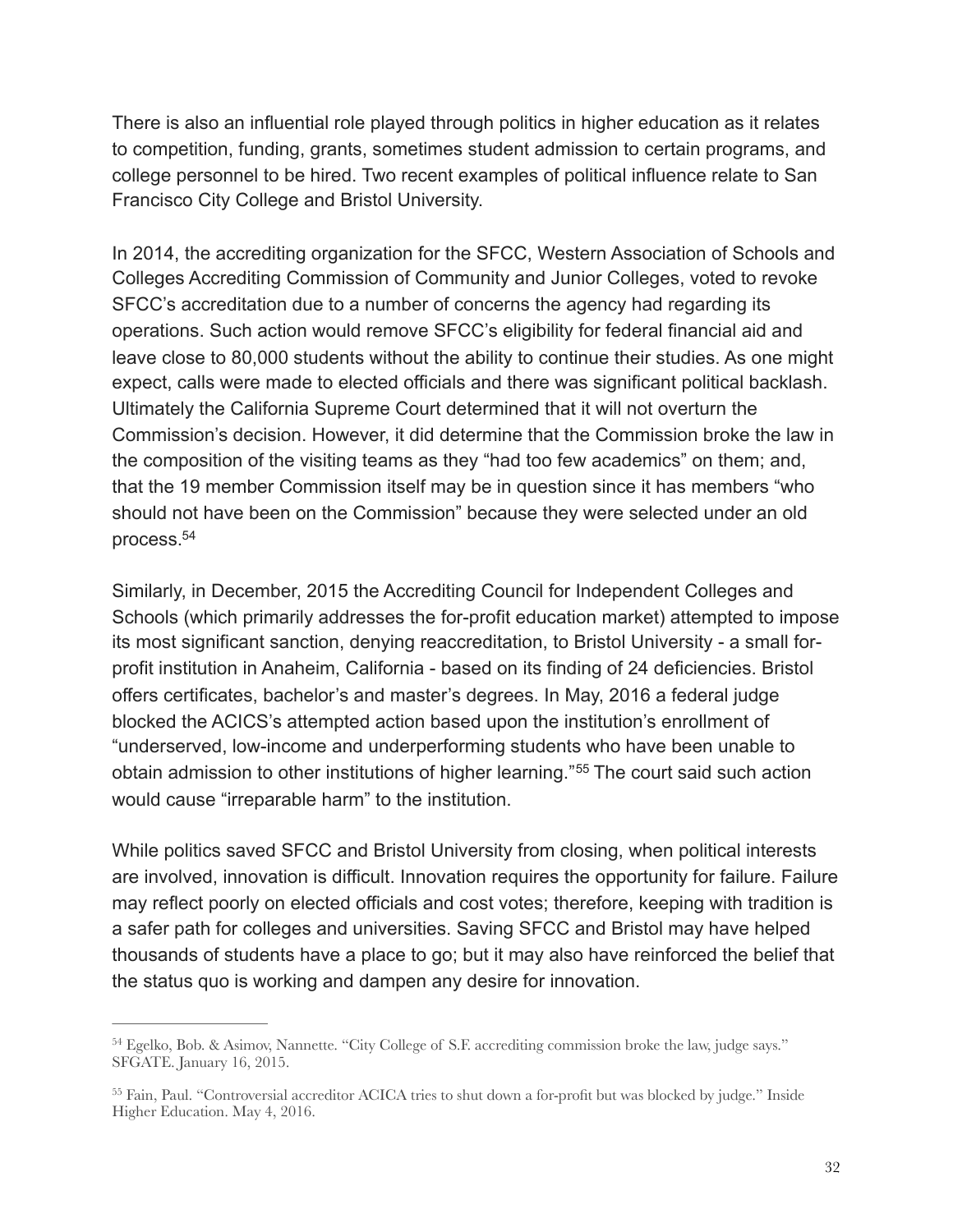There is also an influential role played through politics in higher education as it relates to competition, funding, grants, sometimes student admission to certain programs, and college personnel to be hired. Two recent examples of political influence relate to San Francisco City College and Bristol University.

In 2014, the accrediting organization for the SFCC, Western Association of Schools and Colleges Accrediting Commission of Community and Junior Colleges, voted to revoke SFCC's accreditation due to a number of concerns the agency had regarding its operations. Such action would remove SFCC's eligibility for federal financial aid and leave close to 80,000 students without the ability to continue their studies. As one might expect, calls were made to elected officials and there was significant political backlash. Ultimately the California Supreme Court determined that it will not overturn the Commission's decision. However, it did determine that the Commission broke the law in the composition of the visiting teams as they "had too few academics" on them; and, that the 19 member Commission itself may be in question since it has members "who should not have been on the Commission" because they were selected under an old process.[54]

Similarly, in December, 2015 the Accrediting Council for Independent Colleges and Schools (which primarily addresses the for-profit education market) attempted to impose its most significant sanction, denying reaccreditation, to Bristol University - a small for-profit institution in Anaheim, California - based on its finding of 24 deficiencies. Bristol offers certificates, bachelor's and master's degrees. In May, 2016 a federal judge blocked the ACICS's attempted action based upon the institution's enrollment of "underserved, low-income and underperforming students who have been unable to obtain admission to other institutions of higher learning."[55] The court said such action would cause "irreparable harm" to the institution.

While politics saved SFCC and Bristol University from closing, when political interests are involved, innovation is difficult. Innovation requires the opportunity for failure. Failure may reflect poorly on elected officials and cost votes; therefore, keeping with tradition is a safer path for colleges and universities. Saving SFCC and Bristol may have helped thousands of students have a place to go; but it may also have reinforced the belief that the status quo is working and dampen any desire for innovation.

---

[54] Egelko, Bob. & Asimov, Nannette. "City College of S.F. accrediting commission broke the law, judge says." SFGATE. January 16, 2015.

[55] Fain, Paul. "Controversial accreditor ACICA tries to shut down a for-profit but was blocked by judge." Inside Higher Education. May 4, 2016.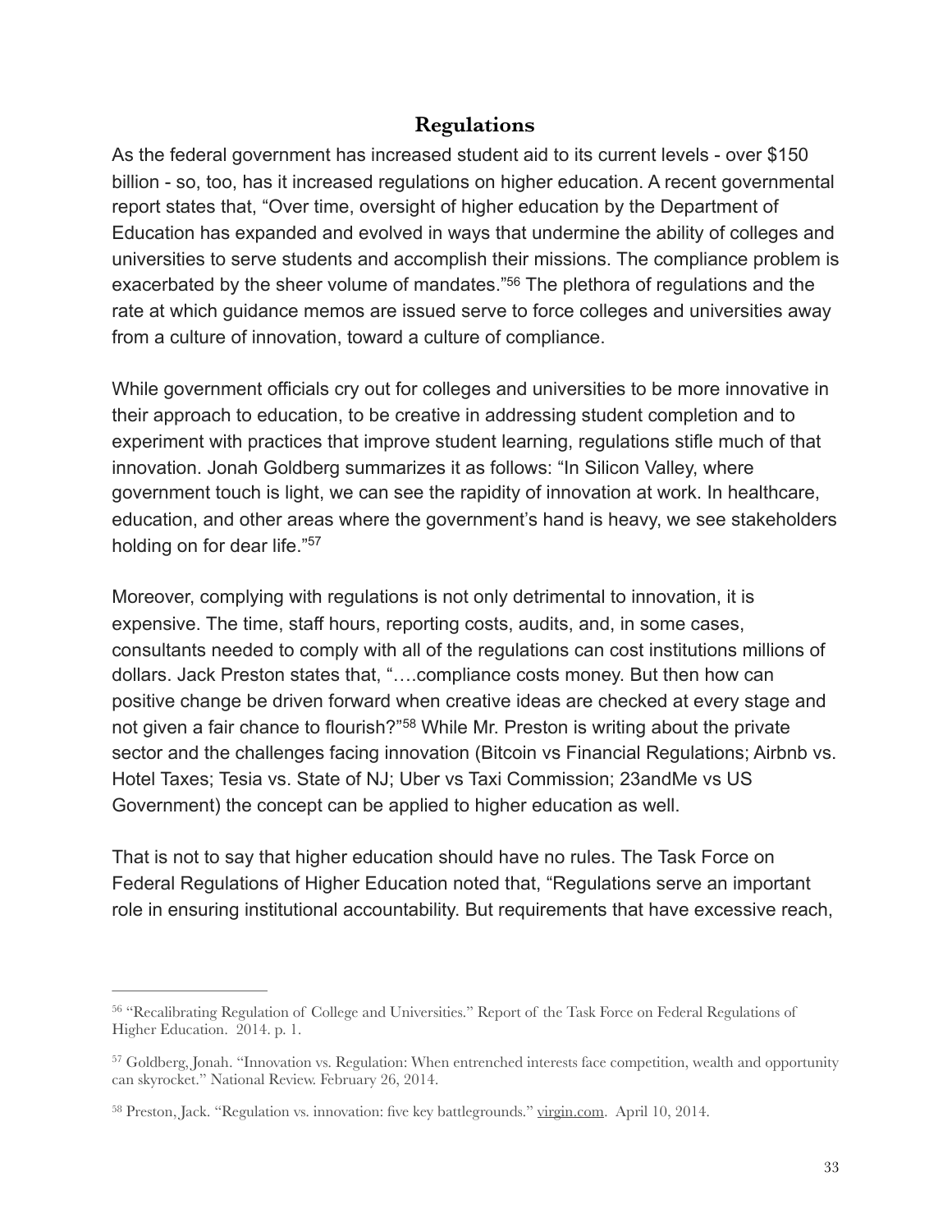## Regulations

As the federal government has increased student aid to its current levels - over $150 billion - so, too, has it increased regulations on higher education. A recent governmental report states that, "Over time, oversight of higher education by the Department of Education has expanded and evolved in ways that undermine the ability of colleges and universities to serve students and accomplish their missions. The compliance problem is exacerbated by the sheer volume of mandates."[56] The plethora of regulations and the rate at which guidance memos are issued serve to force colleges and universities away from a culture of innovation, toward a culture of compliance.

While government officials cry out for colleges and universities to be more innovative in their approach to education, to be creative in addressing student completion and to experiment with practices that improve student learning, regulations stifle much of that innovation. Jonah Goldberg summarizes it as follows: "In Silicon Valley, where government touch is light, we can see the rapidity of innovation at work. In healthcare, education, and other areas where the government's hand is heavy, we see stakeholders holding on for dear life."[57]

Moreover, complying with regulations is not only detrimental to innovation, it is expensive. The time, staff hours, reporting costs, audits, and, in some cases, consultants needed to comply with all of the regulations can cost institutions millions of dollars. Jack Preston states that, "….compliance costs money. But then how can positive change be driven forward when creative ideas are checked at every stage and not given a fair chance to flourish?"[58] While Mr. Preston is writing about the private sector and the challenges facing innovation (Bitcoin vs Financial Regulations; Airbnb vs. Hotel Taxes; Tesia vs. State of NJ; Uber vs Taxi Commission; 23andMe vs US Government) the concept can be applied to higher education as well.

That is not to say that higher education should have no rules. The Task Force on Federal Regulations of Higher Education noted that, "Regulations serve an important role in ensuring institutional accountability. But requirements that have excessive reach,

---

[56] "Recalibrating Regulation of College and Universities." Report of the Task Force on Federal Regulations of Higher Education. 2014. p. 1.

[57] Goldberg, Jonah. "Innovation vs. Regulation: When entrenched interests face competition, wealth and opportunity can skyrocket." National Review. February 26, 2014.

[58] Preston, Jack. "Regulation vs. innovation: five key battlegrounds." virgin.com. April 10, 2014.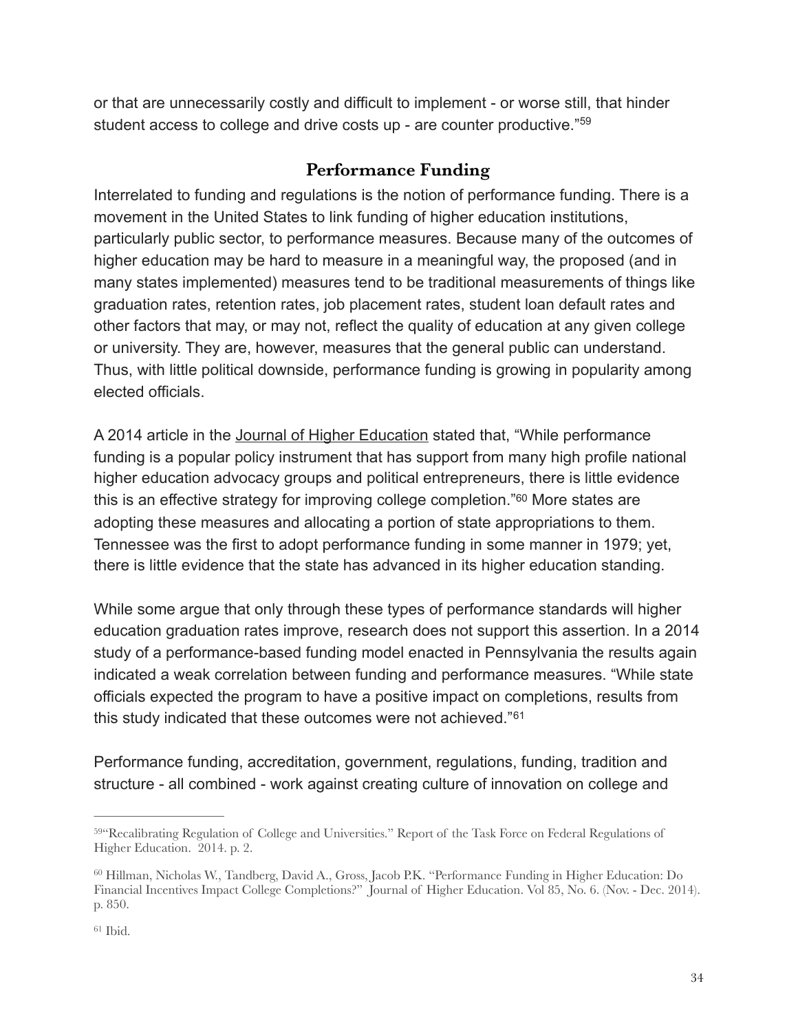or that are unnecessarily costly and difficult to implement - or worse still, that hinder student access to college and drive costs up - are counter productive."[59]

## Performance Funding

Interrelated to funding and regulations is the notion of performance funding. There is a movement in the United States to link funding of higher education institutions, particularly public sector, to performance measures. Because many of the outcomes of higher education may be hard to measure in a meaningful way, the proposed (and in many states implemented) measures tend to be traditional measurements of things like graduation rates, retention rates, job placement rates, student loan default rates and other factors that may, or may not, reflect the quality of education at any given college or university. They are, however, measures that the general public can understand. Thus, with little political downside, performance funding is growing in popularity among elected officials.

A 2014 article in the Journal of Higher Education stated that, "While performance funding is a popular policy instrument that has support from many high profile national higher education advocacy groups and political entrepreneurs, there is little evidence this is an effective strategy for improving college completion."[60] More states are adopting these measures and allocating a portion of state appropriations to them. Tennessee was the first to adopt performance funding in some manner in 1979; yet, there is little evidence that the state has advanced in its higher education standing.

While some argue that only through these types of performance standards will higher education graduation rates improve, research does not support this assertion. In a 2014 study of a performance-based funding model enacted in Pennsylvania the results again indicated a weak correlation between funding and performance measures. "While state officials expected the program to have a positive impact on completions, results from this study indicated that these outcomes were not achieved."[61]

Performance funding, accreditation, government, regulations, funding, tradition and structure - all combined - work against creating culture of innovation on college and

---

[59] "Recalibrating Regulation of College and Universities." Report of the Task Force on Federal Regulations of Higher Education. 2014. p. 2.

[60] Hillman, Nicholas W., Tandberg, David A., Gross, Jacob P.K. "Performance Funding in Higher Education: Do Financial Incentives Impact College Completions?" Journal of Higher Education. Vol 85, No. 6. (Nov. - Dec. 2014). p. 850.

[61] Ibid.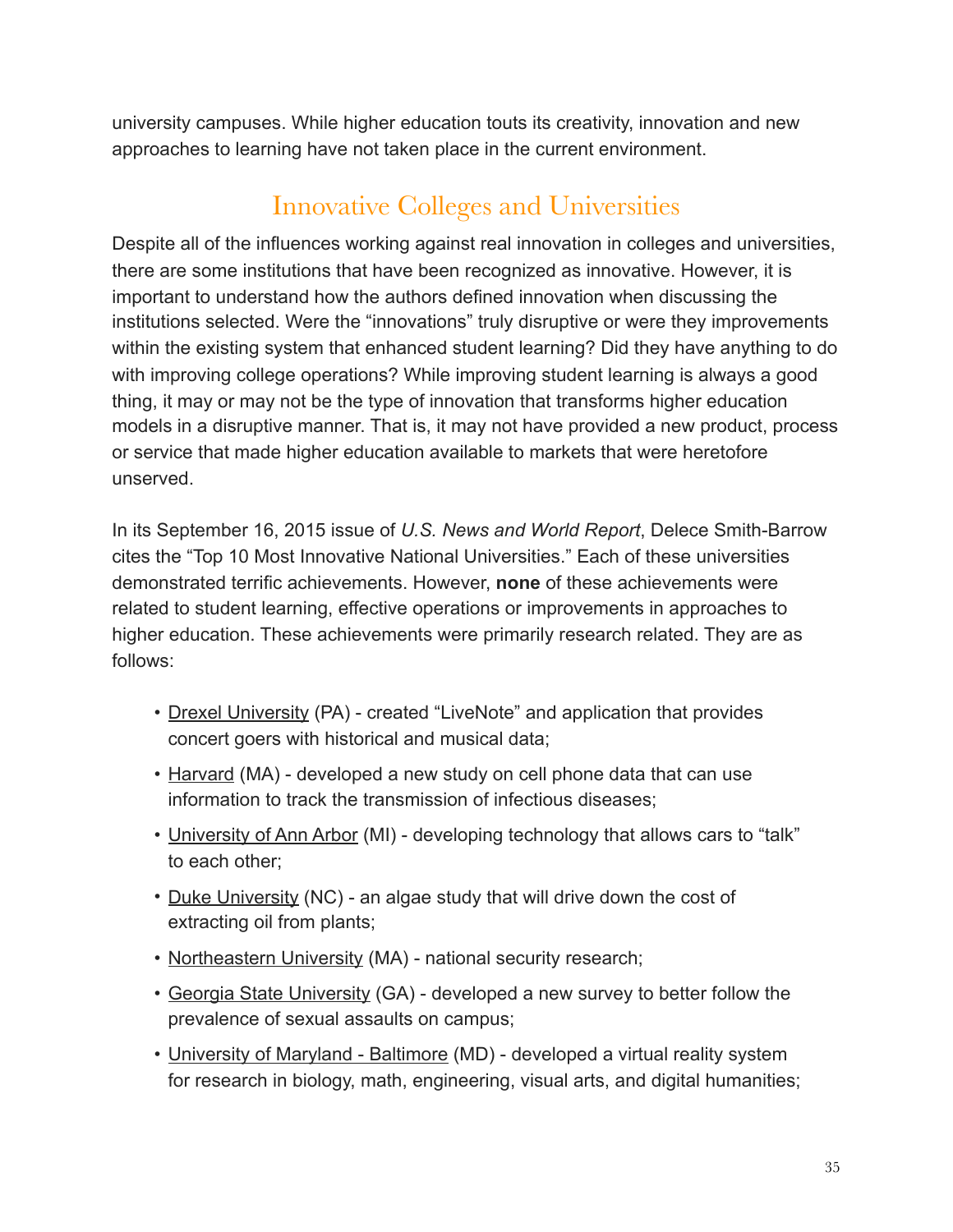university campuses. While higher education touts its creativity, innovation and new approaches to learning have not taken place in the current environment.

## Innovative Colleges and Universities

Despite all of the influences working against real innovation in colleges and universities, there are some institutions that have been recognized as innovative. However, it is important to understand how the authors defined innovation when discussing the institutions selected. Were the "innovations" truly disruptive or were they improvements within the existing system that enhanced student learning? Did they have anything to do with improving college operations? While improving student learning is always a good thing, it may or may not be the type of innovation that transforms higher education models in a disruptive manner. That is, it may not have provided a new product, process or service that made higher education available to markets that were heretofore unserved.

In its September 16, 2015 issue of *U.S. News and World Report*, Delece Smith-Barrow cites the "Top 10 Most Innovative National Universities." Each of these universities demonstrated terrific achievements. However, **none** of these achievements were related to student learning, effective operations or improvements in approaches to higher education. These achievements were primarily research related. They are as follows:

- Drexel University (PA) - created "LiveNote" and application that provides concert goers with historical and musical data;
- Harvard (MA) - developed a new study on cell phone data that can use information to track the transmission of infectious diseases;
- University of Ann Arbor (MI) - developing technology that allows cars to "talk" to each other;
- Duke University (NC) - an algae study that will drive down the cost of extracting oil from plants;
- Northeastern University (MA) - national security research;
- Georgia State University (GA) - developed a new survey to better follow the prevalence of sexual assaults on campus;
- University of Maryland - Baltimore (MD) - developed a virtual reality system for research in biology, math, engineering, visual arts, and digital humanities;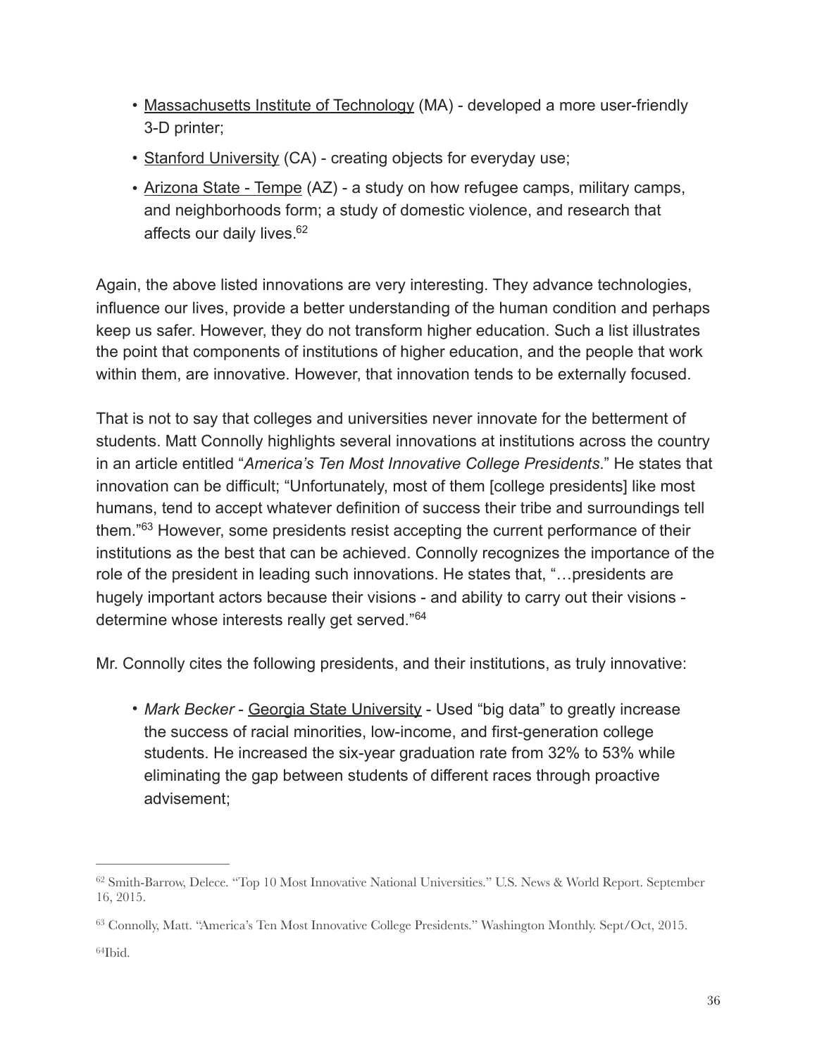- Massachusetts Institute of Technology (MA) - developed a more user-friendly 3-D printer;
- Stanford University (CA) - creating objects for everyday use;
- Arizona State - Tempe (AZ) - a study on how refugee camps, military camps, and neighborhoods form; a study of domestic violence, and research that affects our daily lives.[62]

Again, the above listed innovations are very interesting. They advance technologies, influence our lives, provide a better understanding of the human condition and perhaps keep us safer. However, they do not transform higher education. Such a list illustrates the point that components of institutions of higher education, and the people that work within them, are innovative. However, that innovation tends to be externally focused.

That is not to say that colleges and universities never innovate for the betterment of students. Matt Connolly highlights several innovations at institutions across the country in an article entitled "*America's Ten Most Innovative College Presidents*." He states that innovation can be difficult; "Unfortunately, most of them [college presidents] like most humans, tend to accept whatever definition of success their tribe and surroundings tell them."[63] However, some presidents resist accepting the current performance of their institutions as the best that can be achieved. Connolly recognizes the importance of the role of the president in leading such innovations. He states that, "…presidents are hugely important actors because their visions - and ability to carry out their visions - determine whose interests really get served."[64]

Mr. Connolly cites the following presidents, and their institutions, as truly innovative:

- *Mark Becker* - Georgia State University - Used "big data" to greatly increase the success of racial minorities, low-income, and first-generation college students. He increased the six-year graduation rate from 32% to 53% while eliminating the gap between students of different races through proactive advisement;

---

[62] Smith-Barrow, Delece. "Top 10 Most Innovative National Universities." U.S. News & World Report. September 16, 2015.

[63] Connolly, Matt. "America's Ten Most Innovative College Presidents." Washington Monthly. Sept/Oct, 2015.

[64] Ibid.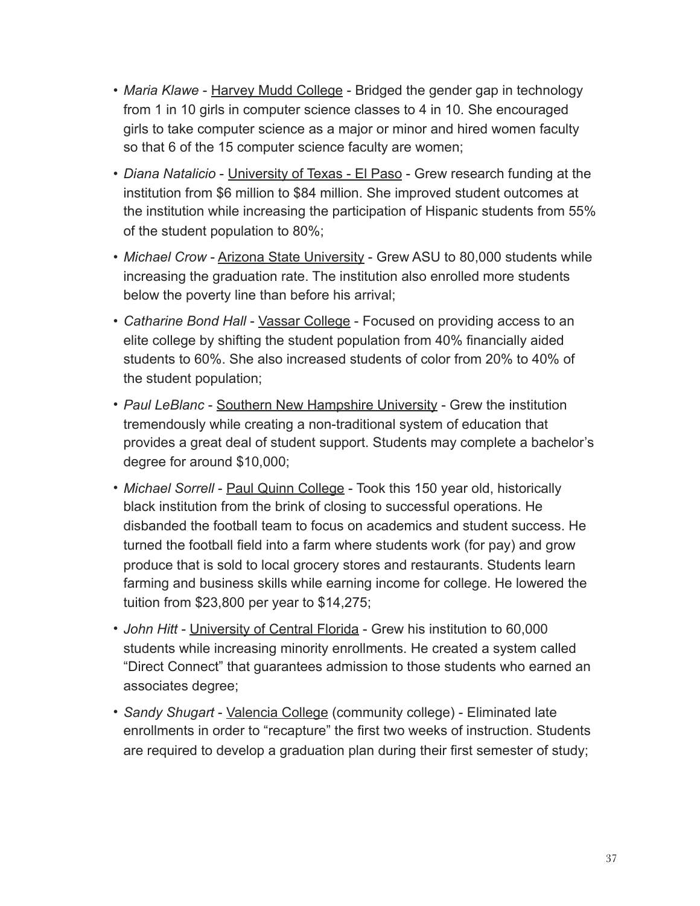- *Maria Klawe* - Harvey Mudd College - Bridged the gender gap in technology from 1 in 10 girls in computer science classes to 4 in 10. She encouraged girls to take computer science as a major or minor and hired women faculty so that 6 of the 15 computer science faculty are women;
- *Diana Natalicio* - University of Texas - El Paso - Grew research funding at the institution from $6 million to $84 million. She improved student outcomes at the institution while increasing the participation of Hispanic students from 55% of the student population to 80%;
- *Michael Crow* - Arizona State University - Grew ASU to 80,000 students while increasing the graduation rate. The institution also enrolled more students below the poverty line than before his arrival;
- *Catharine Bond Hall* - Vassar College - Focused on providing access to an elite college by shifting the student population from 40% financially aided students to 60%. She also increased students of color from 20% to 40% of the student population;
- *Paul LeBlanc* - Southern New Hampshire University - Grew the institution tremendously while creating a non-traditional system of education that provides a great deal of student support. Students may complete a bachelor's degree for around $10,000;
- *Michael Sorrell* - Paul Quinn College - Took this 150 year old, historically black institution from the brink of closing to successful operations. He disbanded the football team to focus on academics and student success. He turned the football field into a farm where students work (for pay) and grow produce that is sold to local grocery stores and restaurants. Students learn farming and business skills while earning income for college. He lowered the tuition from $23,800 per year to $14,275;
- *John Hitt* - University of Central Florida - Grew his institution to 60,000 students while increasing minority enrollments. He created a system called "Direct Connect" that guarantees admission to those students who earned an associates degree;
- *Sandy Shugart* - Valencia College (community college) - Eliminated late enrollments in order to "recapture" the first two weeks of instruction. Students are required to develop a graduation plan during their first semester of study;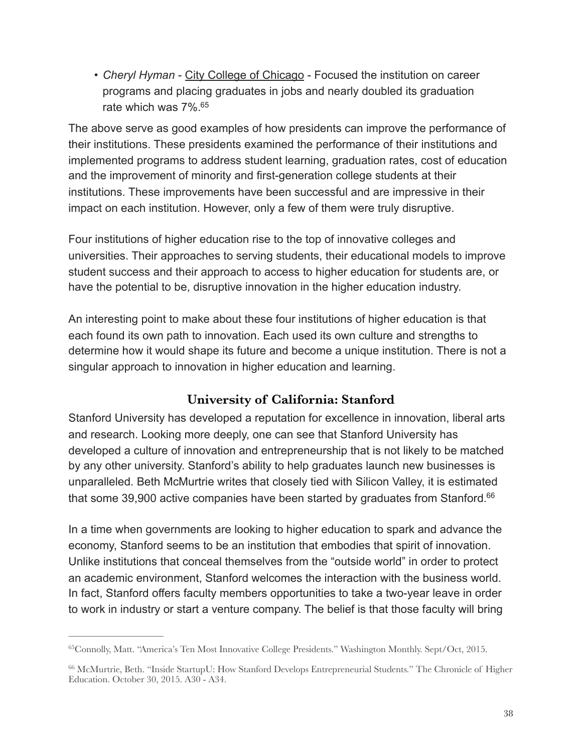- *Cheryl Hyman* - City College of Chicago - Focused the institution on career programs and placing graduates in jobs and nearly doubled its graduation rate which was 7%.[65]

The above serve as good examples of how presidents can improve the performance of their institutions. These presidents examined the performance of their institutions and implemented programs to address student learning, graduation rates, cost of education and the improvement of minority and first-generation college students at their institutions. These improvements have been successful and are impressive in their impact on each institution. However, only a few of them were truly disruptive.

Four institutions of higher education rise to the top of innovative colleges and universities. Their approaches to serving students, their educational models to improve student success and their approach to access to higher education for students are, or have the potential to be, disruptive innovation in the higher education industry.

An interesting point to make about these four institutions of higher education is that each found its own path to innovation. Each used its own culture and strengths to determine how it would shape its future and become a unique institution. There is not a singular approach to innovation in higher education and learning.

## University of California: Stanford

Stanford University has developed a reputation for excellence in innovation, liberal arts and research. Looking more deeply, one can see that Stanford University has developed a culture of innovation and entrepreneurship that is not likely to be matched by any other university. Stanford's ability to help graduates launch new businesses is unparalleled. Beth McMurtrie writes that closely tied with Silicon Valley, it is estimated that some 39,900 active companies have been started by graduates from Stanford.[66]

In a time when governments are looking to higher education to spark and advance the economy, Stanford seems to be an institution that embodies that spirit of innovation. Unlike institutions that conceal themselves from the "outside world" in order to protect an academic environment, Stanford welcomes the interaction with the business world. In fact, Stanford offers faculty members opportunities to take a two-year leave in order to work in industry or start a venture company. The belief is that those faculty will bring

---

[65] Connolly, Matt. "America's Ten Most Innovative College Presidents." Washington Monthly. Sept/Oct, 2015.

[66] McMurtrie, Beth. "Inside StartupU: How Stanford Develops Entrepreneurial Students." The Chronicle of Higher Education. October 30, 2015. A30 - A34.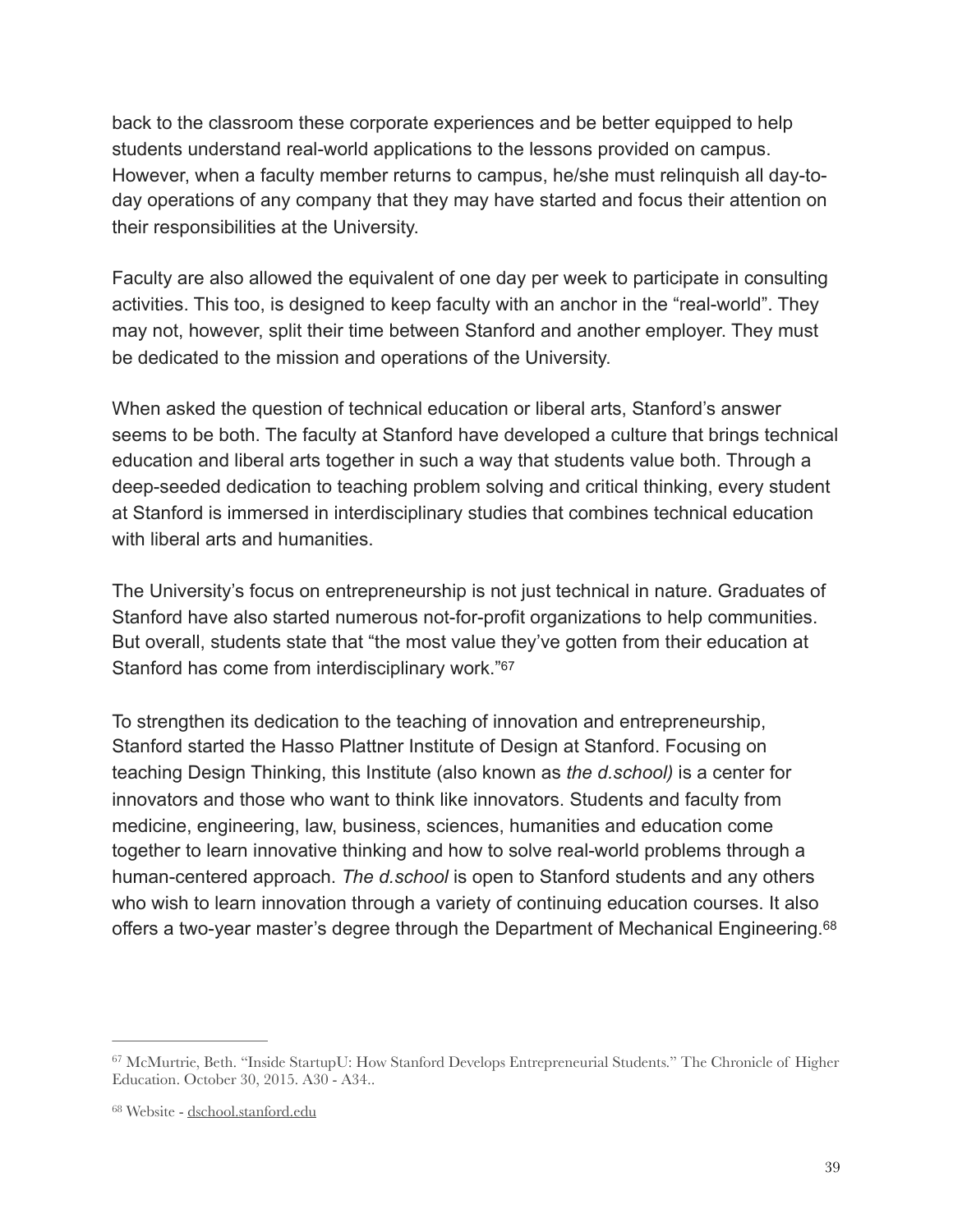back to the classroom these corporate experiences and be better equipped to help students understand real-world applications to the lessons provided on campus. However, when a faculty member returns to campus, he/she must relinquish all day-to-day operations of any company that they may have started and focus their attention on their responsibilities at the University.

Faculty are also allowed the equivalent of one day per week to participate in consulting activities. This too, is designed to keep faculty with an anchor in the "real-world". They may not, however, split their time between Stanford and another employer. They must be dedicated to the mission and operations of the University.

When asked the question of technical education or liberal arts, Stanford's answer seems to be both. The faculty at Stanford have developed a culture that brings technical education and liberal arts together in such a way that students value both. Through a deep-seeded dedication to teaching problem solving and critical thinking, every student at Stanford is immersed in interdisciplinary studies that combines technical education with liberal arts and humanities.

The University's focus on entrepreneurship is not just technical in nature. Graduates of Stanford have also started numerous not-for-profit organizations to help communities. But overall, students state that "the most value they've gotten from their education at Stanford has come from interdisciplinary work."[67]

To strengthen its dedication to the teaching of innovation and entrepreneurship, Stanford started the Hasso Plattner Institute of Design at Stanford. Focusing on teaching Design Thinking, this Institute (also known as *the d.school)* is a center for innovators and those who want to think like innovators. Students and faculty from medicine, engineering, law, business, sciences, humanities and education come together to learn innovative thinking and how to solve real-world problems through a human-centered approach. *The d.school* is open to Stanford students and any others who wish to learn innovation through a variety of continuing education courses. It also offers a two-year master's degree through the Department of Mechanical Engineering.[68]

---

[67] McMurtrie, Beth. "Inside StartupU: How Stanford Develops Entrepreneurial Students." The Chronicle of Higher Education. October 30, 2015. A30 - A34..

[68] Website - dschool.stanford.edu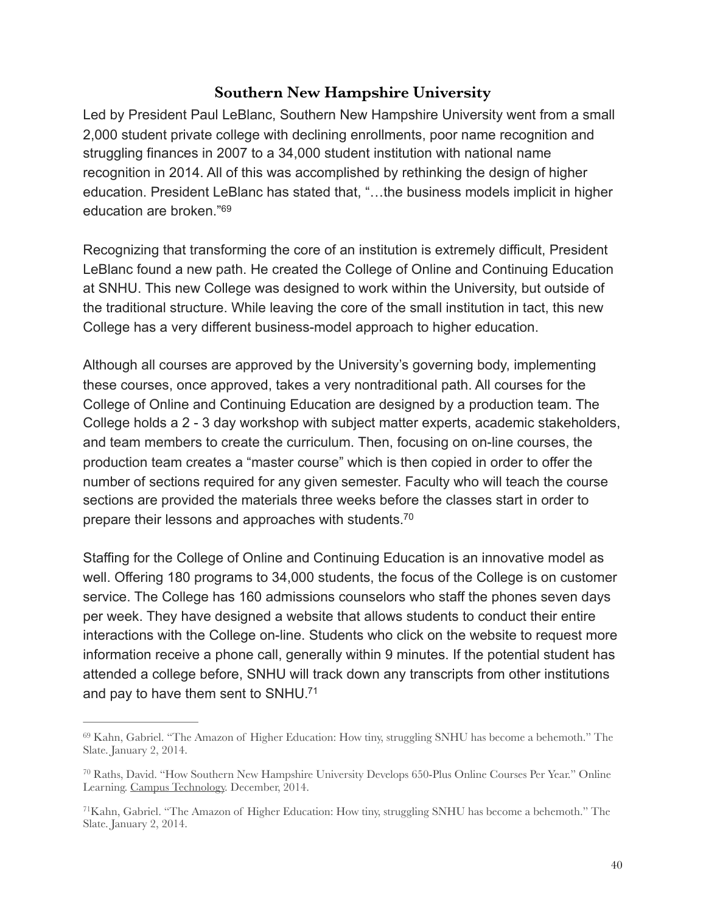## Southern New Hampshire University

Led by President Paul LeBlanc, Southern New Hampshire University went from a small 2,000 student private college with declining enrollments, poor name recognition and struggling finances in 2007 to a 34,000 student institution with national name recognition in 2014. All of this was accomplished by rethinking the design of higher education. President LeBlanc has stated that, "…the business models implicit in higher education are broken."[69]

Recognizing that transforming the core of an institution is extremely difficult, President LeBlanc found a new path. He created the College of Online and Continuing Education at SNHU. This new College was designed to work within the University, but outside of the traditional structure. While leaving the core of the small institution in tact, this new College has a very different business-model approach to higher education.

Although all courses are approved by the University's governing body, implementing these courses, once approved, takes a very nontraditional path. All courses for the College of Online and Continuing Education are designed by a production team. The College holds a 2 - 3 day workshop with subject matter experts, academic stakeholders, and team members to create the curriculum. Then, focusing on on-line courses, the production team creates a "master course" which is then copied in order to offer the number of sections required for any given semester. Faculty who will teach the course sections are provided the materials three weeks before the classes start in order to prepare their lessons and approaches with students.[70]

Staffing for the College of Online and Continuing Education is an innovative model as well. Offering 180 programs to 34,000 students, the focus of the College is on customer service. The College has 160 admissions counselors who staff the phones seven days per week. They have designed a website that allows students to conduct their entire interactions with the College on-line. Students who click on the website to request more information receive a phone call, generally within 9 minutes. If the potential student has attended a college before, SNHU will track down any transcripts from other institutions and pay to have them sent to SNHU.[71]

---

[69] Kahn, Gabriel. "The Amazon of Higher Education: How tiny, struggling SNHU has become a behemoth." The Slate. January 2, 2014.

[70] Raths, David. "How Southern New Hampshire University Develops 650-Plus Online Courses Per Year." Online Learning. Campus Technology. December, 2014.

[71] Kahn, Gabriel. "The Amazon of Higher Education: How tiny, struggling SNHU has become a behemoth." The Slate. January 2, 2014.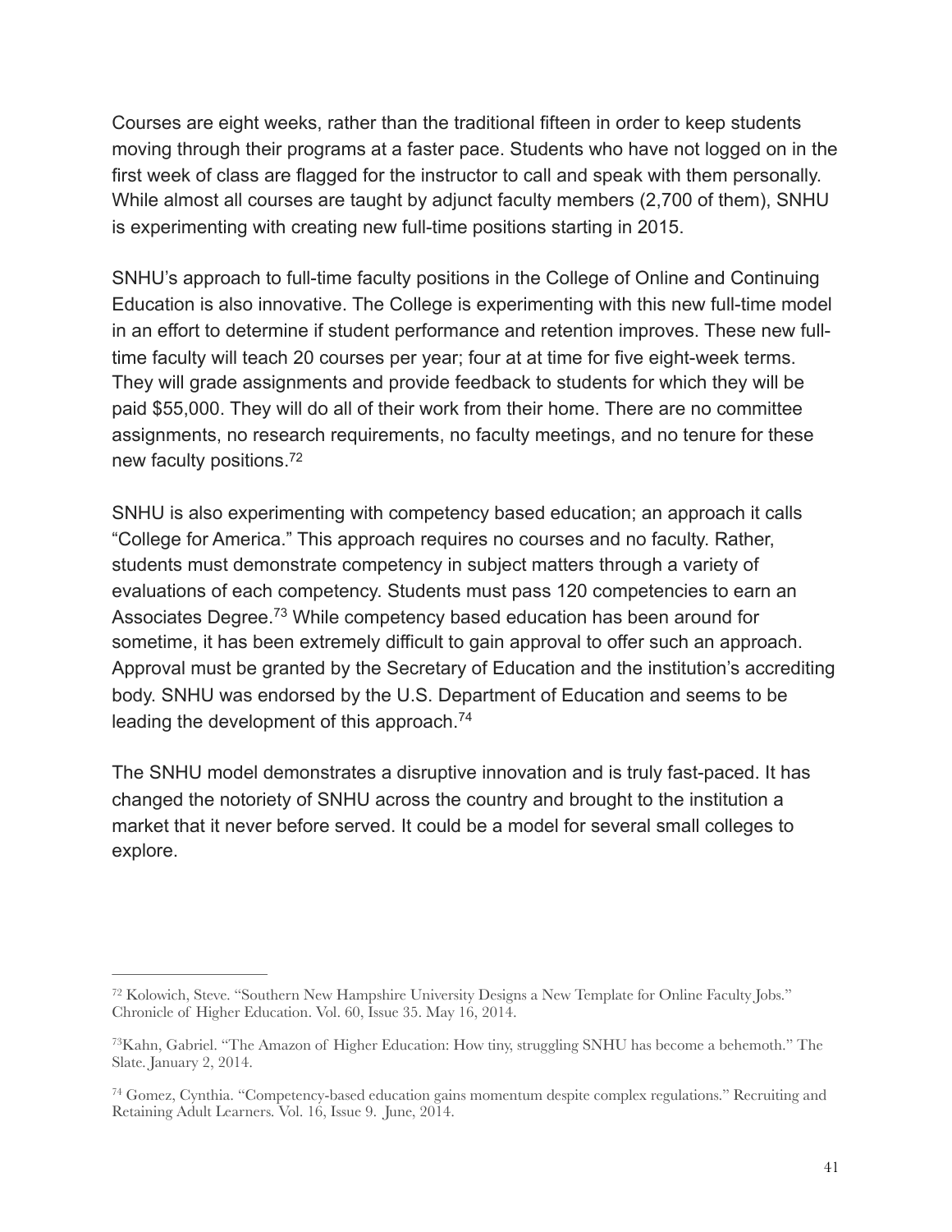Courses are eight weeks, rather than the traditional fifteen in order to keep students moving through their programs at a faster pace. Students who have not logged on in the first week of class are flagged for the instructor to call and speak with them personally. While almost all courses are taught by adjunct faculty members (2,700 of them), SNHU is experimenting with creating new full-time positions starting in 2015.

SNHU's approach to full-time faculty positions in the College of Online and Continuing Education is also innovative. The College is experimenting with this new full-time model in an effort to determine if student performance and retention improves. These new full-time faculty will teach 20 courses per year; four at at time for five eight-week terms. They will grade assignments and provide feedback to students for which they will be paid $55,000. They will do all of their work from their home. There are no committee assignments, no research requirements, no faculty meetings, and no tenure for these new faculty positions.[72]

SNHU is also experimenting with competency based education; an approach it calls "College for America." This approach requires no courses and no faculty. Rather, students must demonstrate competency in subject matters through a variety of evaluations of each competency. Students must pass 120 competencies to earn an Associates Degree.[73] While competency based education has been around for sometime, it has been extremely difficult to gain approval to offer such an approach. Approval must be granted by the Secretary of Education and the institution's accrediting body. SNHU was endorsed by the U.S. Department of Education and seems to be leading the development of this approach.[74]

The SNHU model demonstrates a disruptive innovation and is truly fast-paced. It has changed the notoriety of SNHU across the country and brought to the institution a market that it never before served. It could be a model for several small colleges to explore.

---

[72] Kolowich, Steve. "Southern New Hampshire University Designs a New Template for Online Faculty Jobs." Chronicle of Higher Education. Vol. 60, Issue 35. May 16, 2014.

[73] Kahn, Gabriel. "The Amazon of Higher Education: How tiny, struggling SNHU has become a behemoth." The Slate. January 2, 2014.

[74] Gomez, Cynthia. "Competency-based education gains momentum despite complex regulations." Recruiting and Retaining Adult Learners. Vol. 16, Issue 9. June, 2014.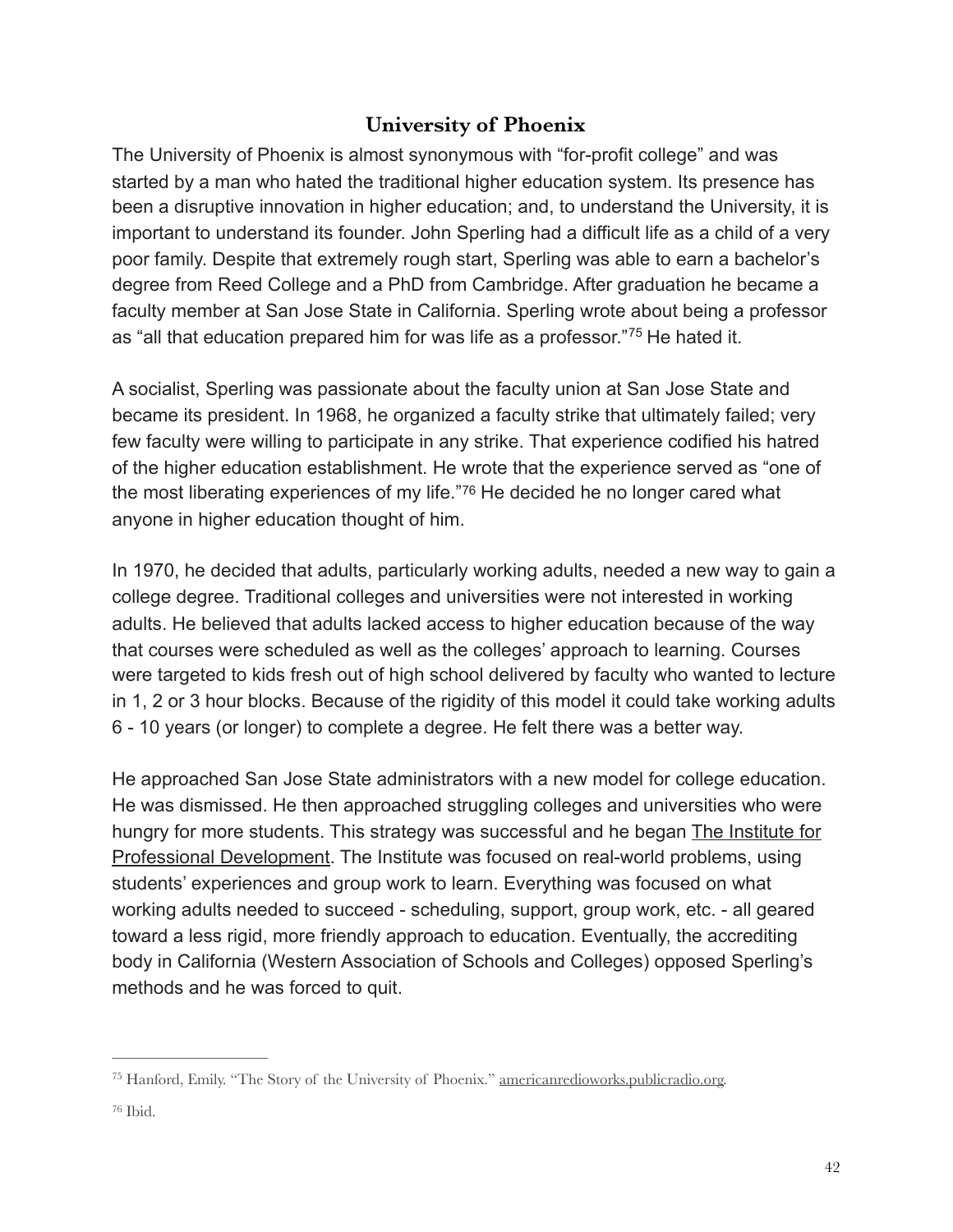## University of Phoenix

The University of Phoenix is almost synonymous with “for-profit college” and was started by a man who hated the traditional higher education system. Its presence has been a disruptive innovation in higher education; and, to understand the University, it is important to understand its founder. John Sperling had a difficult life as a child of a very poor family. Despite that extremely rough start, Sperling was able to earn a bachelor’s degree from Reed College and a PhD from Cambridge. After graduation he became a faculty member at San Jose State in California. Sperling wrote about being a professor as “all that education prepared him for was life as a professor.”[75] He hated it.

A socialist, Sperling was passionate about the faculty union at San Jose State and became its president. In 1968, he organized a faculty strike that ultimately failed; very few faculty were willing to participate in any strike. That experience codified his hatred of the higher education establishment. He wrote that the experience served as “one of the most liberating experiences of my life.”[76] He decided he no longer cared what anyone in higher education thought of him.

In 1970, he decided that adults, particularly working adults, needed a new way to gain a college degree. Traditional colleges and universities were not interested in working adults. He believed that adults lacked access to higher education because of the way that courses were scheduled as well as the colleges’ approach to learning. Courses were targeted to kids fresh out of high school delivered by faculty who wanted to lecture in 1, 2 or 3 hour blocks. Because of the rigidity of this model it could take working adults 6 - 10 years (or longer) to complete a degree. He felt there was a better way.

He approached San Jose State administrators with a new model for college education. He was dismissed. He then approached struggling colleges and universities who were hungry for more students. This strategy was successful and he began The Institute for Professional Development. The Institute was focused on real-world problems, using students’ experiences and group work to learn. Everything was focused on what working adults needed to succeed - scheduling, support, group work, etc. - all geared toward a less rigid, more friendly approach to education. Eventually, the accrediting body in California (Western Association of Schools and Colleges) opposed Sperling’s methods and he was forced to quit.

---

[75] Hanford, Emily. “The Story of the University of Phoenix.” americanredioworks.publicradio.org.

[76] Ibid.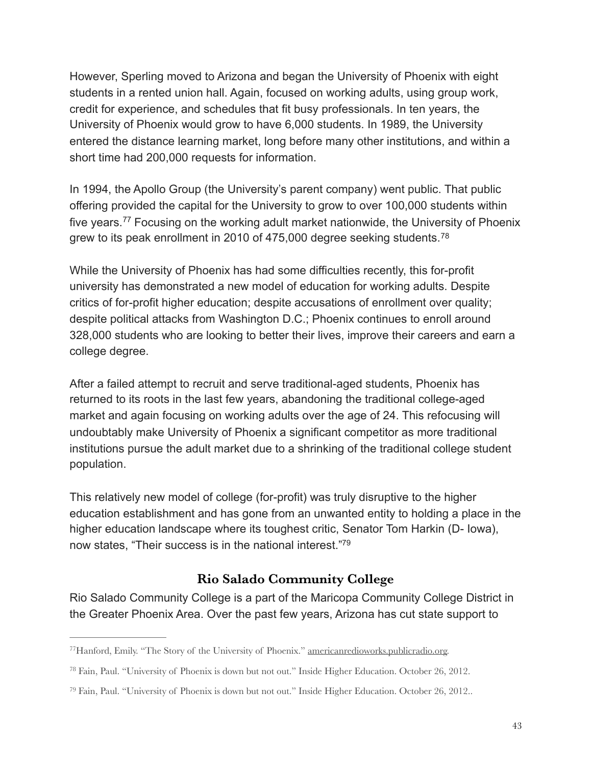However, Sperling moved to Arizona and began the University of Phoenix with eight students in a rented union hall. Again, focused on working adults, using group work, credit for experience, and schedules that fit busy professionals. In ten years, the University of Phoenix would grow to have 6,000 students. In 1989, the University entered the distance learning market, long before many other institutions, and within a short time had 200,000 requests for information.

In 1994, the Apollo Group (the University's parent company) went public. That public offering provided the capital for the University to grow to over 100,000 students within five years.[77] Focusing on the working adult market nationwide, the University of Phoenix grew to its peak enrollment in 2010 of 475,000 degree seeking students.[78]

While the University of Phoenix has had some difficulties recently, this for-profit university has demonstrated a new model of education for working adults. Despite critics of for-profit higher education; despite accusations of enrollment over quality; despite political attacks from Washington D.C.; Phoenix continues to enroll around 328,000 students who are looking to better their lives, improve their careers and earn a college degree.

After a failed attempt to recruit and serve traditional-aged students, Phoenix has returned to its roots in the last few years, abandoning the traditional college-aged market and again focusing on working adults over the age of 24. This refocusing will undoubtably make University of Phoenix a significant competitor as more traditional institutions pursue the adult market due to a shrinking of the traditional college student population.

This relatively new model of college (for-profit) was truly disruptive to the higher education establishment and has gone from an unwanted entity to holding a place in the higher education landscape where its toughest critic, Senator Tom Harkin (D- Iowa), now states, "Their success is in the national interest."[79]

## Rio Salado Community College

Rio Salado Community College is a part of the Maricopa Community College District in the Greater Phoenix Area. Over the past few years, Arizona has cut state support to

---

[77] Hanford, Emily. "The Story of the University of Phoenix." americanredioworks.publicradio.org.

[78] Fain, Paul. "University of Phoenix is down but not out." Inside Higher Education. October 26, 2012.

[79] Fain, Paul. "University of Phoenix is down but not out." Inside Higher Education. October 26, 2012..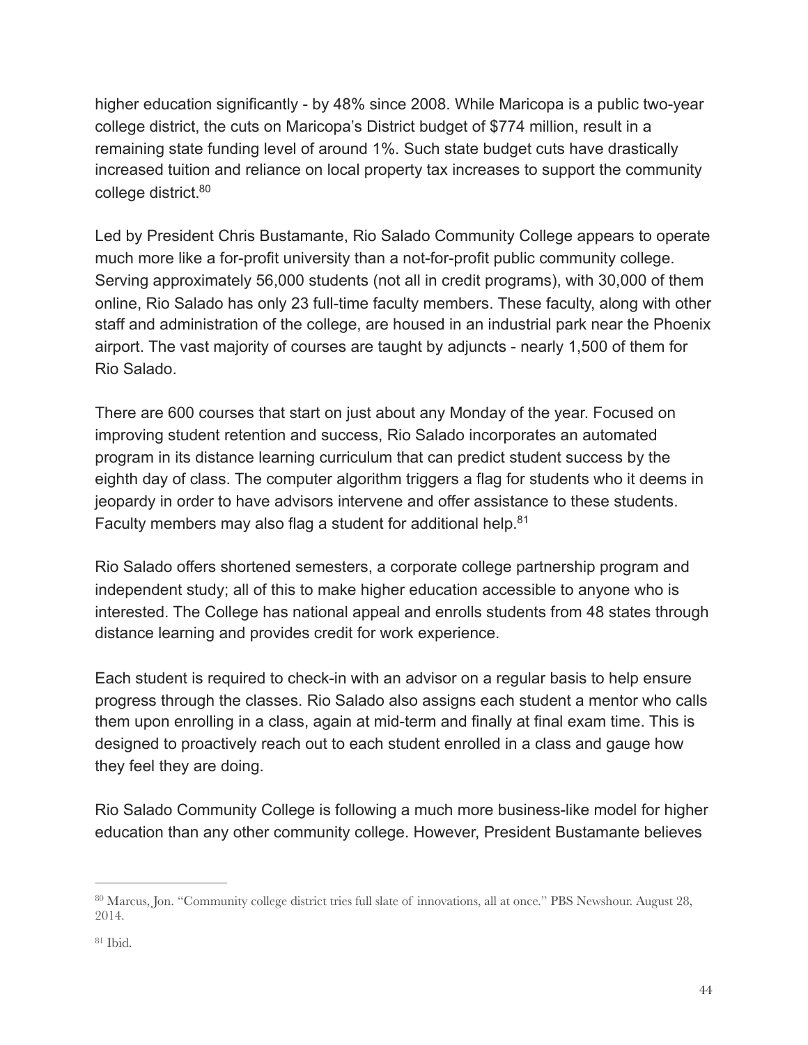higher education significantly - by 48% since 2008. While Maricopa is a public two-year college district, the cuts on Maricopa's District budget of $774 million, result in a remaining state funding level of around 1%. Such state budget cuts have drastically increased tuition and reliance on local property tax increases to support the community college district.[80]

Led by President Chris Bustamante, Rio Salado Community College appears to operate much more like a for-profit university than a not-for-profit public community college. Serving approximately 56,000 students (not all in credit programs), with 30,000 of them online, Rio Salado has only 23 full-time faculty members. These faculty, along with other staff and administration of the college, are housed in an industrial park near the Phoenix airport. The vast majority of courses are taught by adjuncts - nearly 1,500 of them for Rio Salado.

There are 600 courses that start on just about any Monday of the year. Focused on improving student retention and success, Rio Salado incorporates an automated program in its distance learning curriculum that can predict student success by the eighth day of class. The computer algorithm triggers a flag for students who it deems in jeopardy in order to have advisors intervene and offer assistance to these students. Faculty members may also flag a student for additional help.[81]

Rio Salado offers shortened semesters, a corporate college partnership program and independent study; all of this to make higher education accessible to anyone who is interested. The College has national appeal and enrolls students from 48 states through distance learning and provides credit for work experience.

Each student is required to check-in with an advisor on a regular basis to help ensure progress through the classes. Rio Salado also assigns each student a mentor who calls them upon enrolling in a class, again at mid-term and finally at final exam time. This is designed to proactively reach out to each student enrolled in a class and gauge how they feel they are doing.

Rio Salado Community College is following a much more business-like model for higher education than any other community college. However, President Bustamante believes

---

[80] Marcus, Jon. "Community college district tries full slate of innovations, all at once." PBS Newshour. August 28, 2014.

[81] Ibid.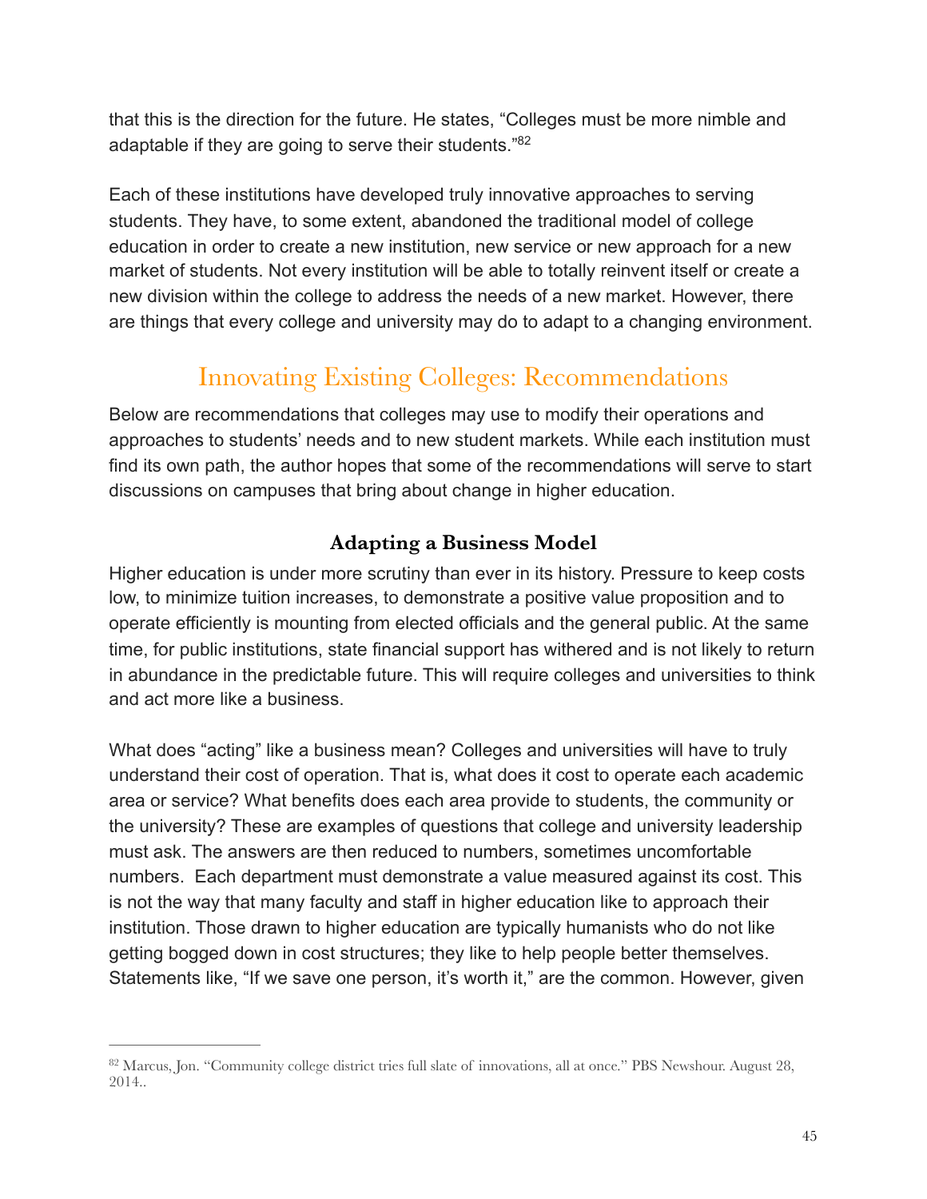that this is the direction for the future. He states, "Colleges must be more nimble and adaptable if they are going to serve their students."[82]

Each of these institutions have developed truly innovative approaches to serving students. They have, to some extent, abandoned the traditional model of college education in order to create a new institution, new service or new approach for a new market of students. Not every institution will be able to totally reinvent itself or create a new division within the college to address the needs of a new market. However, there are things that every college and university may do to adapt to a changing environment.

## Innovating Existing Colleges: Recommendations

Below are recommendations that colleges may use to modify their operations and approaches to students' needs and to new student markets. While each institution must find its own path, the author hopes that some of the recommendations will serve to start discussions on campuses that bring about change in higher education.

### Adapting a Business Model

Higher education is under more scrutiny than ever in its history. Pressure to keep costs low, to minimize tuition increases, to demonstrate a positive value proposition and to operate efficiently is mounting from elected officials and the general public. At the same time, for public institutions, state financial support has withered and is not likely to return in abundance in the predictable future. This will require colleges and universities to think and act more like a business.

What does "acting" like a business mean? Colleges and universities will have to truly understand their cost of operation. That is, what does it cost to operate each academic area or service? What benefits does each area provide to students, the community or the university? These are examples of questions that college and university leadership must ask. The answers are then reduced to numbers, sometimes uncomfortable numbers. Each department must demonstrate a value measured against its cost. This is not the way that many faculty and staff in higher education like to approach their institution. Those drawn to higher education are typically humanists who do not like getting bogged down in cost structures; they like to help people better themselves. Statements like, "If we save one person, it's worth it," are the common. However, given

---

[82] Marcus, Jon. "Community college district tries full slate of innovations, all at once." PBS Newshour. August 28, 2014..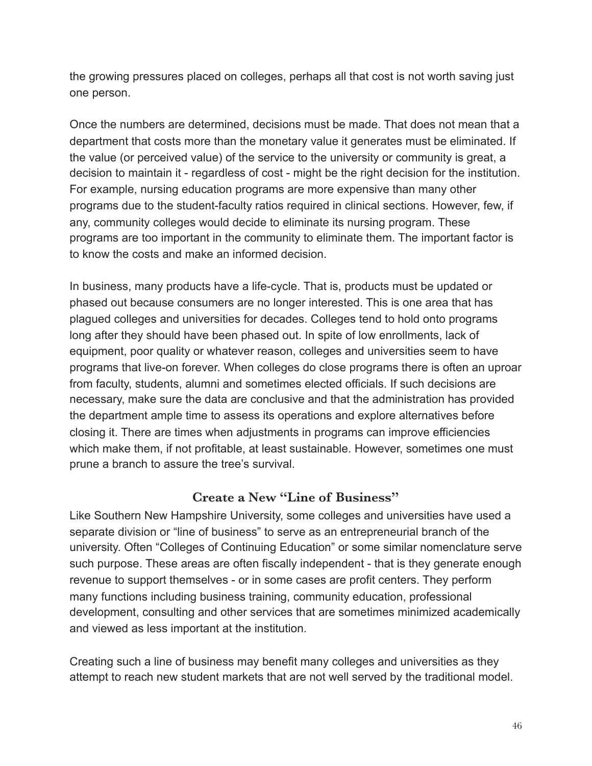the growing pressures placed on colleges, perhaps all that cost is not worth saving just one person.

Once the numbers are determined, decisions must be made. That does not mean that a department that costs more than the monetary value it generates must be eliminated. If the value (or perceived value) of the service to the university or community is great, a decision to maintain it - regardless of cost - might be the right decision for the institution. For example, nursing education programs are more expensive than many other programs due to the student-faculty ratios required in clinical sections. However, few, if any, community colleges would decide to eliminate its nursing program. These programs are too important in the community to eliminate them. The important factor is to know the costs and make an informed decision.

In business, many products have a life-cycle. That is, products must be updated or phased out because consumers are no longer interested. This is one area that has plagued colleges and universities for decades. Colleges tend to hold onto programs long after they should have been phased out. In spite of low enrollments, lack of equipment, poor quality or whatever reason, colleges and universities seem to have programs that live-on forever. When colleges do close programs there is often an uproar from faculty, students, alumni and sometimes elected officials. If such decisions are necessary, make sure the data are conclusive and that the administration has provided the department ample time to assess its operations and explore alternatives before closing it. There are times when adjustments in programs can improve efficiencies which make them, if not profitable, at least sustainable. However, sometimes one must prune a branch to assure the tree's survival.

### Create a New "Line of Business"

Like Southern New Hampshire University, some colleges and universities have used a separate division or "line of business" to serve as an entrepreneurial branch of the university. Often "Colleges of Continuing Education" or some similar nomenclature serve such purpose. These areas are often fiscally independent - that is they generate enough revenue to support themselves - or in some cases are profit centers. They perform many functions including business training, community education, professional development, consulting and other services that are sometimes minimized academically and viewed as less important at the institution.

Creating such a line of business may benefit many colleges and universities as they attempt to reach new student markets that are not well served by the traditional model.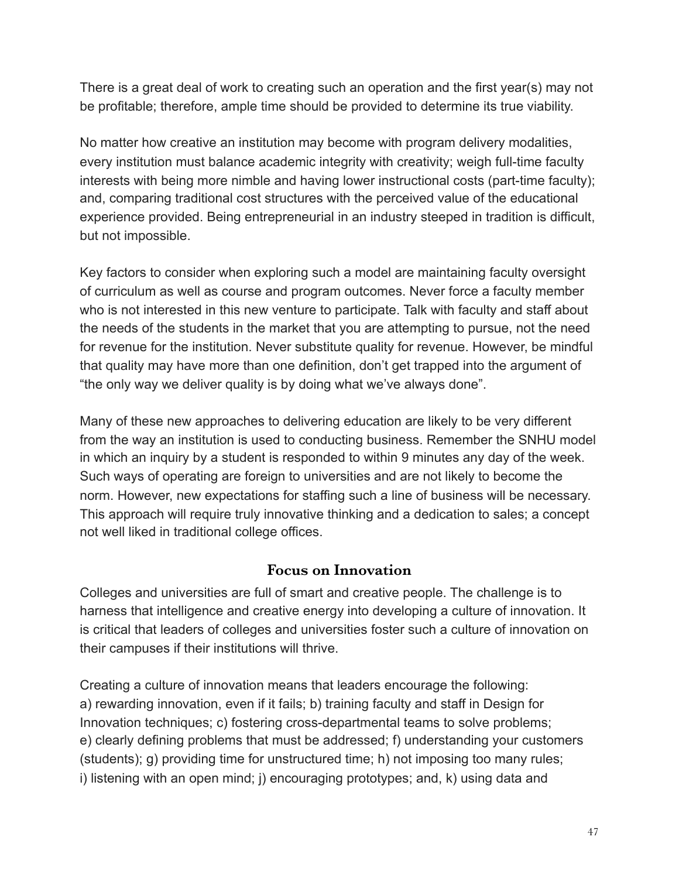There is a great deal of work to creating such an operation and the first year(s) may not be profitable; therefore, ample time should be provided to determine its true viability.

No matter how creative an institution may become with program delivery modalities, every institution must balance academic integrity with creativity; weigh full-time faculty interests with being more nimble and having lower instructional costs (part-time faculty); and, comparing traditional cost structures with the perceived value of the educational experience provided. Being entrepreneurial in an industry steeped in tradition is difficult, but not impossible.

Key factors to consider when exploring such a model are maintaining faculty oversight of curriculum as well as course and program outcomes. Never force a faculty member who is not interested in this new venture to participate. Talk with faculty and staff about the needs of the students in the market that you are attempting to pursue, not the need for revenue for the institution. Never substitute quality for revenue. However, be mindful that quality may have more than one definition, don't get trapped into the argument of "the only way we deliver quality is by doing what we've always done".

Many of these new approaches to delivering education are likely to be very different from the way an institution is used to conducting business. Remember the SNHU model in which an inquiry by a student is responded to within 9 minutes any day of the week. Such ways of operating are foreign to universities and are not likely to become the norm. However, new expectations for staffing such a line of business will be necessary. This approach will require truly innovative thinking and a dedication to sales; a concept not well liked in traditional college offices.

## Focus on Innovation

Colleges and universities are full of smart and creative people. The challenge is to harness that intelligence and creative energy into developing a culture of innovation. It is critical that leaders of colleges and universities foster such a culture of innovation on their campuses if their institutions will thrive.

Creating a culture of innovation means that leaders encourage the following: a) rewarding innovation, even if it fails; b) training faculty and staff in Design for Innovation techniques; c) fostering cross-departmental teams to solve problems; e) clearly defining problems that must be addressed; f) understanding your customers (students); g) providing time for unstructured time; h) not imposing too many rules; i) listening with an open mind; j) encouraging prototypes; and, k) using data and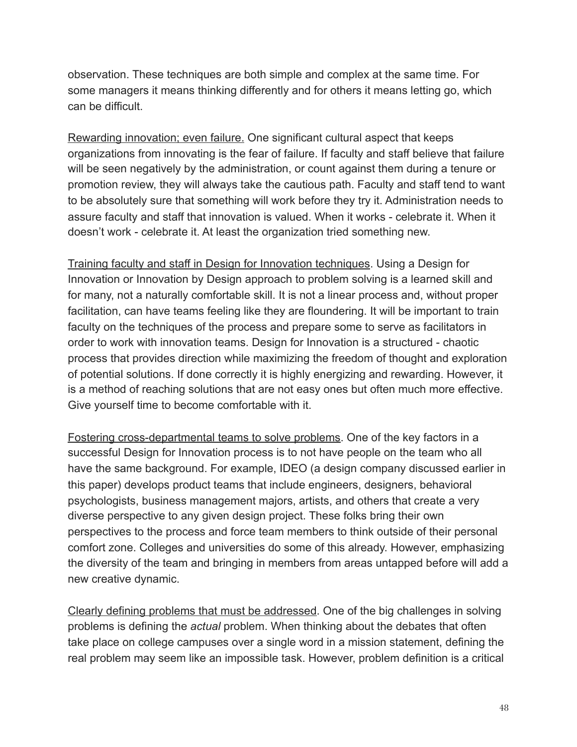observation. These techniques are both simple and complex at the same time. For some managers it means thinking differently and for others it means letting go, which can be difficult.

<u>Rewarding innovation; even failure.</u> One significant cultural aspect that keeps organizations from innovating is the fear of failure. If faculty and staff believe that failure will be seen negatively by the administration, or count against them during a tenure or promotion review, they will always take the cautious path. Faculty and staff tend to want to be absolutely sure that something will work before they try it. Administration needs to assure faculty and staff that innovation is valued. When it works - celebrate it. When it doesn't work - celebrate it. At least the organization tried something new.

<u>Training faculty and staff in Design for Innovation techniques</u>. Using a Design for Innovation or Innovation by Design approach to problem solving is a learned skill and for many, not a naturally comfortable skill. It is not a linear process and, without proper facilitation, can have teams feeling like they are floundering. It will be important to train faculty on the techniques of the process and prepare some to serve as facilitators in order to work with innovation teams. Design for Innovation is a structured - chaotic process that provides direction while maximizing the freedom of thought and exploration of potential solutions. If done correctly it is highly energizing and rewarding. However, it is a method of reaching solutions that are not easy ones but often much more effective. Give yourself time to become comfortable with it.

<u>Fostering cross-departmental teams to solve problems</u>. One of the key factors in a successful Design for Innovation process is to not have people on the team who all have the same background. For example, IDEO (a design company discussed earlier in this paper) develops product teams that include engineers, designers, behavioral psychologists, business management majors, artists, and others that create a very diverse perspective to any given design project. These folks bring their own perspectives to the process and force team members to think outside of their personal comfort zone. Colleges and universities do some of this already. However, emphasizing the diversity of the team and bringing in members from areas untapped before will add a new creative dynamic.

<u>Clearly defining problems that must be addressed</u>. One of the big challenges in solving problems is defining the *actual* problem. When thinking about the debates that often take place on college campuses over a single word in a mission statement, defining the real problem may seem like an impossible task. However, problem definition is a critical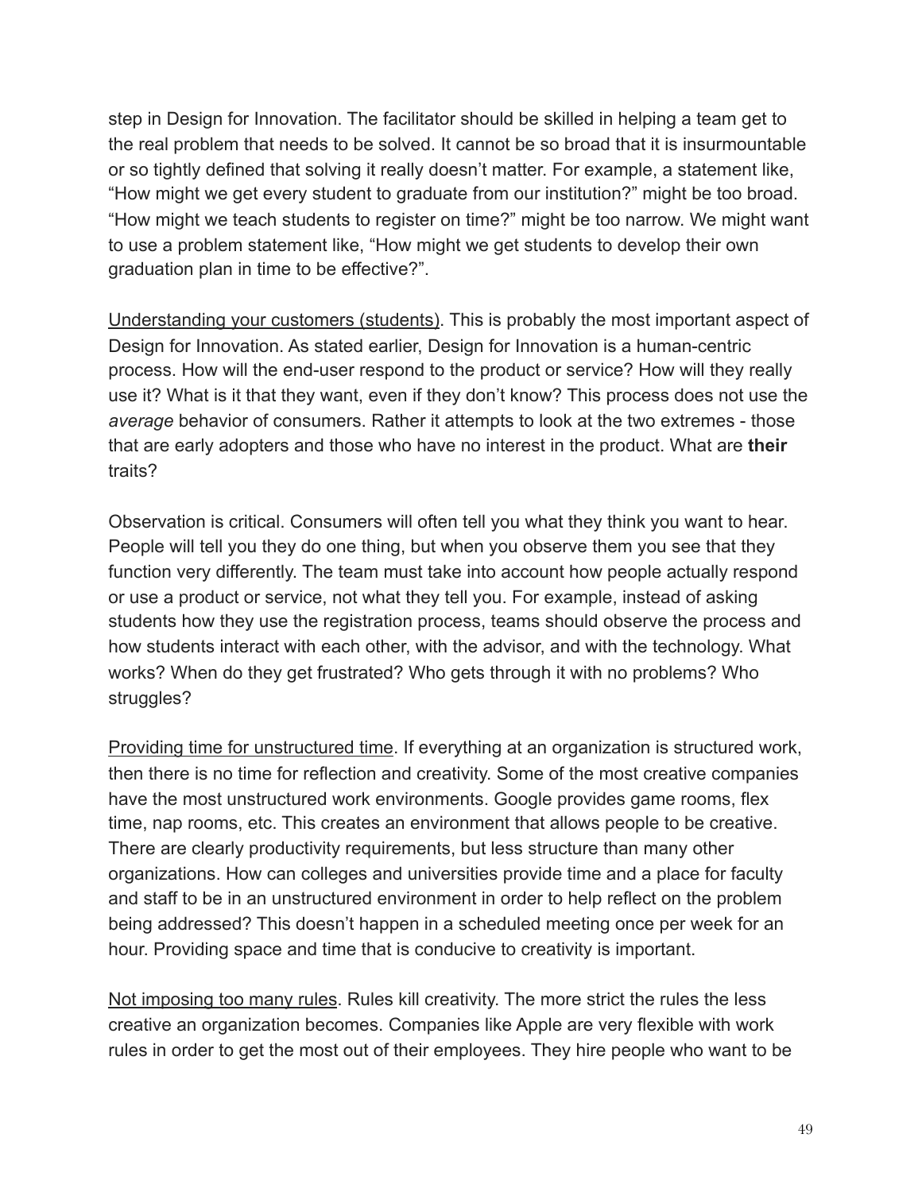step in Design for Innovation. The facilitator should be skilled in helping a team get to the real problem that needs to be solved. It cannot be so broad that it is insurmountable or so tightly defined that solving it really doesn't matter. For example, a statement like, "How might we get every student to graduate from our institution?" might be too broad. "How might we teach students to register on time?" might be too narrow. We might want to use a problem statement like, "How might we get students to develop their own graduation plan in time to be effective?".

<u>Understanding your customers (students)</u>. This is probably the most important aspect of Design for Innovation. As stated earlier, Design for Innovation is a human-centric process. How will the end-user respond to the product or service? How will they really use it? What is it that they want, even if they don't know? This process does not use the *average* behavior of consumers. Rather it attempts to look at the two extremes - those that are early adopters and those who have no interest in the product. What are **their** traits?

Observation is critical. Consumers will often tell you what they think you want to hear. People will tell you they do one thing, but when you observe them you see that they function very differently. The team must take into account how people actually respond or use a product or service, not what they tell you. For example, instead of asking students how they use the registration process, teams should observe the process and how students interact with each other, with the advisor, and with the technology. What works? When do they get frustrated? Who gets through it with no problems? Who struggles?

<u>Providing time for unstructured time</u>. If everything at an organization is structured work, then there is no time for reflection and creativity. Some of the most creative companies have the most unstructured work environments. Google provides game rooms, flex time, nap rooms, etc. This creates an environment that allows people to be creative. There are clearly productivity requirements, but less structure than many other organizations. How can colleges and universities provide time and a place for faculty and staff to be in an unstructured environment in order to help reflect on the problem being addressed? This doesn't happen in a scheduled meeting once per week for an hour. Providing space and time that is conducive to creativity is important.

<u>Not imposing too many rules</u>. Rules kill creativity. The more strict the rules the less creative an organization becomes. Companies like Apple are very flexible with work rules in order to get the most out of their employees. They hire people who want to be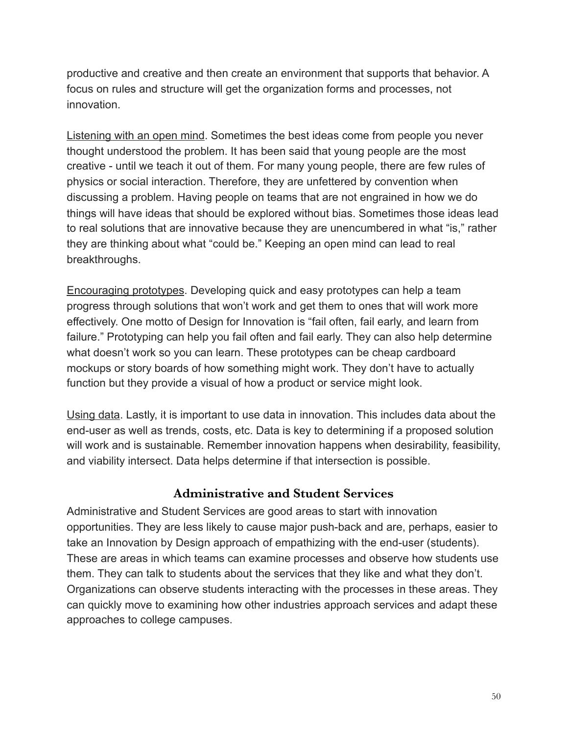productive and creative and then create an environment that supports that behavior. A focus on rules and structure will get the organization forms and processes, not innovation.

Listening with an open mind. Sometimes the best ideas come from people you never thought understood the problem. It has been said that young people are the most creative - until we teach it out of them. For many young people, there are few rules of physics or social interaction. Therefore, they are unfettered by convention when discussing a problem. Having people on teams that are not engrained in how we do things will have ideas that should be explored without bias. Sometimes those ideas lead to real solutions that are innovative because they are unencumbered in what "is," rather they are thinking about what "could be." Keeping an open mind can lead to real breakthroughs.

Encouraging prototypes. Developing quick and easy prototypes can help a team progress through solutions that won't work and get them to ones that will work more effectively. One motto of Design for Innovation is "fail often, fail early, and learn from failure." Prototyping can help you fail often and fail early. They can also help determine what doesn't work so you can learn. These prototypes can be cheap cardboard mockups or story boards of how something might work. They don't have to actually function but they provide a visual of how a product or service might look.

Using data. Lastly, it is important to use data in innovation. This includes data about the end-user as well as trends, costs, etc. Data is key to determining if a proposed solution will work and is sustainable. Remember innovation happens when desirability, feasibility, and viability intersect. Data helps determine if that intersection is possible.

## Administrative and Student Services

Administrative and Student Services are good areas to start with innovation opportunities. They are less likely to cause major push-back and are, perhaps, easier to take an Innovation by Design approach of empathizing with the end-user (students). These are areas in which teams can examine processes and observe how students use them. They can talk to students about the services that they like and what they don't. Organizations can observe students interacting with the processes in these areas. They can quickly move to examining how other industries approach services and adapt these approaches to college campuses.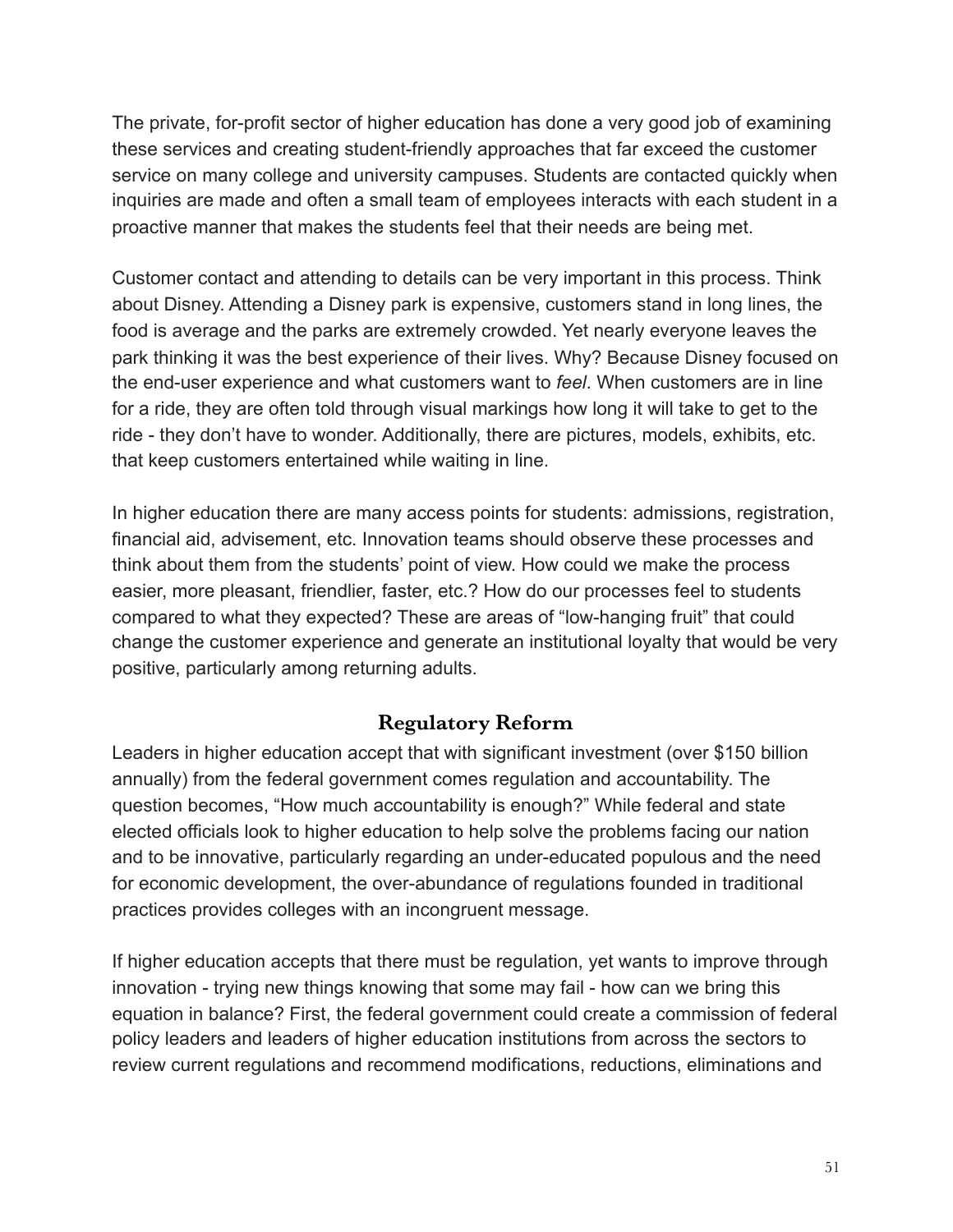The private, for-profit sector of higher education has done a very good job of examining these services and creating student-friendly approaches that far exceed the customer service on many college and university campuses. Students are contacted quickly when inquiries are made and often a small team of employees interacts with each student in a proactive manner that makes the students feel that their needs are being met.

Customer contact and attending to details can be very important in this process. Think about Disney. Attending a Disney park is expensive, customers stand in long lines, the food is average and the parks are extremely crowded. Yet nearly everyone leaves the park thinking it was the best experience of their lives. Why? Because Disney focused on the end-user experience and what customers want to *feel*. When customers are in line for a ride, they are often told through visual markings how long it will take to get to the ride - they don't have to wonder. Additionally, there are pictures, models, exhibits, etc. that keep customers entertained while waiting in line.

In higher education there are many access points for students: admissions, registration, financial aid, advisement, etc. Innovation teams should observe these processes and think about them from the students' point of view. How could we make the process easier, more pleasant, friendlier, faster, etc.? How do our processes feel to students compared to what they expected? These are areas of "low-hanging fruit" that could change the customer experience and generate an institutional loyalty that would be very positive, particularly among returning adults.

## Regulatory Reform

Leaders in higher education accept that with significant investment (over $150 billion annually) from the federal government comes regulation and accountability. The question becomes, "How much accountability is enough?" While federal and state elected officials look to higher education to help solve the problems facing our nation and to be innovative, particularly regarding an under-educated populous and the need for economic development, the over-abundance of regulations founded in traditional practices provides colleges with an incongruent message.

If higher education accepts that there must be regulation, yet wants to improve through innovation - trying new things knowing that some may fail - how can we bring this equation in balance? First, the federal government could create a commission of federal policy leaders and leaders of higher education institutions from across the sectors to review current regulations and recommend modifications, reductions, eliminations and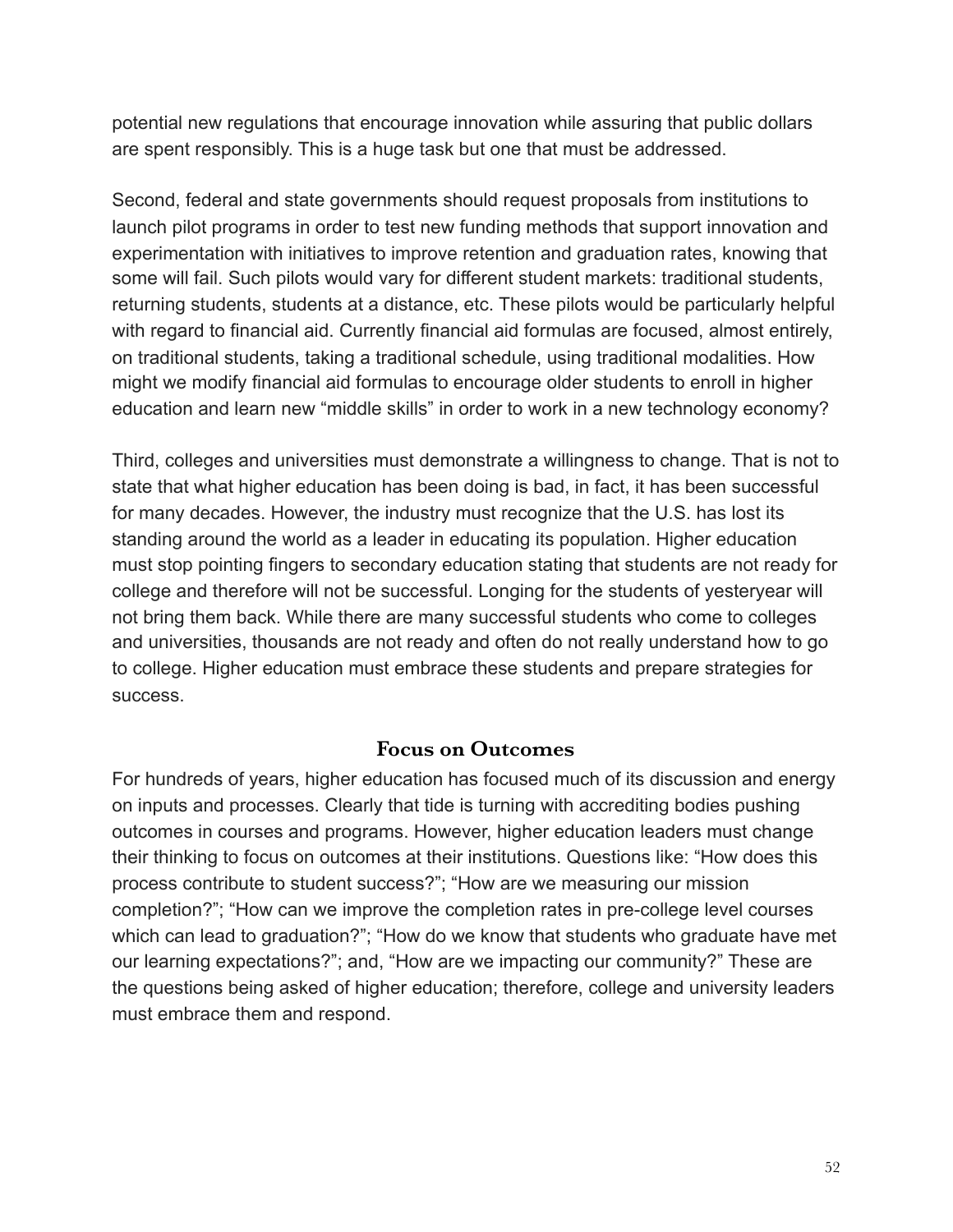potential new regulations that encourage innovation while assuring that public dollars are spent responsibly. This is a huge task but one that must be addressed.

Second, federal and state governments should request proposals from institutions to launch pilot programs in order to test new funding methods that support innovation and experimentation with initiatives to improve retention and graduation rates, knowing that some will fail. Such pilots would vary for different student markets: traditional students, returning students, students at a distance, etc. These pilots would be particularly helpful with regard to financial aid. Currently financial aid formulas are focused, almost entirely, on traditional students, taking a traditional schedule, using traditional modalities. How might we modify financial aid formulas to encourage older students to enroll in higher education and learn new "middle skills" in order to work in a new technology economy?

Third, colleges and universities must demonstrate a willingness to change. That is not to state that what higher education has been doing is bad, in fact, it has been successful for many decades. However, the industry must recognize that the U.S. has lost its standing around the world as a leader in educating its population. Higher education must stop pointing fingers to secondary education stating that students are not ready for college and therefore will not be successful. Longing for the students of yesteryear will not bring them back. While there are many successful students who come to colleges and universities, thousands are not ready and often do not really understand how to go to college. Higher education must embrace these students and prepare strategies for success.

## Focus on Outcomes

For hundreds of years, higher education has focused much of its discussion and energy on inputs and processes. Clearly that tide is turning with accrediting bodies pushing outcomes in courses and programs. However, higher education leaders must change their thinking to focus on outcomes at their institutions. Questions like: "How does this process contribute to student success?"; "How are we measuring our mission completion?"; "How can we improve the completion rates in pre-college level courses which can lead to graduation?"; "How do we know that students who graduate have met our learning expectations?"; and, "How are we impacting our community?" These are the questions being asked of higher education; therefore, college and university leaders must embrace them and respond.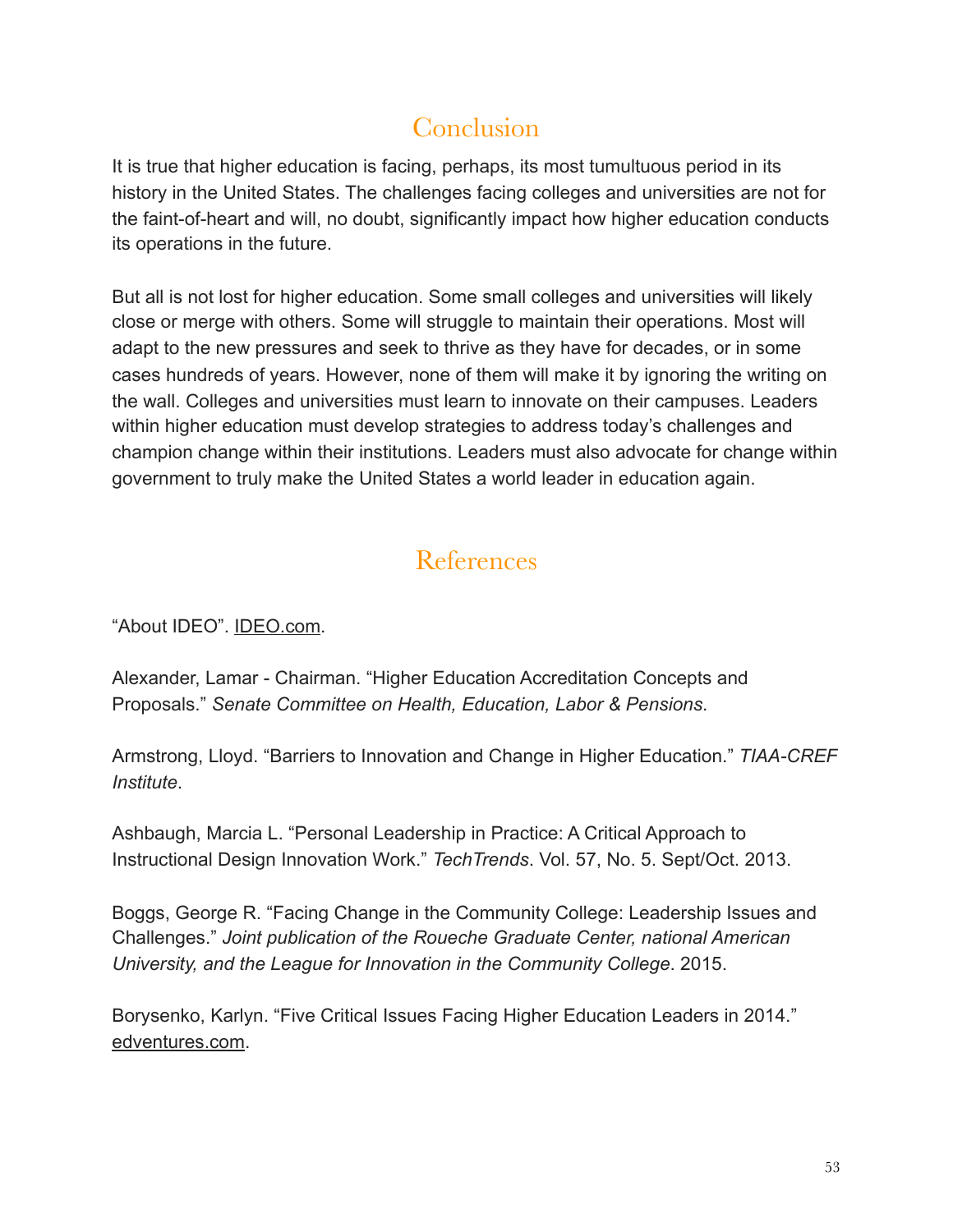## Conclusion

It is true that higher education is facing, perhaps, its most tumultuous period in its history in the United States. The challenges facing colleges and universities are not for the faint-of-heart and will, no doubt, significantly impact how higher education conducts its operations in the future.

But all is not lost for higher education. Some small colleges and universities will likely close or merge with others. Some will struggle to maintain their operations. Most will adapt to the new pressures and seek to thrive as they have for decades, or in some cases hundreds of years. However, none of them will make it by ignoring the writing on the wall. Colleges and universities must learn to innovate on their campuses. Leaders within higher education must develop strategies to address today's challenges and champion change within their institutions. Leaders must also advocate for change within government to truly make the United States a world leader in education again.

## References

"About IDEO". IDEO.com.

Alexander, Lamar - Chairman. "Higher Education Accreditation Concepts and Proposals." *Senate Committee on Health, Education, Labor & Pensions*.

Armstrong, Lloyd. "Barriers to Innovation and Change in Higher Education." *TIAA-CREF Institute*.

Ashbaugh, Marcia L. "Personal Leadership in Practice: A Critical Approach to Instructional Design Innovation Work." *TechTrends*. Vol. 57, No. 5. Sept/Oct. 2013.

Boggs, George R. "Facing Change in the Community College: Leadership Issues and Challenges." *Joint publication of the Roueche Graduate Center, national American University, and the League for Innovation in the Community College*. 2015.

Borysenko, Karlyn. "Five Critical Issues Facing Higher Education Leaders in 2014." edventures.com.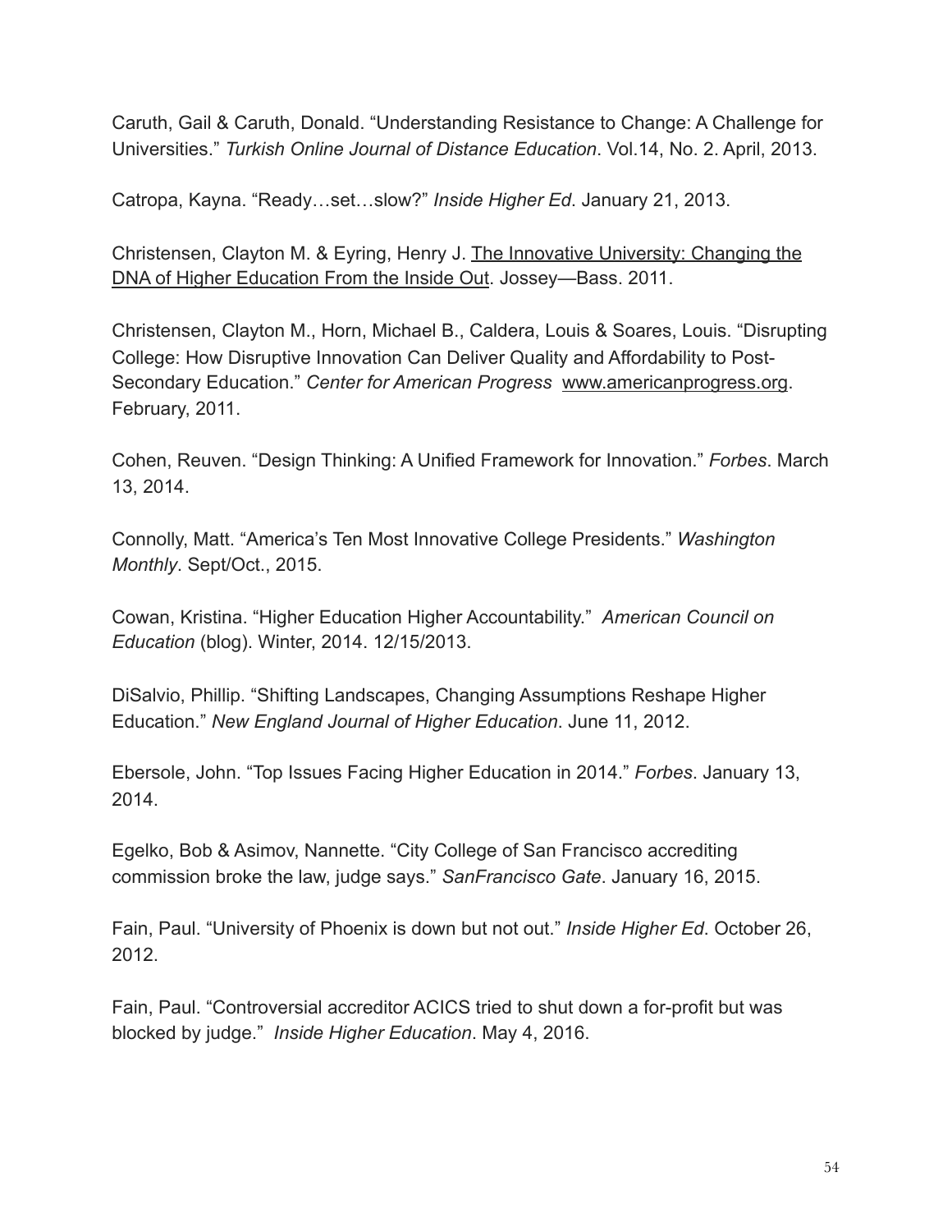Caruth, Gail & Caruth, Donald. "Understanding Resistance to Change: A Challenge for Universities." *Turkish Online Journal of Distance Education*. Vol.14, No. 2. April, 2013.

Catropa, Kayna. "Ready…set…slow?" *Inside Higher Ed*. January 21, 2013.

Christensen, Clayton M. & Eyring, Henry J. The Innovative University: Changing the DNA of Higher Education From the Inside Out. Jossey—Bass. 2011.

Christensen, Clayton M., Horn, Michael B., Caldera, Louis & Soares, Louis. "Disrupting College: How Disruptive Innovation Can Deliver Quality and Affordability to Post-Secondary Education." *Center for American Progress* www.americanprogress.org. February, 2011.

Cohen, Reuven. "Design Thinking: A Unified Framework for Innovation." *Forbes*. March 13, 2014.

Connolly, Matt. "America's Ten Most Innovative College Presidents." *Washington Monthly*. Sept/Oct., 2015.

Cowan, Kristina. "Higher Education Higher Accountability." *American Council on Education* (blog). Winter, 2014. 12/15/2013.

DiSalvio, Phillip. "Shifting Landscapes, Changing Assumptions Reshape Higher Education." *New England Journal of Higher Education*. June 11, 2012.

Ebersole, John. "Top Issues Facing Higher Education in 2014." *Forbes*. January 13, 2014.

Egelko, Bob & Asimov, Nannette. "City College of San Francisco accrediting commission broke the law, judge says." *SanFrancisco Gate*. January 16, 2015.

Fain, Paul. "University of Phoenix is down but not out." *Inside Higher Ed*. October 26, 2012.

Fain, Paul. "Controversial accreditor ACICS tried to shut down a for-profit but was blocked by judge." *Inside Higher Education*. May 4, 2016.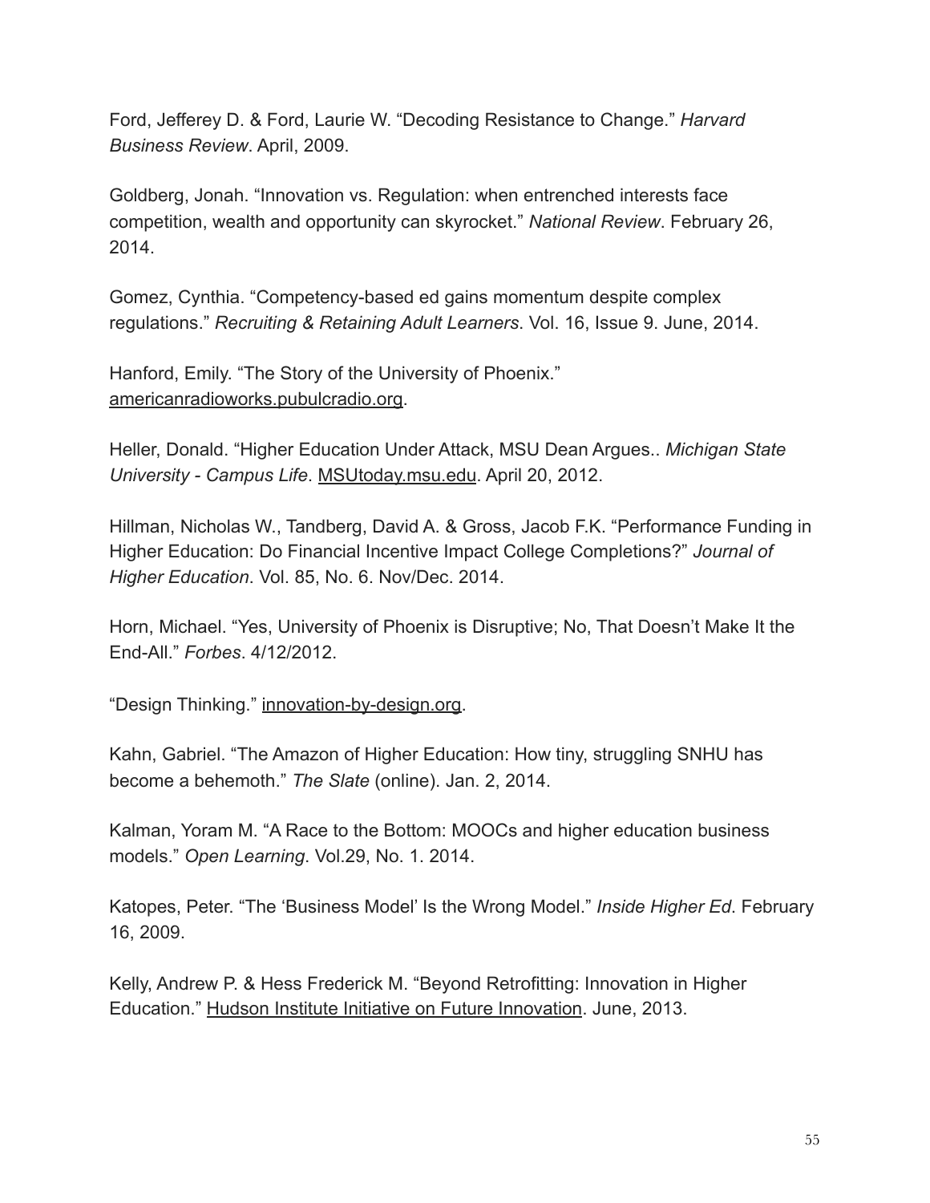Ford, Jefferey D. & Ford, Laurie W. "Decoding Resistance to Change." *Harvard Business Review*. April, 2009.

Goldberg, Jonah. "Innovation vs. Regulation: when entrenched interests face competition, wealth and opportunity can skyrocket." *National Review*. February 26, 2014.

Gomez, Cynthia. "Competency-based ed gains momentum despite complex regulations." *Recruiting & Retaining Adult Learners*. Vol. 16, Issue 9. June, 2014.

Hanford, Emily. "The Story of the University of Phoenix." americanradioworks.pubulcradio.org.

Heller, Donald. "Higher Education Under Attack, MSU Dean Argues.. *Michigan State University - Campus Life*. MSUtoday.msu.edu. April 20, 2012.

Hillman, Nicholas W., Tandberg, David A. & Gross, Jacob F.K. "Performance Funding in Higher Education: Do Financial Incentive Impact College Completions?" *Journal of Higher Education*. Vol. 85, No. 6. Nov/Dec. 2014.

Horn, Michael. "Yes, University of Phoenix is Disruptive; No, That Doesn't Make It the End-All." *Forbes*. 4/12/2012.

"Design Thinking." innovation-by-design.org.

Kahn, Gabriel. "The Amazon of Higher Education: How tiny, struggling SNHU has become a behemoth." *The Slate* (online). Jan. 2, 2014.

Kalman, Yoram M. "A Race to the Bottom: MOOCs and higher education business models." *Open Learning*. Vol.29, No. 1. 2014.

Katopes, Peter. "The 'Business Model' Is the Wrong Model." *Inside Higher Ed*. February 16, 2009.

Kelly, Andrew P. & Hess Frederick M. "Beyond Retrofitting: Innovation in Higher Education." Hudson Institute Initiative on Future Innovation. June, 2013.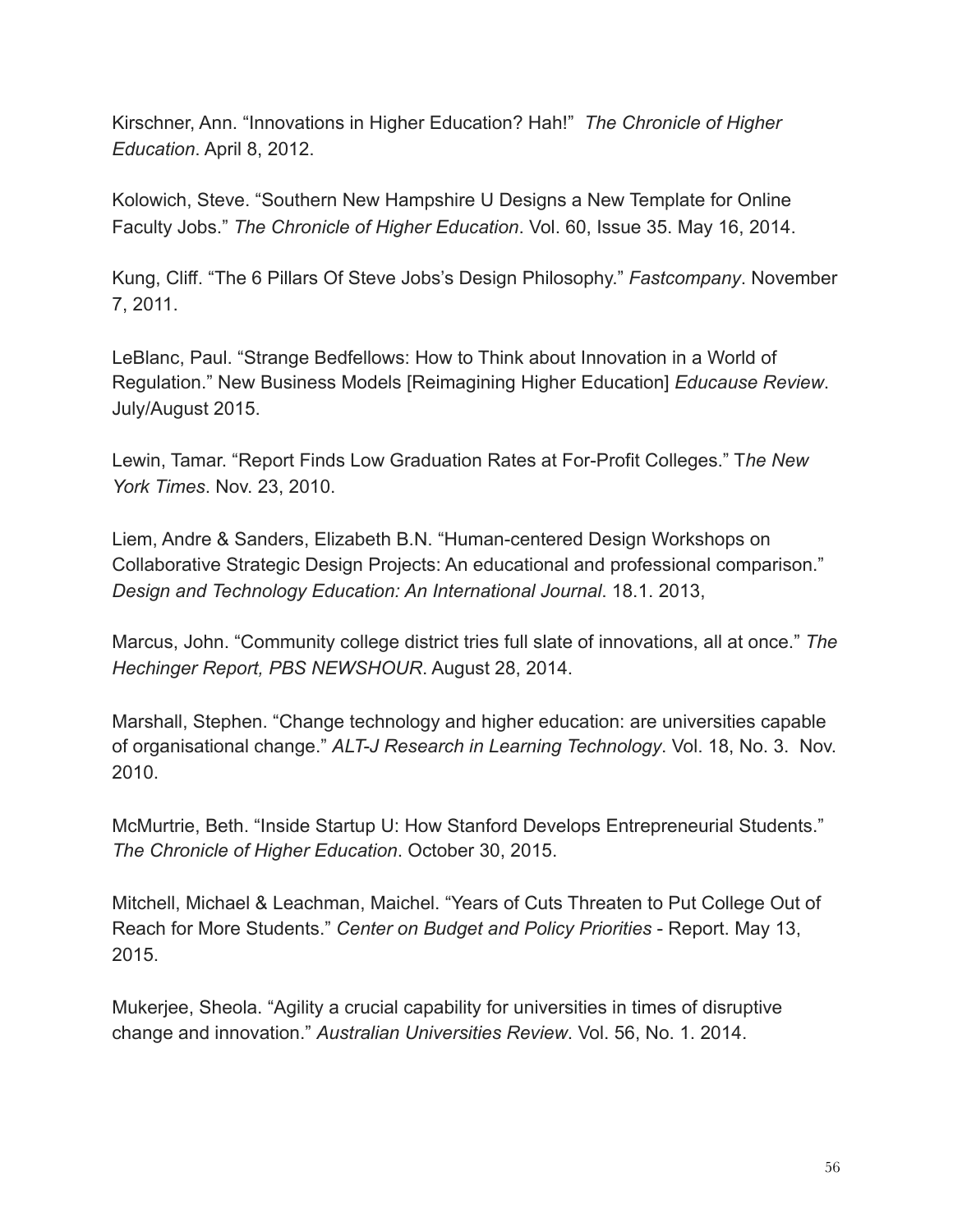Kirschner, Ann. “Innovations in Higher Education? Hah!” *The Chronicle of Higher Education*. April 8, 2012.

Kolowich, Steve. “Southern New Hampshire U Designs a New Template for Online Faculty Jobs.” *The Chronicle of Higher Education*. Vol. 60, Issue 35. May 16, 2014.

Kung, Cliff. “The 6 Pillars Of Steve Jobs’s Design Philosophy.” *Fastcompany*. November 7, 2011.

LeBlanc, Paul. “Strange Bedfellows: How to Think about Innovation in a World of Regulation.” New Business Models [Reimagining Higher Education] *Educause Review*. July/August 2015.

Lewin, Tamar. “Report Finds Low Graduation Rates at For-Profit Colleges.” T*he New York Times*. Nov. 23, 2010.

Liem, Andre & Sanders, Elizabeth B.N. “Human-centered Design Workshops on Collaborative Strategic Design Projects: An educational and professional comparison.” *Design and Technology Education: An International Journal*. 18.1. 2013,

Marcus, John. “Community college district tries full slate of innovations, all at once.” *The Hechinger Report, PBS NEWSHOUR*. August 28, 2014.

Marshall, Stephen. “Change technology and higher education: are universities capable of organisational change.” *ALT-J Research in Learning Technology*. Vol. 18, No. 3. Nov. 2010.

McMurtrie, Beth. “Inside Startup U: How Stanford Develops Entrepreneurial Students.” *The Chronicle of Higher Education*. October 30, 2015.

Mitchell, Michael & Leachman, Maichel. “Years of Cuts Threaten to Put College Out of Reach for More Students.” *Center on Budget and Policy Priorities* - Report. May 13, 2015.

Mukerjee, Sheola. “Agility a crucial capability for universities in times of disruptive change and innovation.” *Australian Universities Review*. Vol. 56, No. 1. 2014.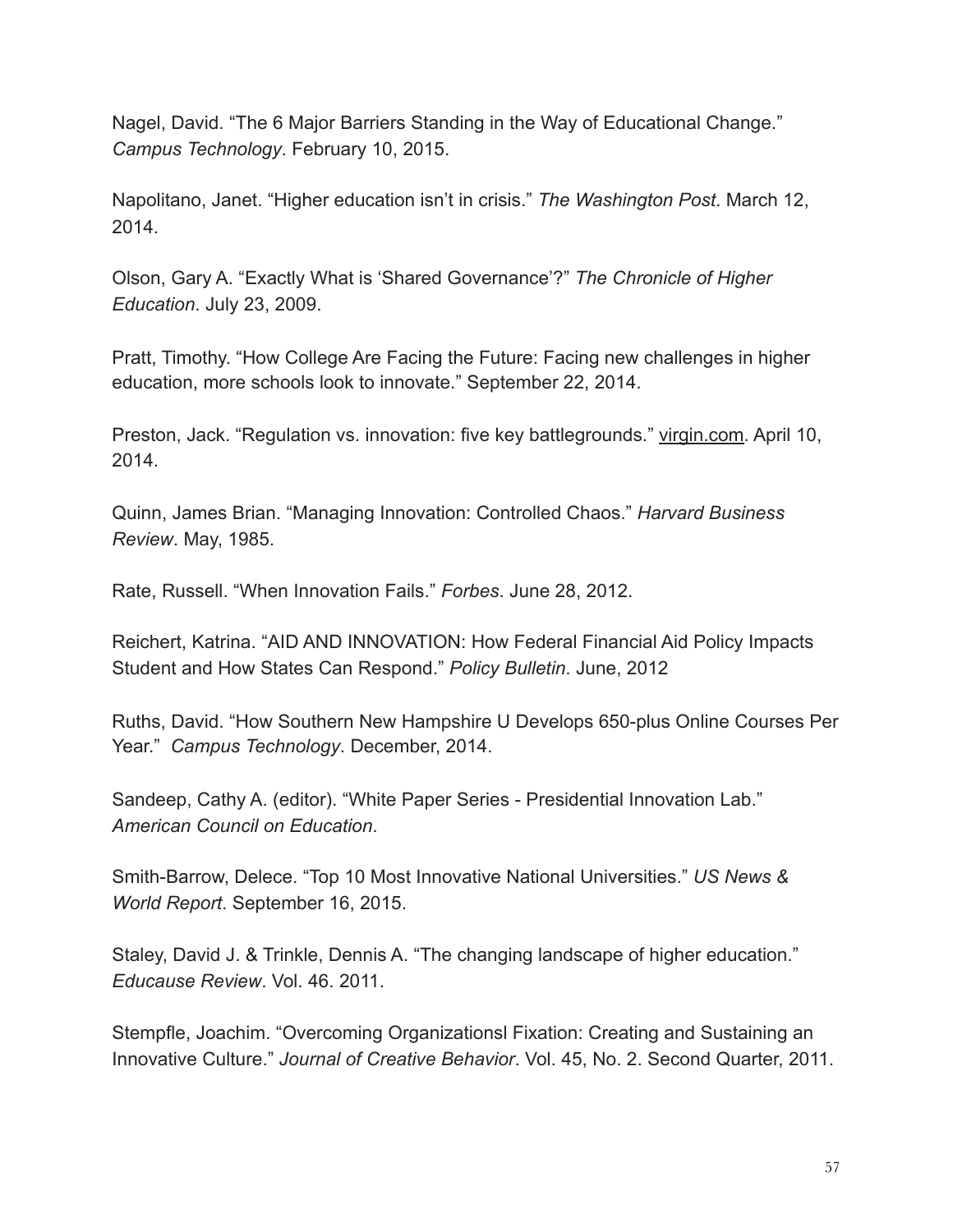Nagel, David. “The 6 Major Barriers Standing in the Way of Educational Change.” *Campus Technology*. February 10, 2015.

Napolitano, Janet. “Higher education isn’t in crisis.” *The Washington Post*. March 12, 2014.

Olson, Gary A. “Exactly What is ‘Shared Governance’?” *The Chronicle of Higher Education*. July 23, 2009.

Pratt, Timothy. “How College Are Facing the Future: Facing new challenges in higher education, more schools look to innovate.” September 22, 2014.

Preston, Jack. “Regulation vs. innovation: five key battlegrounds.” virgin.com. April 10, 2014.

Quinn, James Brian. “Managing Innovation: Controlled Chaos.” *Harvard Business Review*. May, 1985.

Rate, Russell. “When Innovation Fails.” *Forbes*. June 28, 2012.

Reichert, Katrina. “AID AND INNOVATION: How Federal Financial Aid Policy Impacts Student and How States Can Respond.” *Policy Bulletin*. June, 2012

Ruths, David. “How Southern New Hampshire U Develops 650-plus Online Courses Per Year.” *Campus Technology*. December, 2014.

Sandeep, Cathy A. (editor). “White Paper Series - Presidential Innovation Lab.” *American Council on Education*.

Smith-Barrow, Delece. “Top 10 Most Innovative National Universities.” *US News & World Report*. September 16, 2015.

Staley, David J. & Trinkle, Dennis A. “The changing landscape of higher education.” *Educause Review*. Vol. 46. 2011.

Stempfle, Joachim. “Overcoming Organizationsl Fixation: Creating and Sustaining an Innovative Culture.” *Journal of Creative Behavior*. Vol. 45, No. 2. Second Quarter, 2011.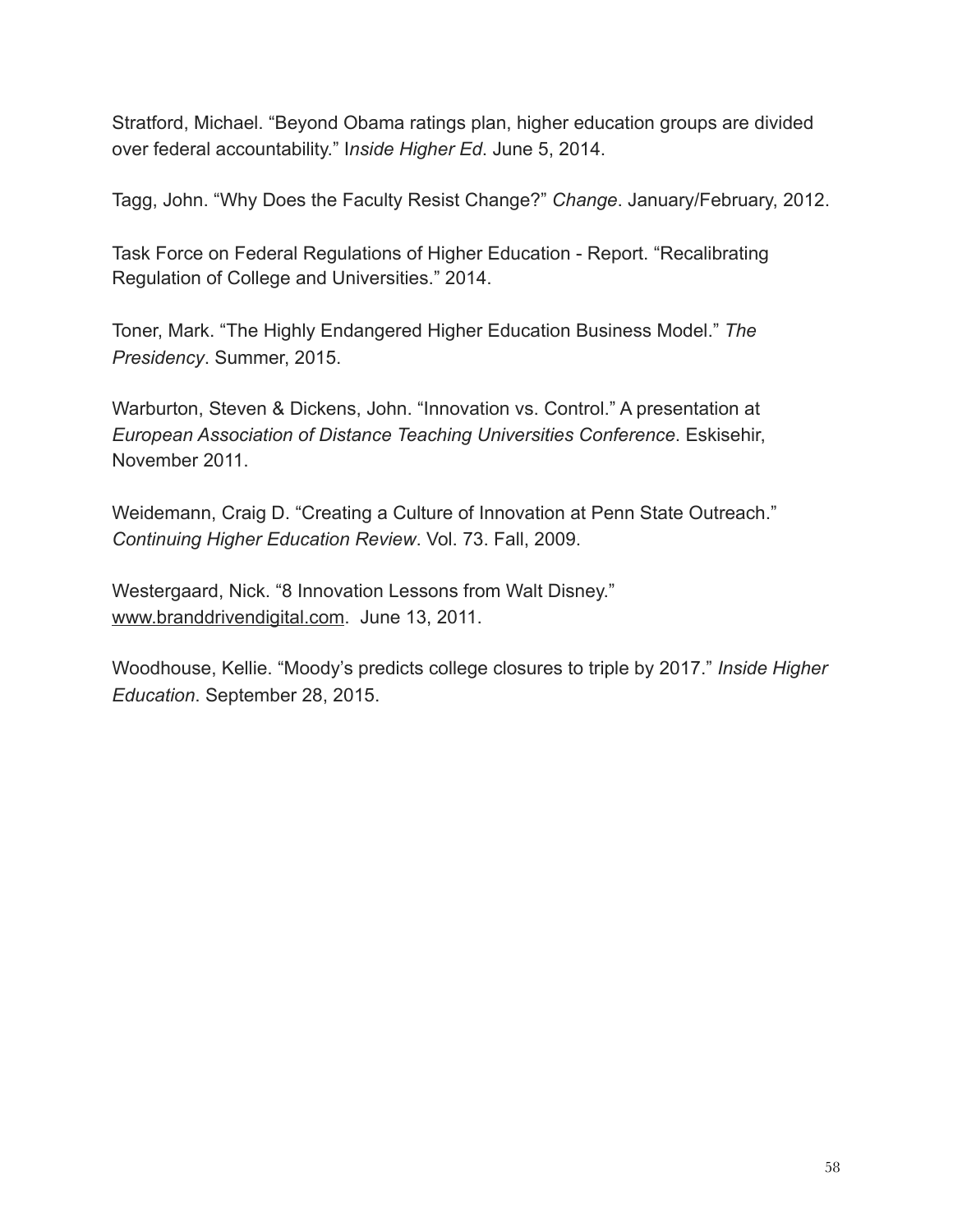Stratford, Michael. “Beyond Obama ratings plan, higher education groups are divided over federal accountability.” I*nside Higher Ed*. June 5, 2014.

Tagg, John. “Why Does the Faculty Resist Change?” *Change*. January/February, 2012.

Task Force on Federal Regulations of Higher Education - Report. “Recalibrating Regulation of College and Universities.” 2014.

Toner, Mark. “The Highly Endangered Higher Education Business Model.” *The Presidency*. Summer, 2015.

Warburton, Steven & Dickens, John. “Innovation vs. Control.” A presentation at *European Association of Distance Teaching Universities Conference*. Eskisehir, November 2011.

Weidemann, Craig D. “Creating a Culture of Innovation at Penn State Outreach.” *Continuing Higher Education Review*. Vol. 73. Fall, 2009.

Westergaard, Nick. “8 Innovation Lessons from Walt Disney.” www.branddrivendigital.com. June 13, 2011.

Woodhouse, Kellie. “Moody’s predicts college closures to triple by 2017.” *Inside Higher Education*. September 28, 2015.